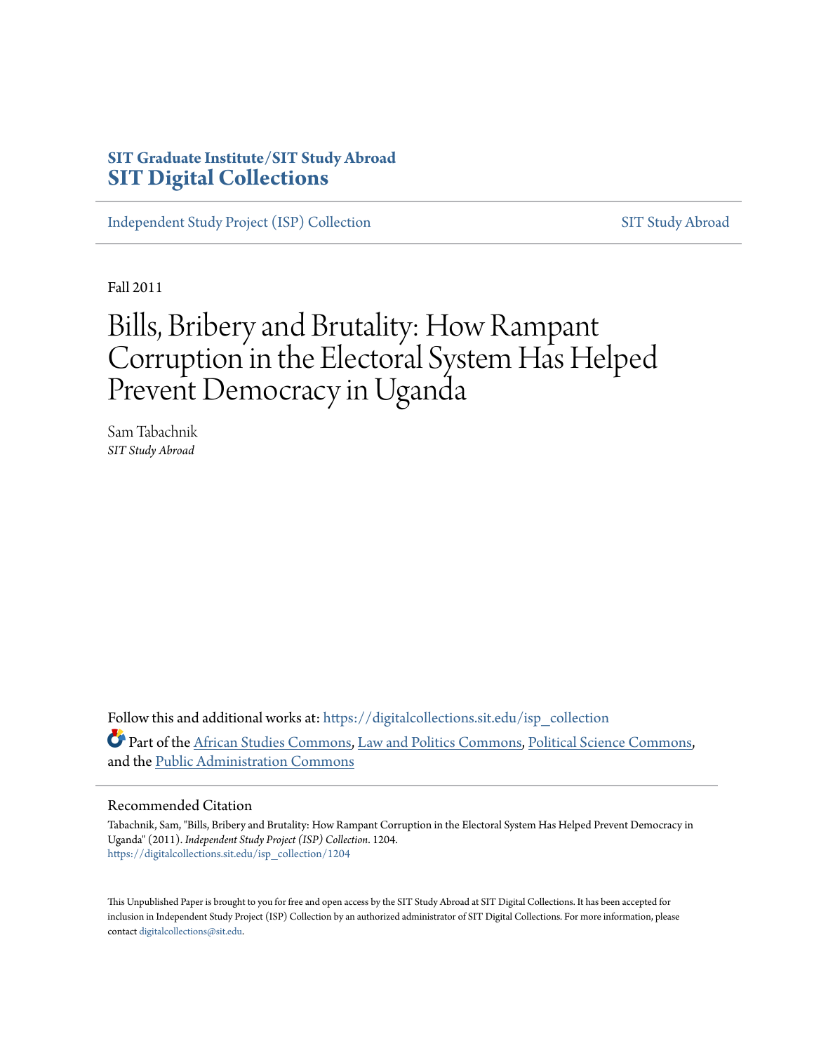**SIT Graduate Institute/SIT Study Abroad**
**SIT Digital Collections**

Independent Study Project (ISP) Collection | SIT Study Abroad

Fall 2011

# Bills, Bribery and Brutality: How Rampant Corruption in the Electoral System Has Helped Prevent Democracy in Uganda

Sam Tabachnik
*SIT Study Abroad*

Follow this and additional works at: https://digitalcollections.sit.edu/isp_collection

Part of the African Studies Commons, Law and Politics Commons, Political Science Commons, and the Public Administration Commons

## Recommended Citation

Tabachnik, Sam, "Bills, Bribery and Brutality: How Rampant Corruption in the Electoral System Has Helped Prevent Democracy in Uganda" (2011). *Independent Study Project (ISP) Collection*. 1204.
https://digitalcollections.sit.edu/isp_collection/1204

This Unpublished Paper is brought to you for free and open access by the SIT Study Abroad at SIT Digital Collections. It has been accepted for inclusion in Independent Study Project (ISP) Collection by an authorized administrator of SIT Digital Collections. For more information, please contact digitalcollections@sit.edu.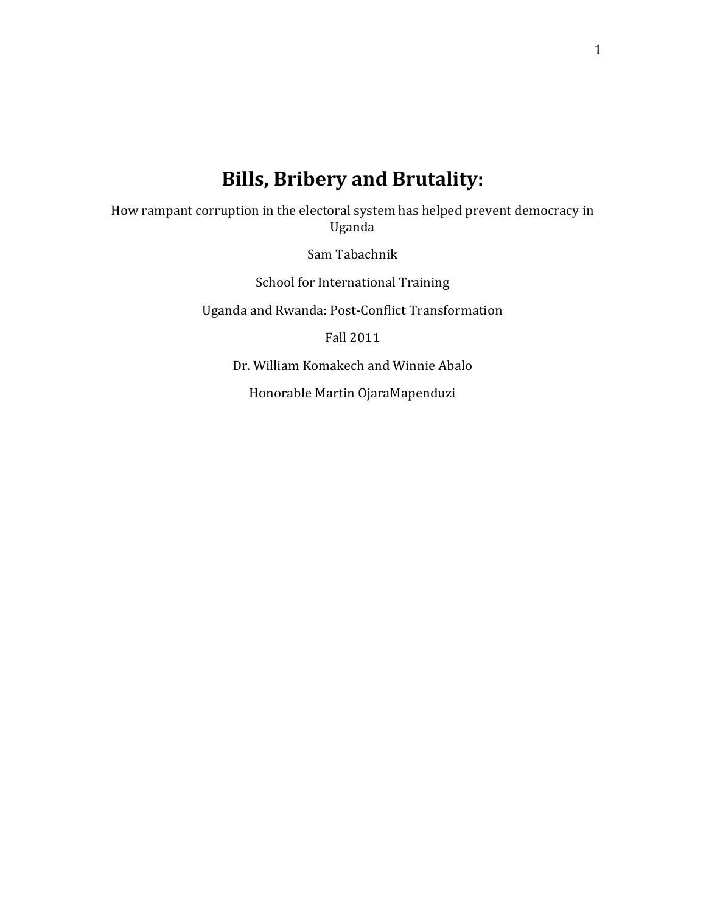# Bills, Bribery and Brutality:

How rampant corruption in the electoral system has helped prevent democracy in Uganda

Sam Tabachnik

School for International Training

Uganda and Rwanda: Post-Conflict Transformation

Fall 2011

Dr. William Komakech and Winnie Abalo

Honorable Martin OjaraMapenduzi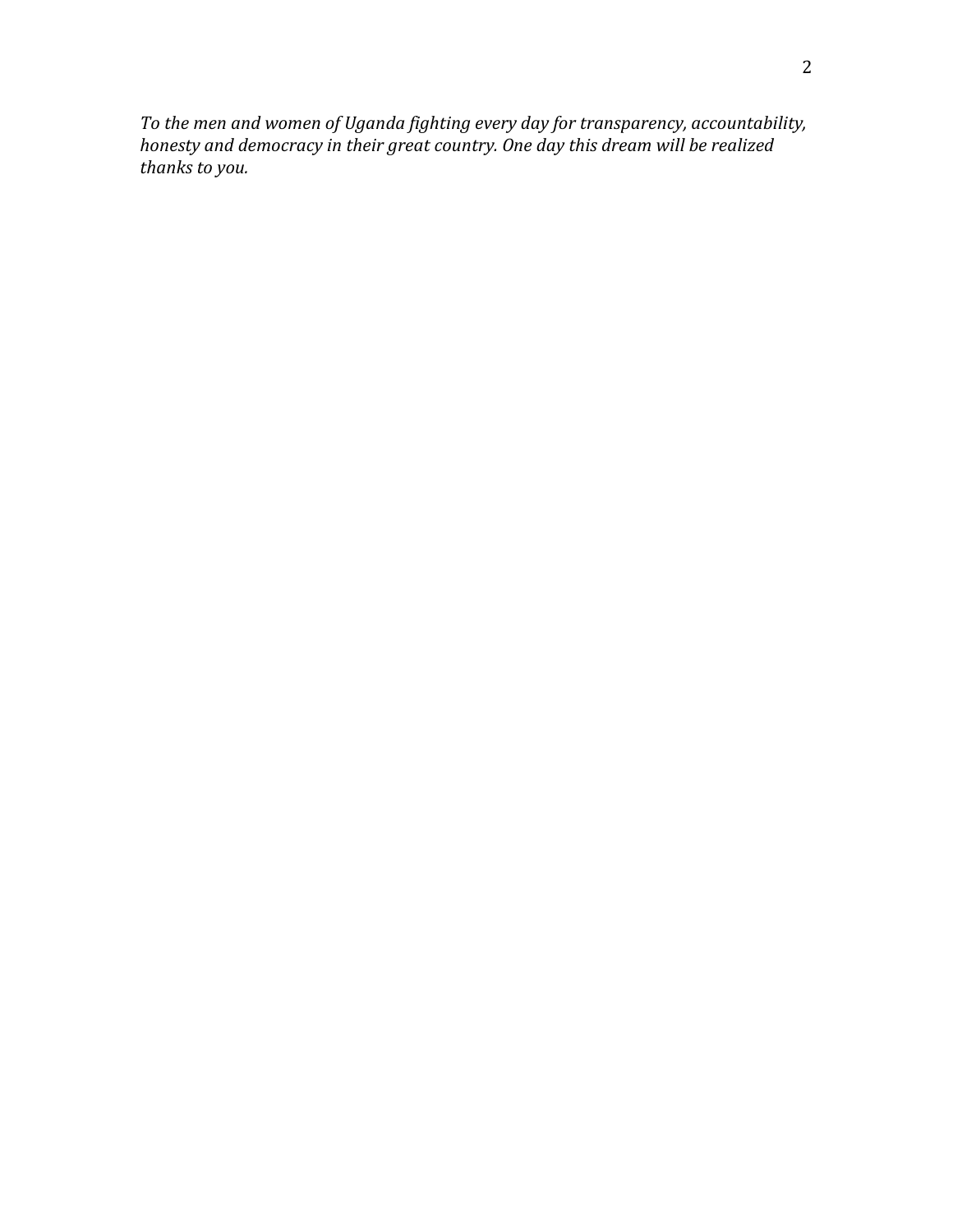*To the men and women of Uganda fighting every day for transparency, accountability, honesty and democracy in their great country. One day this dream will be realized thanks to you.*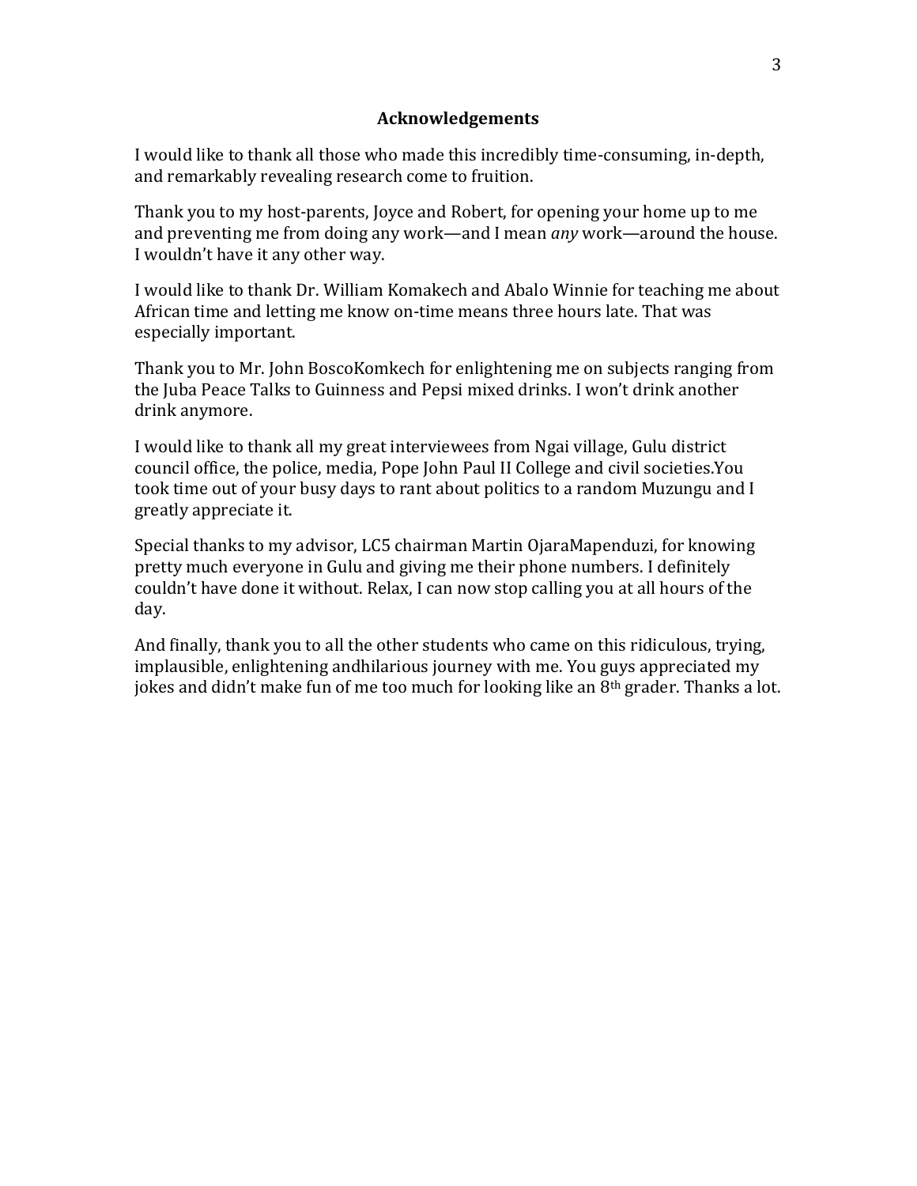## Acknowledgements

I would like to thank all those who made this incredibly time-consuming, in-depth, and remarkably revealing research come to fruition.

Thank you to my host-parents, Joyce and Robert, for opening your home up to me and preventing me from doing any work—and I mean *any* work—around the house. I wouldn't have it any other way.

I would like to thank Dr. William Komakech and Abalo Winnie for teaching me about African time and letting me know on-time means three hours late. That was especially important.

Thank you to Mr. John BoscoKomkech for enlightening me on subjects ranging from the Juba Peace Talks to Guinness and Pepsi mixed drinks. I won't drink another drink anymore.

I would like to thank all my great interviewees from Ngai village, Gulu district council office, the police, media, Pope John Paul II College and civil societies.You took time out of your busy days to rant about politics to a random Muzungu and I greatly appreciate it.

Special thanks to my advisor, LC5 chairman Martin OjaraMapenduzi, for knowing pretty much everyone in Gulu and giving me their phone numbers. I definitely couldn't have done it without. Relax, I can now stop calling you at all hours of the day.

And finally, thank you to all the other students who came on this ridiculous, trying, implausible, enlightening andhilarious journey with me. You guys appreciated my jokes and didn't make fun of me too much for looking like an 8th grader. Thanks a lot.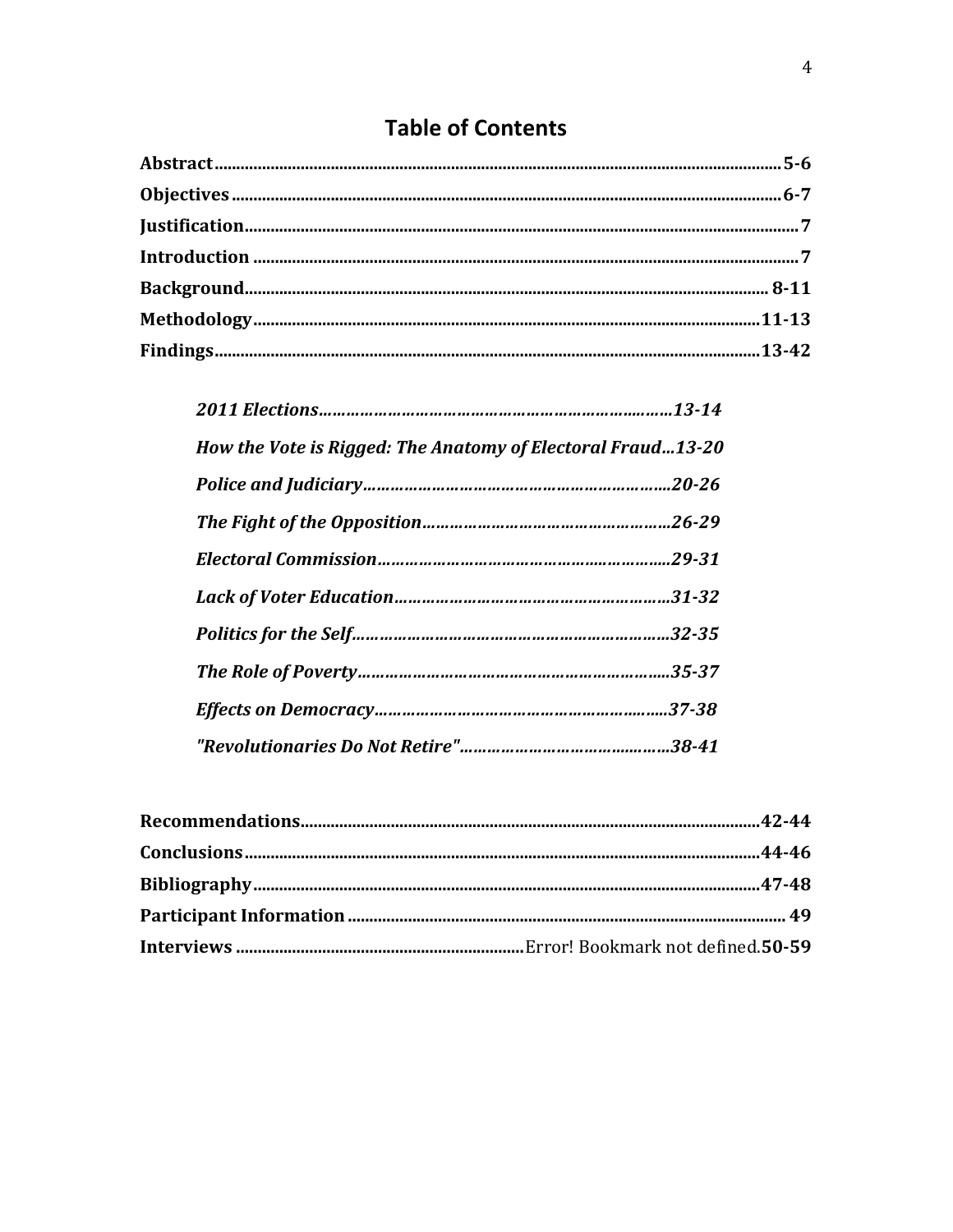# Table of Contents

**Abstract**..........................................................................................................**5-6**

**Objectives**......................................................................................................**6-7**

**Justification**...........................................................................................................**7**

**Introduction**...........................................................................................................**7**

**Background**.................................................................................................. **8-11**

**Methodology**..................................................................................................**11-13**

**Findings**........................................................................................................**13-42**

> ***2011 Elections…………………………………………………………………13-14***
>
> ***How the Vote is Rigged: The Anatomy of Electoral Fraud…13-20***
>
> ***Police and Judiciary……………………………………………………………20-26***
>
> ***The Fight of the Opposition…………………………………………………26-29***
>
> ***Electoral Commission…………………………………………………………29-31***
>
> ***Lack of Voter Education……………………………………………………31-32***
>
> ***Politics for the Self……………………………………………………………32-35***
>
> ***The Role of Poverty……………………………………………………………35-37***
>
> ***Effects on Democracy…………………………………………………………37-38***
>
> ***"Revolutionaries Do Not Retire"……………………………………………38-41***

**Recommendations**..........................................................................................**42-44**

**Conclusions**....................................................................................................**44-46**

**Bibliography**...................................................................................................**47-48**

**Participant Information**........................................................................................ **49**

**Interviews** ..................................................................Error! Bookmark not defined.**50-59**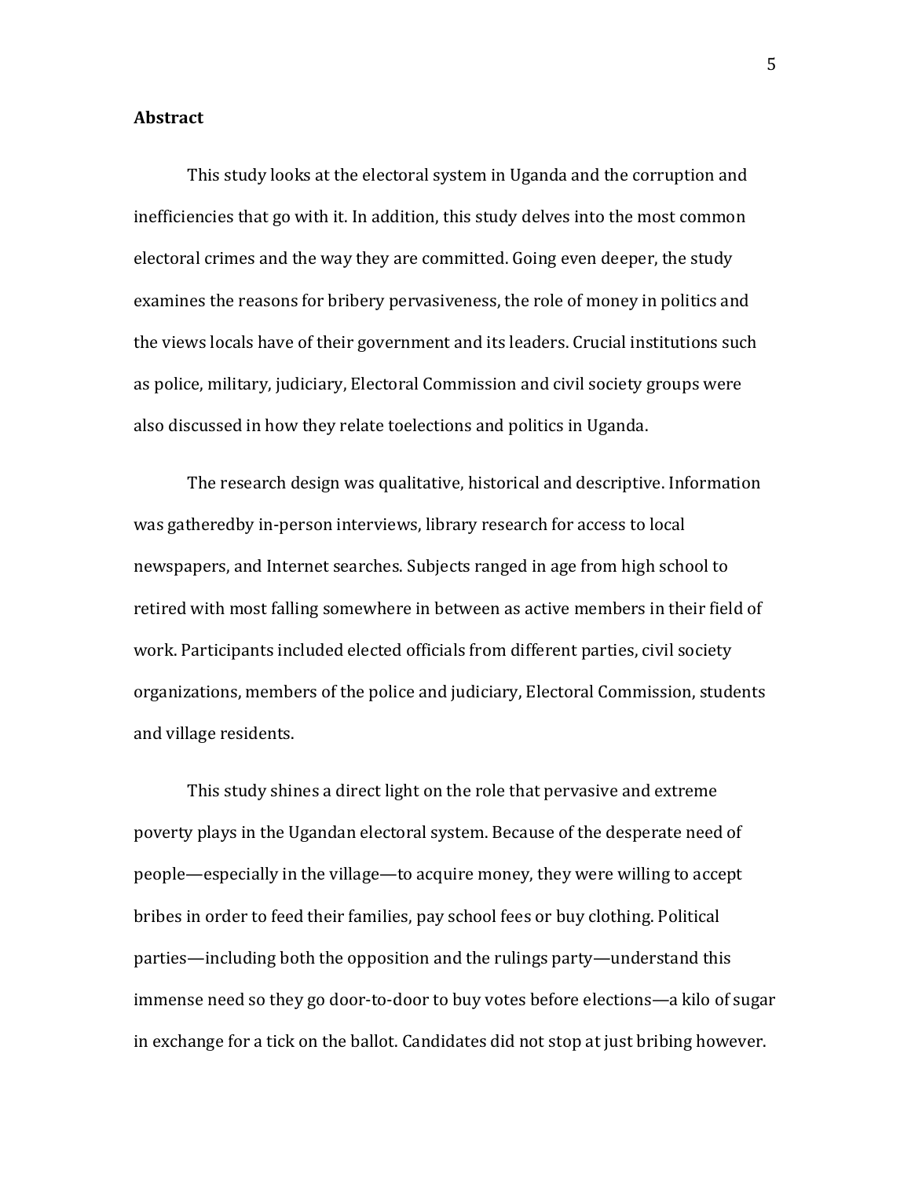**Abstract**

This study looks at the electoral system in Uganda and the corruption and inefficiencies that go with it. In addition, this study delves into the most common electoral crimes and the way they are committed. Going even deeper, the study examines the reasons for bribery pervasiveness, the role of money in politics and the views locals have of their government and its leaders. Crucial institutions such as police, military, judiciary, Electoral Commission and civil society groups were also discussed in how they relate toelections and politics in Uganda.

The research design was qualitative, historical and descriptive. Information was gatheredby in-person interviews, library research for access to local newspapers, and Internet searches. Subjects ranged in age from high school to retired with most falling somewhere in between as active members in their field of work. Participants included elected officials from different parties, civil society organizations, members of the police and judiciary, Electoral Commission, students and village residents.

This study shines a direct light on the role that pervasive and extreme poverty plays in the Ugandan electoral system. Because of the desperate need of people—especially in the village—to acquire money, they were willing to accept bribes in order to feed their families, pay school fees or buy clothing. Political parties—including both the opposition and the rulings party—understand this immense need so they go door-to-door to buy votes before elections—a kilo of sugar in exchange for a tick on the ballot. Candidates did not stop at just bribing however.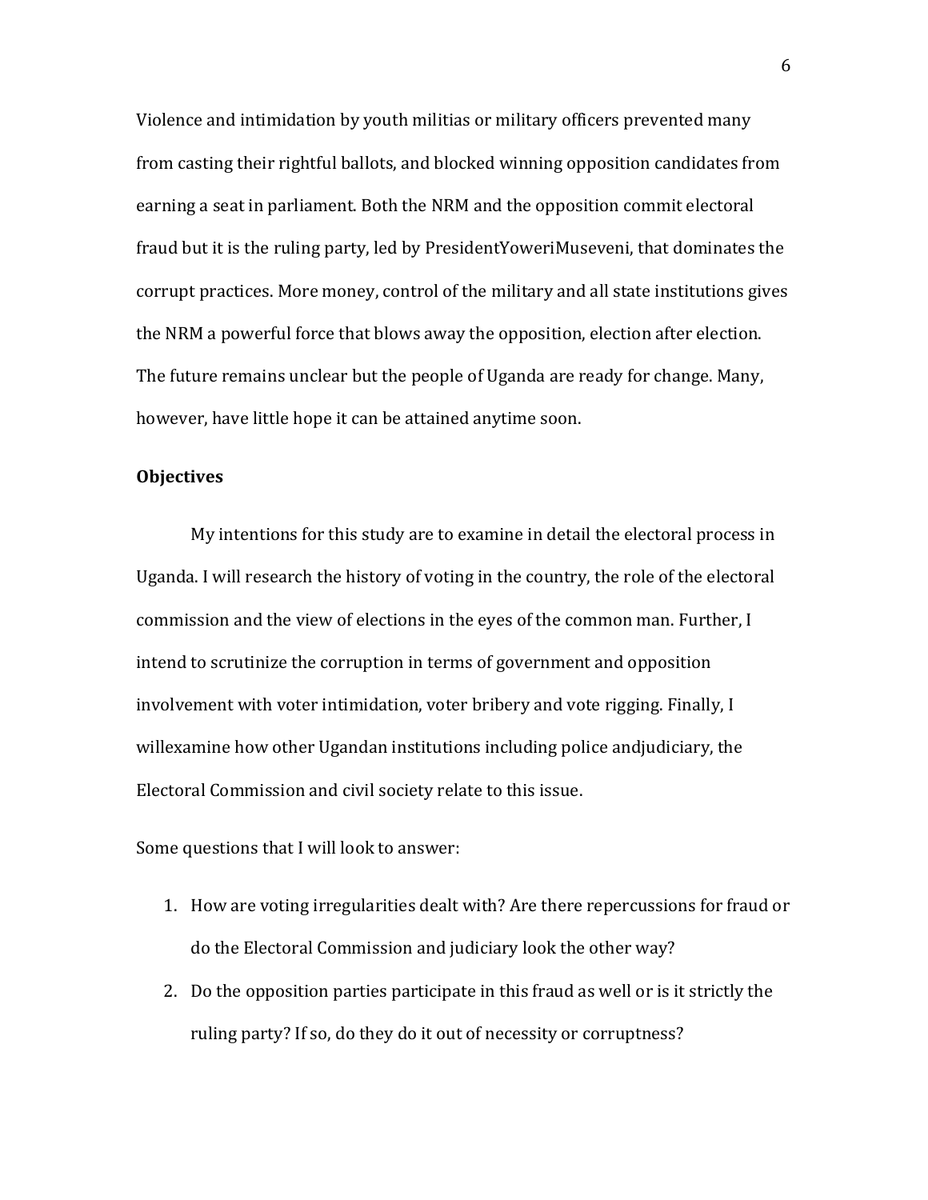Violence and intimidation by youth militias or military officers prevented many from casting their rightful ballots, and blocked winning opposition candidates from earning a seat in parliament. Both the NRM and the opposition commit electoral fraud but it is the ruling party, led by PresidentYoweriMuseveni, that dominates the corrupt practices. More money, control of the military and all state institutions gives the NRM a powerful force that blows away the opposition, election after election. The future remains unclear but the people of Uganda are ready for change. Many, however, have little hope it can be attained anytime soon.

**Objectives**

My intentions for this study are to examine in detail the electoral process in Uganda. I will research the history of voting in the country, the role of the electoral commission and the view of elections in the eyes of the common man. Further, I intend to scrutinize the corruption in terms of government and opposition involvement with voter intimidation, voter bribery and vote rigging. Finally, I willexamine how other Ugandan institutions including police andjudiciary, the Electoral Commission and civil society relate to this issue.

Some questions that I will look to answer:

1. How are voting irregularities dealt with? Are there repercussions for fraud or do the Electoral Commission and judiciary look the other way?
2. Do the opposition parties participate in this fraud as well or is it strictly the ruling party? If so, do they do it out of necessity or corruptness?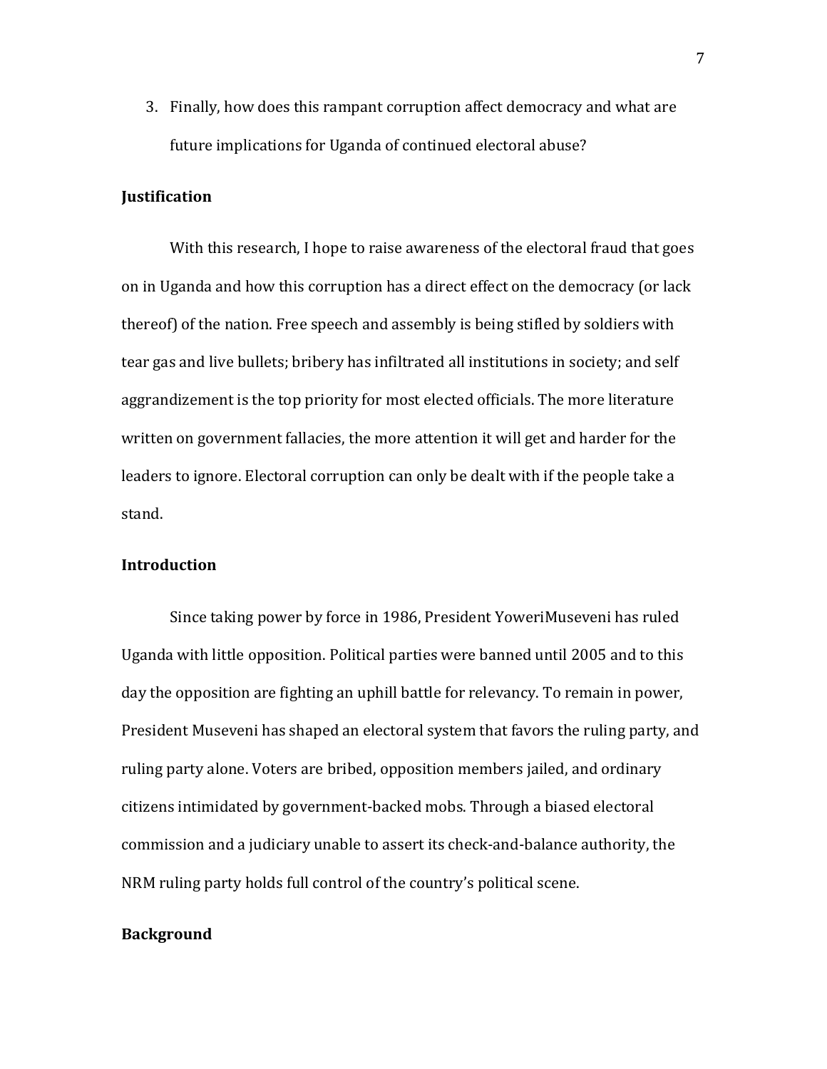3. Finally, how does this rampant corruption affect democracy and what are future implications for Uganda of continued electoral abuse?

**Justification**

With this research, I hope to raise awareness of the electoral fraud that goes on in Uganda and how this corruption has a direct effect on the democracy (or lack thereof) of the nation. Free speech and assembly is being stifled by soldiers with tear gas and live bullets; bribery has infiltrated all institutions in society; and self aggrandizement is the top priority for most elected officials. The more literature written on government fallacies, the more attention it will get and harder for the leaders to ignore. Electoral corruption can only be dealt with if the people take a stand.

**Introduction**

Since taking power by force in 1986, President YoweriMuseveni has ruled Uganda with little opposition. Political parties were banned until 2005 and to this day the opposition are fighting an uphill battle for relevancy. To remain in power, President Museveni has shaped an electoral system that favors the ruling party, and ruling party alone. Voters are bribed, opposition members jailed, and ordinary citizens intimidated by government-backed mobs. Through a biased electoral commission and a judiciary unable to assert its check-and-balance authority, the NRM ruling party holds full control of the country's political scene.

**Background**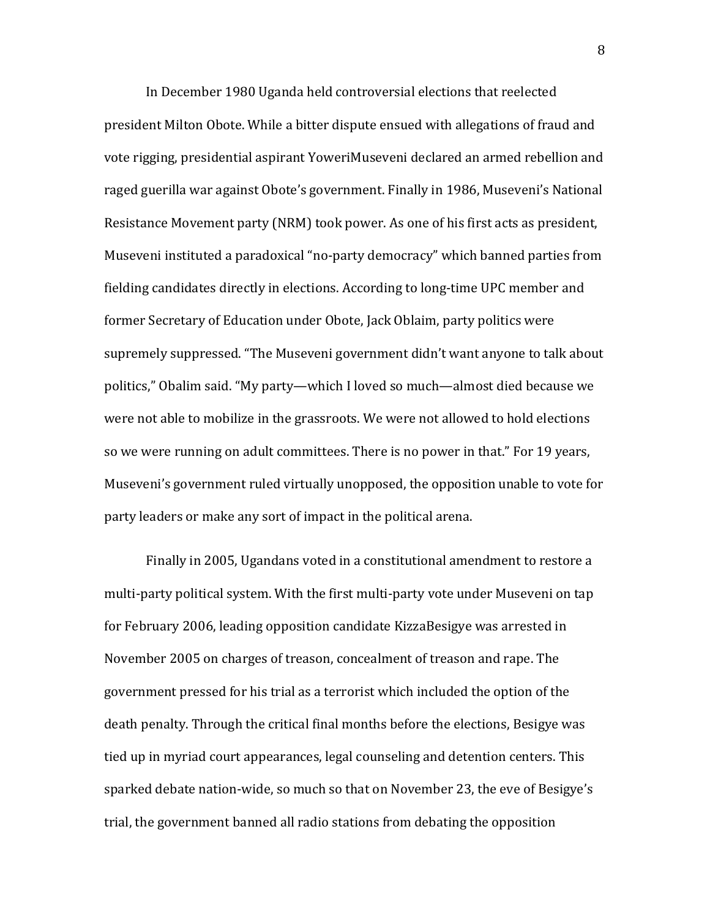In December 1980 Uganda held controversial elections that reelected president Milton Obote. While a bitter dispute ensued with allegations of fraud and vote rigging, presidential aspirant YoweriMuseveni declared an armed rebellion and raged guerilla war against Obote's government. Finally in 1986, Museveni's National Resistance Movement party (NRM) took power. As one of his first acts as president, Museveni instituted a paradoxical "no-party democracy" which banned parties from fielding candidates directly in elections. According to long-time UPC member and former Secretary of Education under Obote, Jack Oblaim, party politics were supremely suppressed. "The Museveni government didn't want anyone to talk about politics," Obalim said. "My party—which I loved so much—almost died because we were not able to mobilize in the grassroots. We were not allowed to hold elections so we were running on adult committees. There is no power in that." For 19 years, Museveni's government ruled virtually unopposed, the opposition unable to vote for party leaders or make any sort of impact in the political arena.

Finally in 2005, Ugandans voted in a constitutional amendment to restore a multi-party political system. With the first multi-party vote under Museveni on tap for February 2006, leading opposition candidate KizzaBesigye was arrested in November 2005 on charges of treason, concealment of treason and rape. The government pressed for his trial as a terrorist which included the option of the death penalty. Through the critical final months before the elections, Besigye was tied up in myriad court appearances, legal counseling and detention centers. This sparked debate nation-wide, so much so that on November 23, the eve of Besigye's trial, the government banned all radio stations from debating the opposition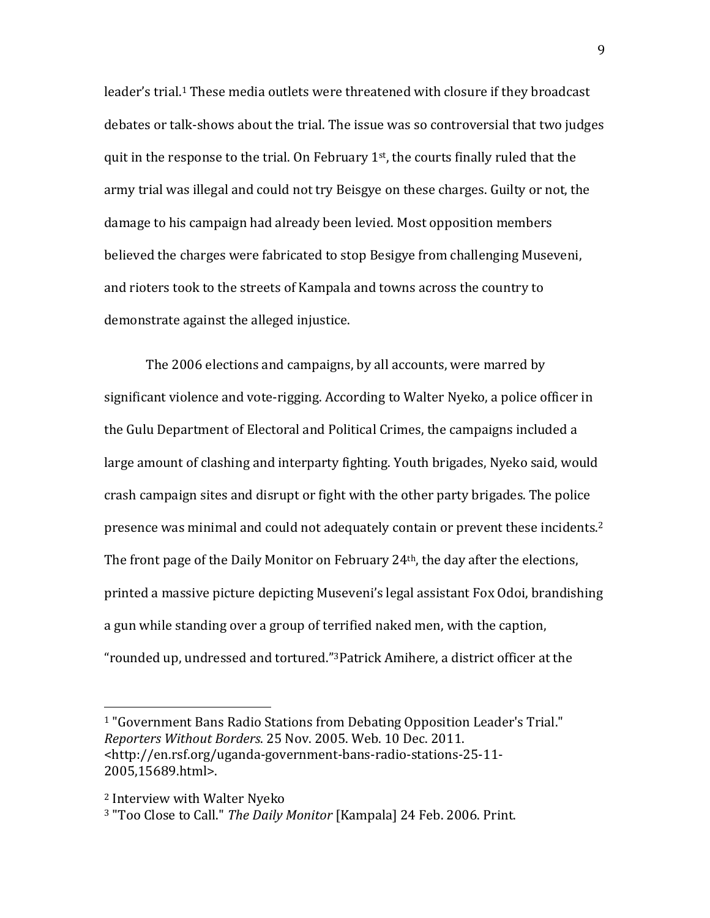leader's trial.[1] These media outlets were threatened with closure if they broadcast debates or talk-shows about the trial. The issue was so controversial that two judges quit in the response to the trial. On February 1st, the courts finally ruled that the army trial was illegal and could not try Beisgye on these charges. Guilty or not, the damage to his campaign had already been levied. Most opposition members believed the charges were fabricated to stop Besigye from challenging Museveni, and rioters took to the streets of Kampala and towns across the country to demonstrate against the alleged injustice.

The 2006 elections and campaigns, by all accounts, were marred by significant violence and vote-rigging. According to Walter Nyeko, a police officer in the Gulu Department of Electoral and Political Crimes, the campaigns included a large amount of clashing and interparty fighting. Youth brigades, Nyeko said, would crash campaign sites and disrupt or fight with the other party brigades. The police presence was minimal and could not adequately contain or prevent these incidents.[2] The front page of the Daily Monitor on February 24th, the day after the elections, printed a massive picture depicting Museveni's legal assistant Fox Odoi, brandishing a gun while standing over a group of terrified naked men, with the caption, "rounded up, undressed and tortured."[3] Patrick Amihere, a district officer at the

---

[1] "Government Bans Radio Stations from Debating Opposition Leader's Trial." *Reporters Without Borders*. 25 Nov. 2005. Web. 10 Dec. 2011. <http://en.rsf.org/uganda-government-bans-radio-stations-25-11-2005,15689.html>.

[2] Interview with Walter Nyeko

[3] "Too Close to Call." *The Daily Monitor* [Kampala] 24 Feb. 2006. Print.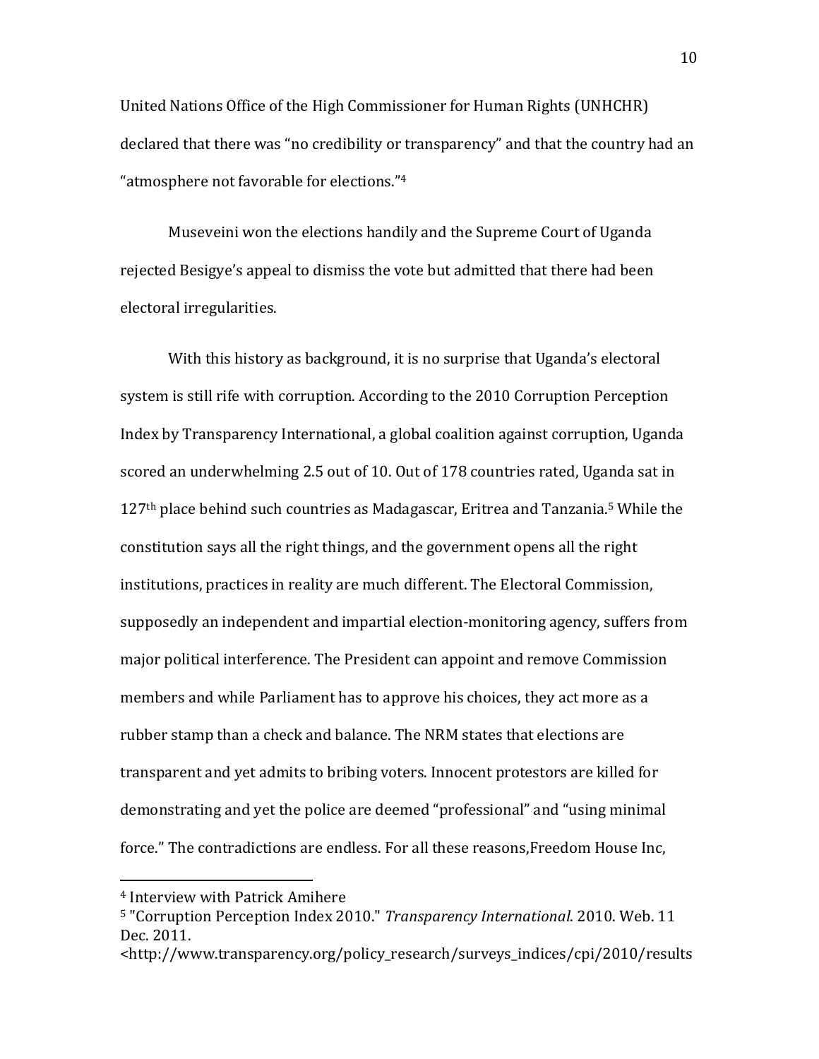United Nations Office of the High Commissioner for Human Rights (UNHCHR) declared that there was "no credibility or transparency" and that the country had an "atmosphere not favorable for elections."[4]

Museveini won the elections handily and the Supreme Court of Uganda rejected Besigye's appeal to dismiss the vote but admitted that there had been electoral irregularities.

With this history as background, it is no surprise that Uganda's electoral system is still rife with corruption. According to the 2010 Corruption Perception Index by Transparency International, a global coalition against corruption, Uganda scored an underwhelming 2.5 out of 10. Out of 178 countries rated, Uganda sat in 127th place behind such countries as Madagascar, Eritrea and Tanzania.[5] While the constitution says all the right things, and the government opens all the right institutions, practices in reality are much different. The Electoral Commission, supposedly an independent and impartial election-monitoring agency, suffers from major political interference. The President can appoint and remove Commission members and while Parliament has to approve his choices, they act more as a rubber stamp than a check and balance. The NRM states that elections are transparent and yet admits to bribing voters. Innocent protestors are killed for demonstrating and yet the police are deemed "professional" and "using minimal force." The contradictions are endless. For all these reasons,Freedom House Inc,

---

[4] Interview with Patrick Amihere

[5] "Corruption Perception Index 2010." *Transparency International*. 2010. Web. 11 Dec. 2011.
<http://www.transparency.org/policy_research/surveys_indices/cpi/2010/results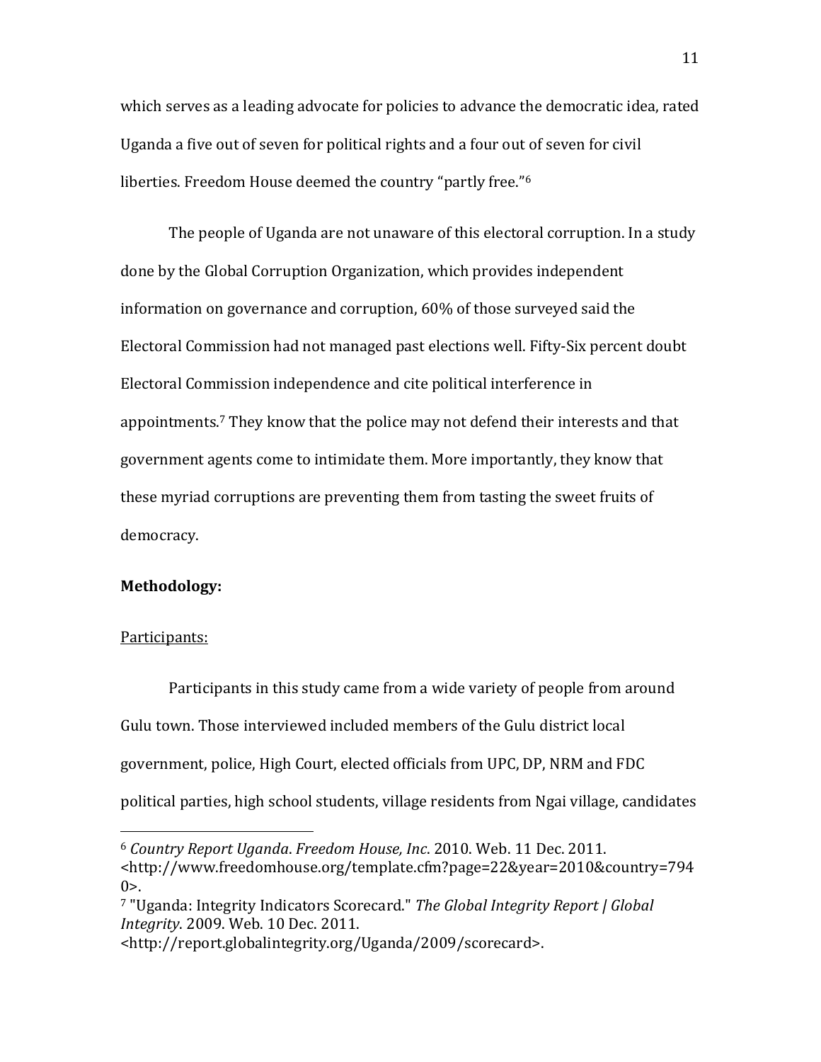which serves as a leading advocate for policies to advance the democratic idea, rated Uganda a five out of seven for political rights and a four out of seven for civil liberties. Freedom House deemed the country "partly free."[6]

The people of Uganda are not unaware of this electoral corruption. In a study done by the Global Corruption Organization, which provides independent information on governance and corruption, 60% of those surveyed said the Electoral Commission had not managed past elections well. Fifty-Six percent doubt Electoral Commission independence and cite political interference in appointments.[7] They know that the police may not defend their interests and that government agents come to intimidate them. More importantly, they know that these myriad corruptions are preventing them from tasting the sweet fruits of democracy.

**Methodology:**

Participants:

Participants in this study came from a wide variety of people from around Gulu town. Those interviewed included members of the Gulu district local government, police, High Court, elected officials from UPC, DP, NRM and FDC political parties, high school students, village residents from Ngai village, candidates

---

[6] *Country Report Uganda*. *Freedom House, Inc*. 2010. Web. 11 Dec. 2011. <http://www.freedomhouse.org/template.cfm?page=22&year=2010&country=7940>.

[7] "Uganda: Integrity Indicators Scorecard." *The Global Integrity Report | Global Integrity*. 2009. Web. 10 Dec. 2011. <http://report.globalintegrity.org/Uganda/2009/scorecard>.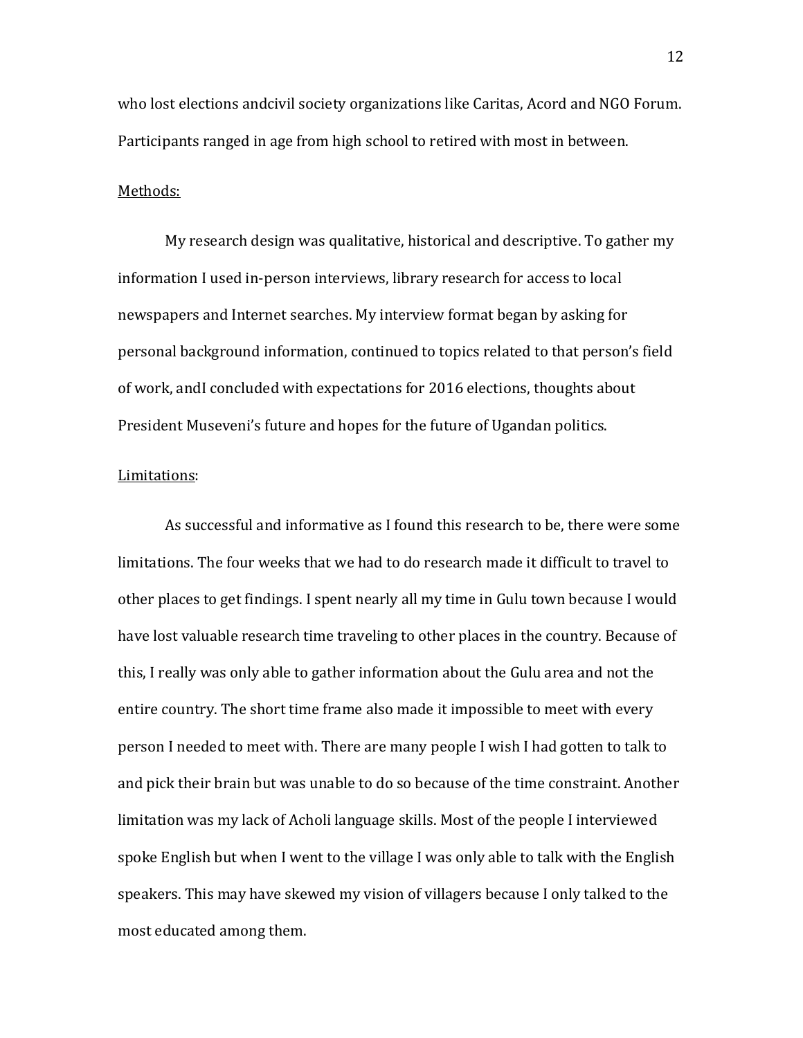who lost elections andcivil society organizations like Caritas, Acord and NGO Forum. Participants ranged in age from high school to retired with most in between.

Methods:

My research design was qualitative, historical and descriptive. To gather my information I used in-person interviews, library research for access to local newspapers and Internet searches. My interview format began by asking for personal background information, continued to topics related to that person's field of work, andI concluded with expectations for 2016 elections, thoughts about President Museveni's future and hopes for the future of Ugandan politics.

Limitations:

As successful and informative as I found this research to be, there were some limitations. The four weeks that we had to do research made it difficult to travel to other places to get findings. I spent nearly all my time in Gulu town because I would have lost valuable research time traveling to other places in the country. Because of this, I really was only able to gather information about the Gulu area and not the entire country. The short time frame also made it impossible to meet with every person I needed to meet with. There are many people I wish I had gotten to talk to and pick their brain but was unable to do so because of the time constraint. Another limitation was my lack of Acholi language skills. Most of the people I interviewed spoke English but when I went to the village I was only able to talk with the English speakers. This may have skewed my vision of villagers because I only talked to the most educated among them.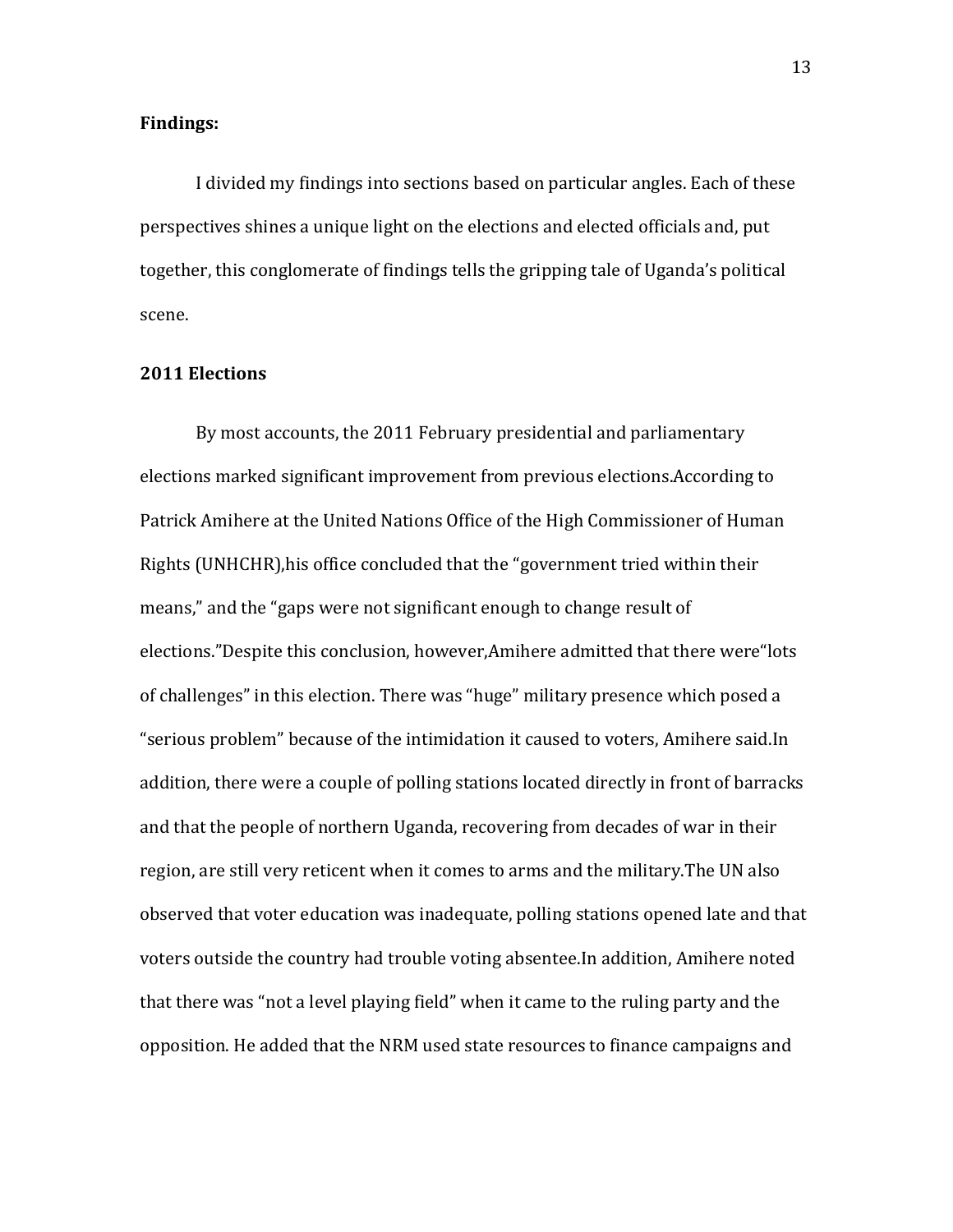**Findings:**

I divided my findings into sections based on particular angles. Each of these perspectives shines a unique light on the elections and elected officials and, put together, this conglomerate of findings tells the gripping tale of Uganda's political scene.

**2011 Elections**

By most accounts, the 2011 February presidential and parliamentary elections marked significant improvement from previous elections.According to Patrick Amihere at the United Nations Office of the High Commissioner of Human Rights (UNHCHR),his office concluded that the "government tried within their means," and the "gaps were not significant enough to change result of elections."Despite this conclusion, however,Amihere admitted that there were"lots of challenges" in this election. There was "huge" military presence which posed a "serious problem" because of the intimidation it caused to voters, Amihere said.In addition, there were a couple of polling stations located directly in front of barracks and that the people of northern Uganda, recovering from decades of war in their region, are still very reticent when it comes to arms and the military.The UN also observed that voter education was inadequate, polling stations opened late and that voters outside the country had trouble voting absentee.In addition, Amihere noted that there was "not a level playing field" when it came to the ruling party and the opposition. He added that the NRM used state resources to finance campaigns and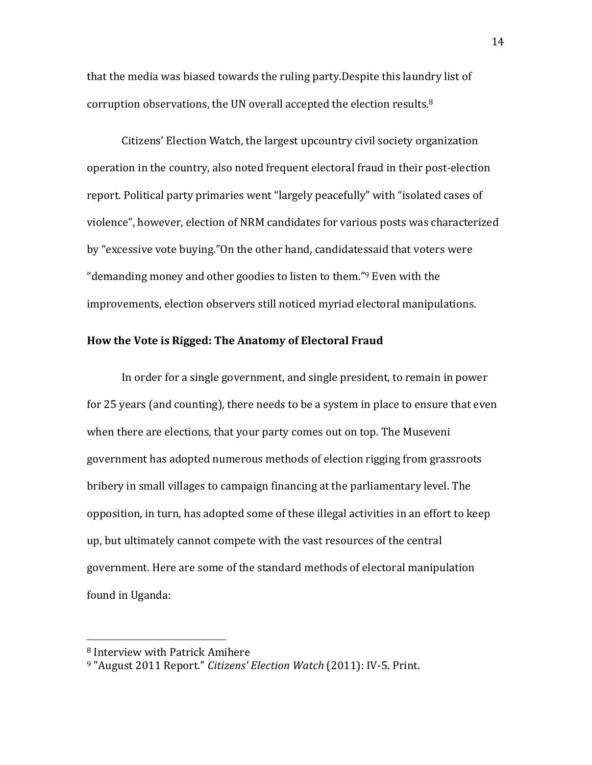that the media was biased towards the ruling party.Despite this laundry list of corruption observations, the UN overall accepted the election results.[8]

Citizens' Election Watch, the largest upcountry civil society organization operation in the country, also noted frequent electoral fraud in their post-election report. Political party primaries went "largely peacefully" with "isolated cases of violence", however, election of NRM candidates for various posts was characterized by "excessive vote buying."On the other hand, candidatessaid that voters were "demanding money and other goodies to listen to them."[9] Even with the improvements, election observers still noticed myriad electoral manipulations.

**How the Vote is Rigged: The Anatomy of Electoral Fraud**

In order for a single government, and single president, to remain in power for 25 years (and counting), there needs to be a system in place to ensure that even when there are elections, that your party comes out on top. The Museveni government has adopted numerous methods of election rigging from grassroots bribery in small villages to campaign financing at the parliamentary level. The opposition, in turn, has adopted some of these illegal activities in an effort to keep up, but ultimately cannot compete with the vast resources of the central government. Here are some of the standard methods of electoral manipulation found in Uganda:

---

[8] Interview with Patrick Amihere

[9] "August 2011 Report." *Citizens' Election Watch* (2011): IV-5. Print.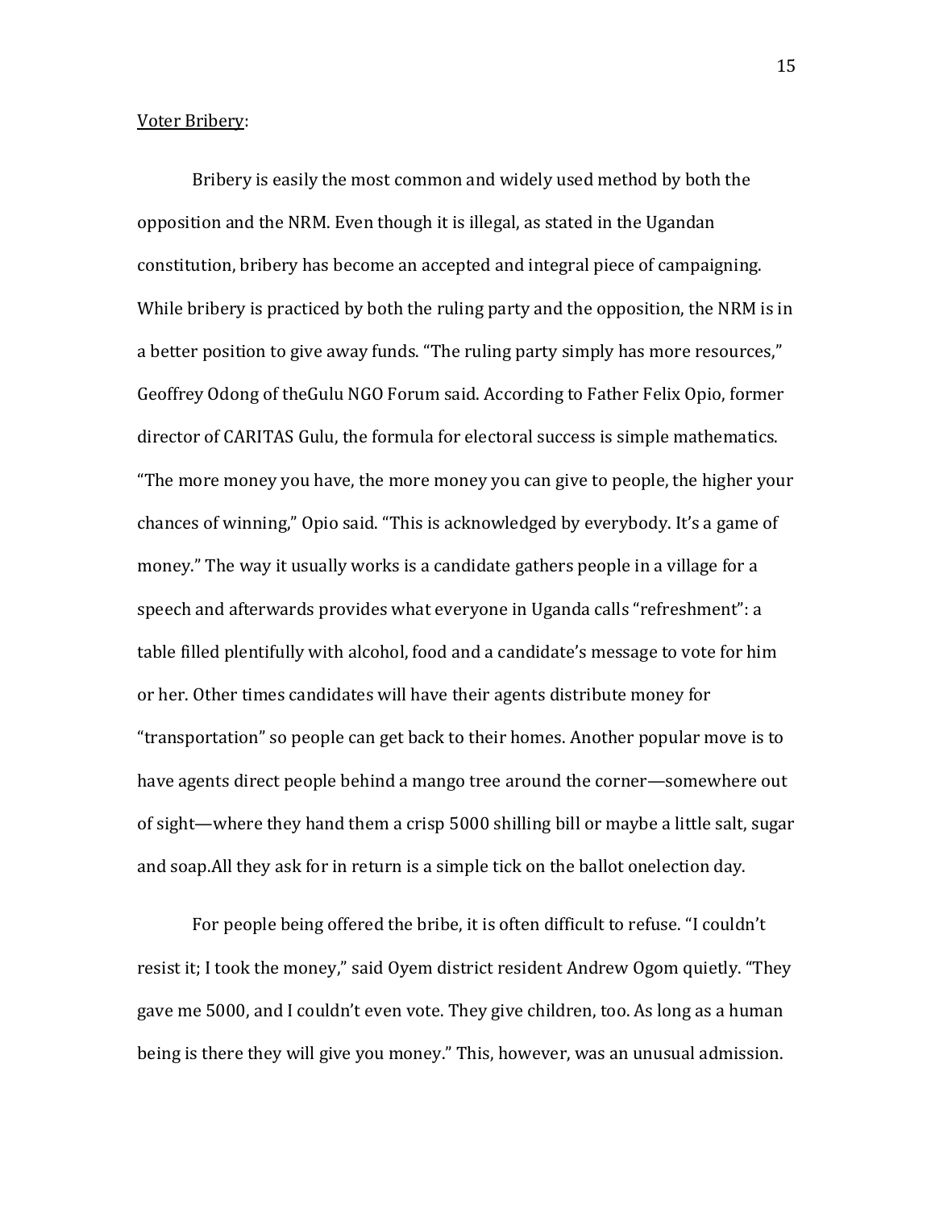Voter Bribery:

Bribery is easily the most common and widely used method by both the opposition and the NRM. Even though it is illegal, as stated in the Ugandan constitution, bribery has become an accepted and integral piece of campaigning. While bribery is practiced by both the ruling party and the opposition, the NRM is in a better position to give away funds. "The ruling party simply has more resources," Geoffrey Odong of theGulu NGO Forum said. According to Father Felix Opio, former director of CARITAS Gulu, the formula for electoral success is simple mathematics. "The more money you have, the more money you can give to people, the higher your chances of winning," Opio said. "This is acknowledged by everybody. It's a game of money." The way it usually works is a candidate gathers people in a village for a speech and afterwards provides what everyone in Uganda calls "refreshment": a table filled plentifully with alcohol, food and a candidate's message to vote for him or her. Other times candidates will have their agents distribute money for "transportation" so people can get back to their homes. Another popular move is to have agents direct people behind a mango tree around the corner—somewhere out of sight—where they hand them a crisp 5000 shilling bill or maybe a little salt, sugar and soap.All they ask for in return is a simple tick on the ballot onelection day.

For people being offered the bribe, it is often difficult to refuse. "I couldn't resist it; I took the money," said Oyem district resident Andrew Ogom quietly. "They gave me 5000, and I couldn't even vote. They give children, too. As long as a human being is there they will give you money." This, however, was an unusual admission.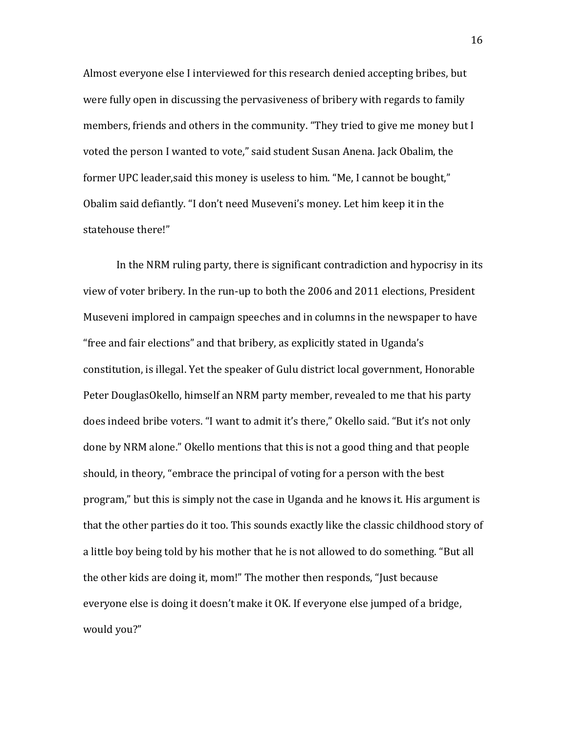Almost everyone else I interviewed for this research denied accepting bribes, but were fully open in discussing the pervasiveness of bribery with regards to family members, friends and others in the community. "They tried to give me money but I voted the person I wanted to vote," said student Susan Anena. Jack Obalim, the former UPC leader,said this money is useless to him. "Me, I cannot be bought," Obalim said defiantly. "I don't need Museveni's money. Let him keep it in the statehouse there!"

In the NRM ruling party, there is significant contradiction and hypocrisy in its view of voter bribery. In the run-up to both the 2006 and 2011 elections, President Museveni implored in campaign speeches and in columns in the newspaper to have "free and fair elections" and that bribery, as explicitly stated in Uganda's constitution, is illegal. Yet the speaker of Gulu district local government, Honorable Peter DouglasOkello, himself an NRM party member, revealed to me that his party does indeed bribe voters. "I want to admit it's there," Okello said. "But it's not only done by NRM alone." Okello mentions that this is not a good thing and that people should, in theory, "embrace the principal of voting for a person with the best program," but this is simply not the case in Uganda and he knows it. His argument is that the other parties do it too. This sounds exactly like the classic childhood story of a little boy being told by his mother that he is not allowed to do something. "But all the other kids are doing it, mom!" The mother then responds, "Just because everyone else is doing it doesn't make it OK. If everyone else jumped of a bridge, would you?"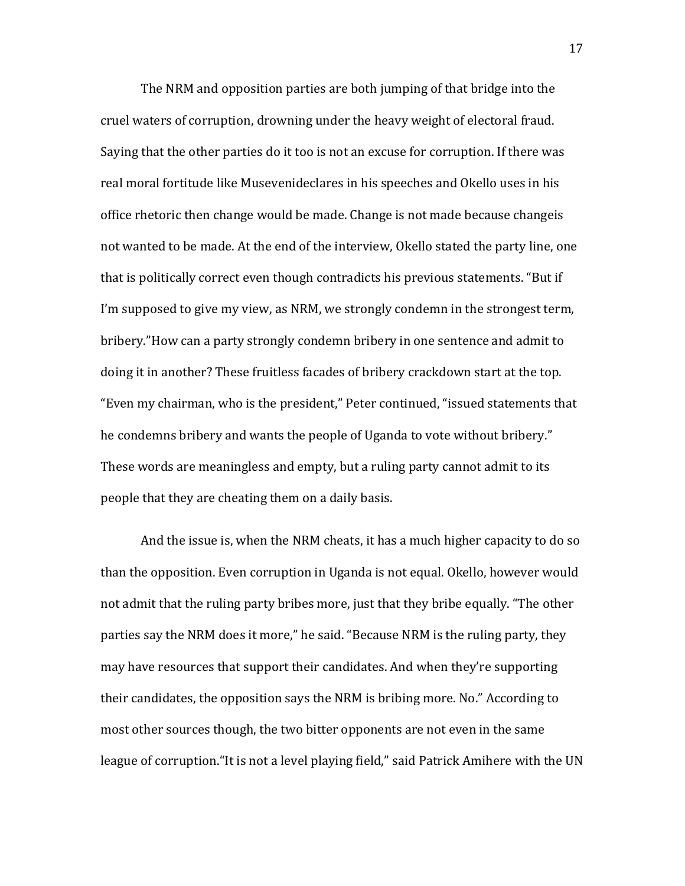The NRM and opposition parties are both jumping of that bridge into the cruel waters of corruption, drowning under the heavy weight of electoral fraud. Saying that the other parties do it too is not an excuse for corruption. If there was real moral fortitude like Musevenideclares in his speeches and Okello uses in his office rhetoric then change would be made. Change is not made because changeis not wanted to be made. At the end of the interview, Okello stated the party line, one that is politically correct even though contradicts his previous statements. "But if I'm supposed to give my view, as NRM, we strongly condemn in the strongest term, bribery."How can a party strongly condemn bribery in one sentence and admit to doing it in another? These fruitless facades of bribery crackdown start at the top. "Even my chairman, who is the president," Peter continued, "issued statements that he condemns bribery and wants the people of Uganda to vote without bribery." These words are meaningless and empty, but a ruling party cannot admit to its people that they are cheating them on a daily basis.

And the issue is, when the NRM cheats, it has a much higher capacity to do so than the opposition. Even corruption in Uganda is not equal. Okello, however would not admit that the ruling party bribes more, just that they bribe equally. "The other parties say the NRM does it more," he said. "Because NRM is the ruling party, they may have resources that support their candidates. And when they're supporting their candidates, the opposition says the NRM is bribing more. No." According to most other sources though, the two bitter opponents are not even in the same league of corruption."It is not a level playing field," said Patrick Amihere with the UN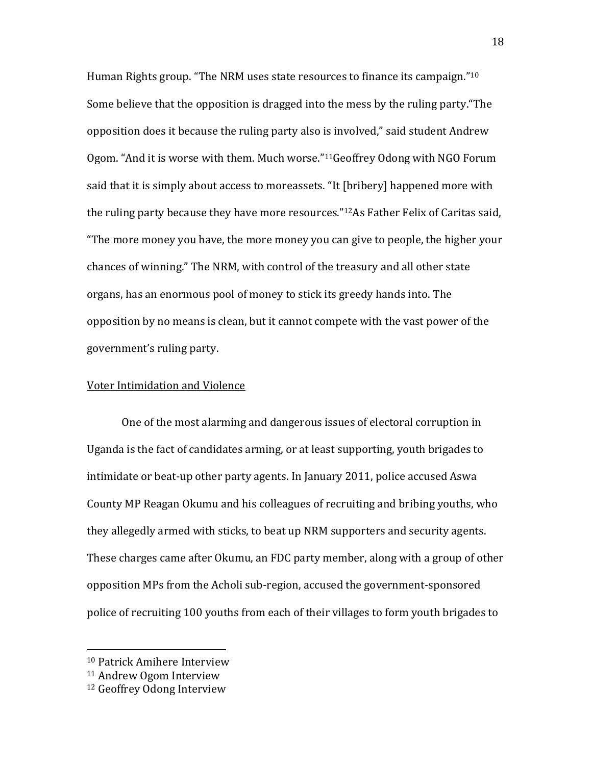Human Rights group. "The NRM uses state resources to finance its campaign."[10] Some believe that the opposition is dragged into the mess by the ruling party."The opposition does it because the ruling party also is involved," said student Andrew Ogom. "And it is worse with them. Much worse."[11]Geoffrey Odong with NGO Forum said that it is simply about access to moreassets. "It [bribery] happened more with the ruling party because they have more resources."[12]As Father Felix of Caritas said, "The more money you have, the more money you can give to people, the higher your chances of winning." The NRM, with control of the treasury and all other state organs, has an enormous pool of money to stick its greedy hands into. The opposition by no means is clean, but it cannot compete with the vast power of the government's ruling party.

<u>Voter Intimidation and Violence</u>

One of the most alarming and dangerous issues of electoral corruption in Uganda is the fact of candidates arming, or at least supporting, youth brigades to intimidate or beat-up other party agents. In January 2011, police accused Aswa County MP Reagan Okumu and his colleagues of recruiting and bribing youths, who they allegedly armed with sticks, to beat up NRM supporters and security agents. These charges came after Okumu, an FDC party member, along with a group of other opposition MPs from the Acholi sub-region, accused the government-sponsored police of recruiting 100 youths from each of their villages to form youth brigades to

---

[10] Patrick Amihere Interview

[11] Andrew Ogom Interview

[12] Geoffrey Odong Interview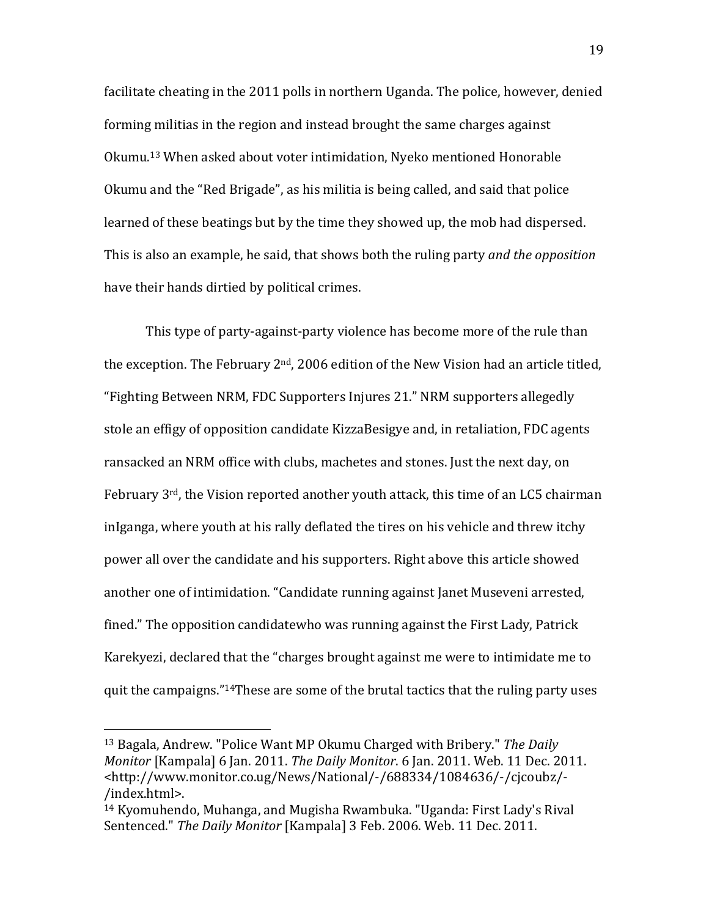facilitate cheating in the 2011 polls in northern Uganda. The police, however, denied forming militias in the region and instead brought the same charges against Okumu.[13] When asked about voter intimidation, Nyeko mentioned Honorable Okumu and the "Red Brigade", as his militia is being called, and said that police learned of these beatings but by the time they showed up, the mob had dispersed. This is also an example, he said, that shows both the ruling party *and the opposition* have their hands dirtied by political crimes.

This type of party-against-party violence has become more of the rule than the exception. The February 2nd, 2006 edition of the New Vision had an article titled, "Fighting Between NRM, FDC Supporters Injures 21." NRM supporters allegedly stole an effigy of opposition candidate KizzaBesigye and, in retaliation, FDC agents ransacked an NRM office with clubs, machetes and stones. Just the next day, on February 3rd, the Vision reported another youth attack, this time of an LC5 chairman inIganga, where youth at his rally deflated the tires on his vehicle and threw itchy power all over the candidate and his supporters. Right above this article showed another one of intimidation. "Candidate running against Janet Museveni arrested, fined." The opposition candidatewho was running against the First Lady, Patrick Karekyezi, declared that the "charges brought against me were to intimidate me to quit the campaigns."[14]These are some of the brutal tactics that the ruling party uses

---

[13] Bagala, Andrew. "Police Want MP Okumu Charged with Bribery." *The Daily Monitor* [Kampala] 6 Jan. 2011. *The Daily Monitor*. 6 Jan. 2011. Web. 11 Dec. 2011. <http://www.monitor.co.ug/News/National/-/688334/1084636/-/cjcoubz/-/index.html>.

[14] Kyomuhendo, Muhanga, and Mugisha Rwambuka. "Uganda: First Lady's Rival Sentenced." *The Daily Monitor* [Kampala] 3 Feb. 2006. Web. 11 Dec. 2011.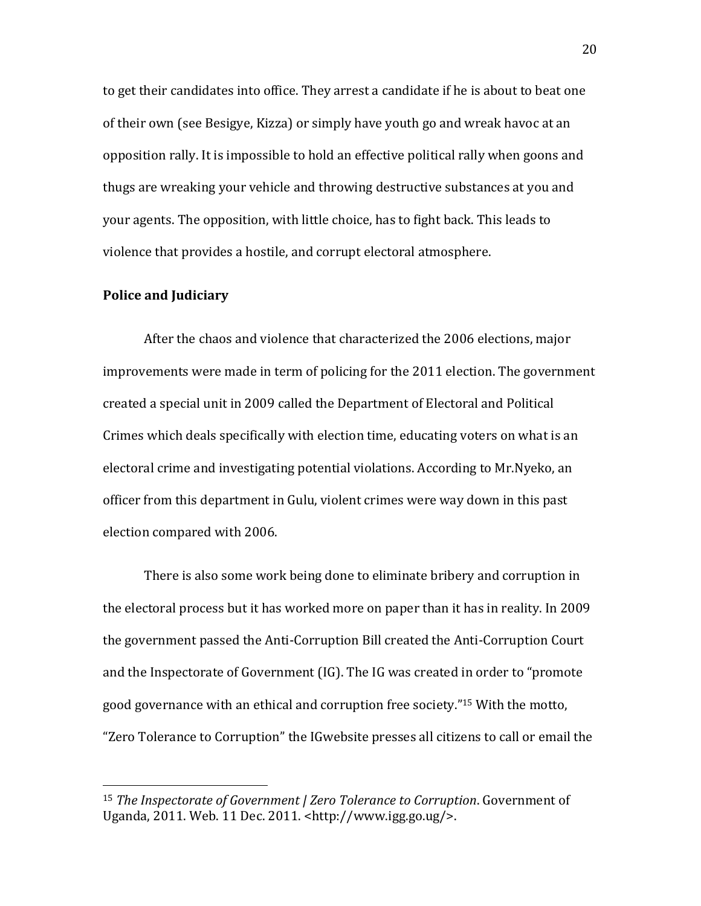to get their candidates into office. They arrest a candidate if he is about to beat one of their own (see Besigye, Kizza) or simply have youth go and wreak havoc at an opposition rally. It is impossible to hold an effective political rally when goons and thugs are wreaking your vehicle and throwing destructive substances at you and your agents. The opposition, with little choice, has to fight back. This leads to violence that provides a hostile, and corrupt electoral atmosphere.

**Police and Judiciary**

After the chaos and violence that characterized the 2006 elections, major improvements were made in term of policing for the 2011 election. The government created a special unit in 2009 called the Department of Electoral and Political Crimes which deals specifically with election time, educating voters on what is an electoral crime and investigating potential violations. According to Mr.Nyeko, an officer from this department in Gulu, violent crimes were way down in this past election compared with 2006.

There is also some work being done to eliminate bribery and corruption in the electoral process but it has worked more on paper than it has in reality. In 2009 the government passed the Anti-Corruption Bill created the Anti-Corruption Court and the Inspectorate of Government (IG). The IG was created in order to "promote good governance with an ethical and corruption free society."[15] With the motto, "Zero Tolerance to Corruption" the IGwebsite presses all citizens to call or email the

---

[15] *The Inspectorate of Government | Zero Tolerance to Corruption*. Government of Uganda, 2011. Web. 11 Dec. 2011. <http://www.igg.go.ug/>.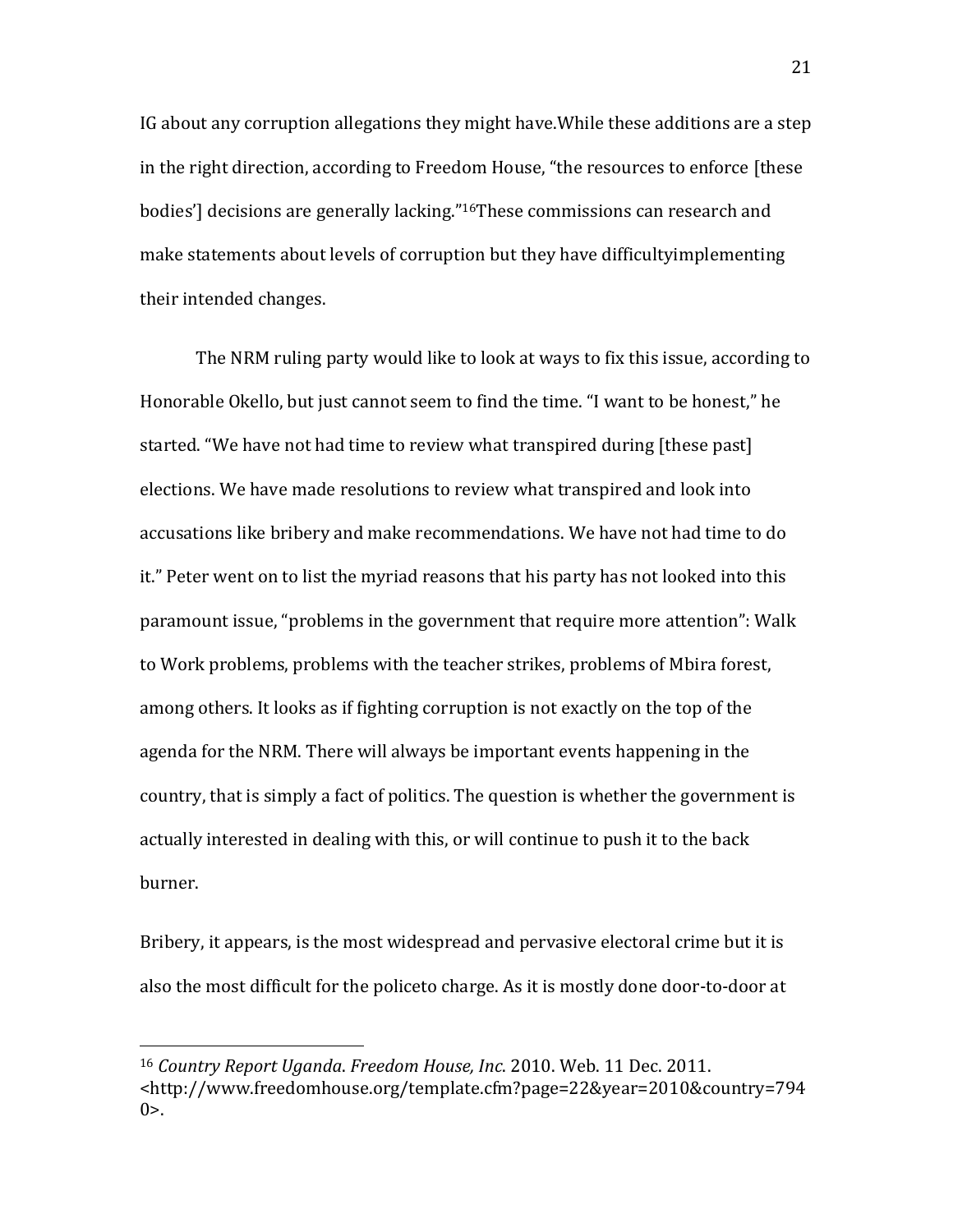IG about any corruption allegations they might have.While these additions are a step in the right direction, according to Freedom House, "the resources to enforce [these bodies'] decisions are generally lacking."[16]These commissions can research and make statements about levels of corruption but they have difficultyimplementing their intended changes.

The NRM ruling party would like to look at ways to fix this issue, according to Honorable Okello, but just cannot seem to find the time. "I want to be honest," he started. "We have not had time to review what transpired during [these past] elections. We have made resolutions to review what transpired and look into accusations like bribery and make recommendations. We have not had time to do it." Peter went on to list the myriad reasons that his party has not looked into this paramount issue, "problems in the government that require more attention": Walk to Work problems, problems with the teacher strikes, problems of Mbira forest, among others. It looks as if fighting corruption is not exactly on the top of the agenda for the NRM. There will always be important events happening in the country, that is simply a fact of politics. The question is whether the government is actually interested in dealing with this, or will continue to push it to the back burner.

Bribery, it appears, is the most widespread and pervasive electoral crime but it is also the most difficult for the policeto charge. As it is mostly done door-to-door at

---

[16] *Country Report Uganda*. *Freedom House, Inc*. 2010. Web. 11 Dec. 2011. <http://www.freedomhouse.org/template.cfm?page=22&year=2010&country=7940>.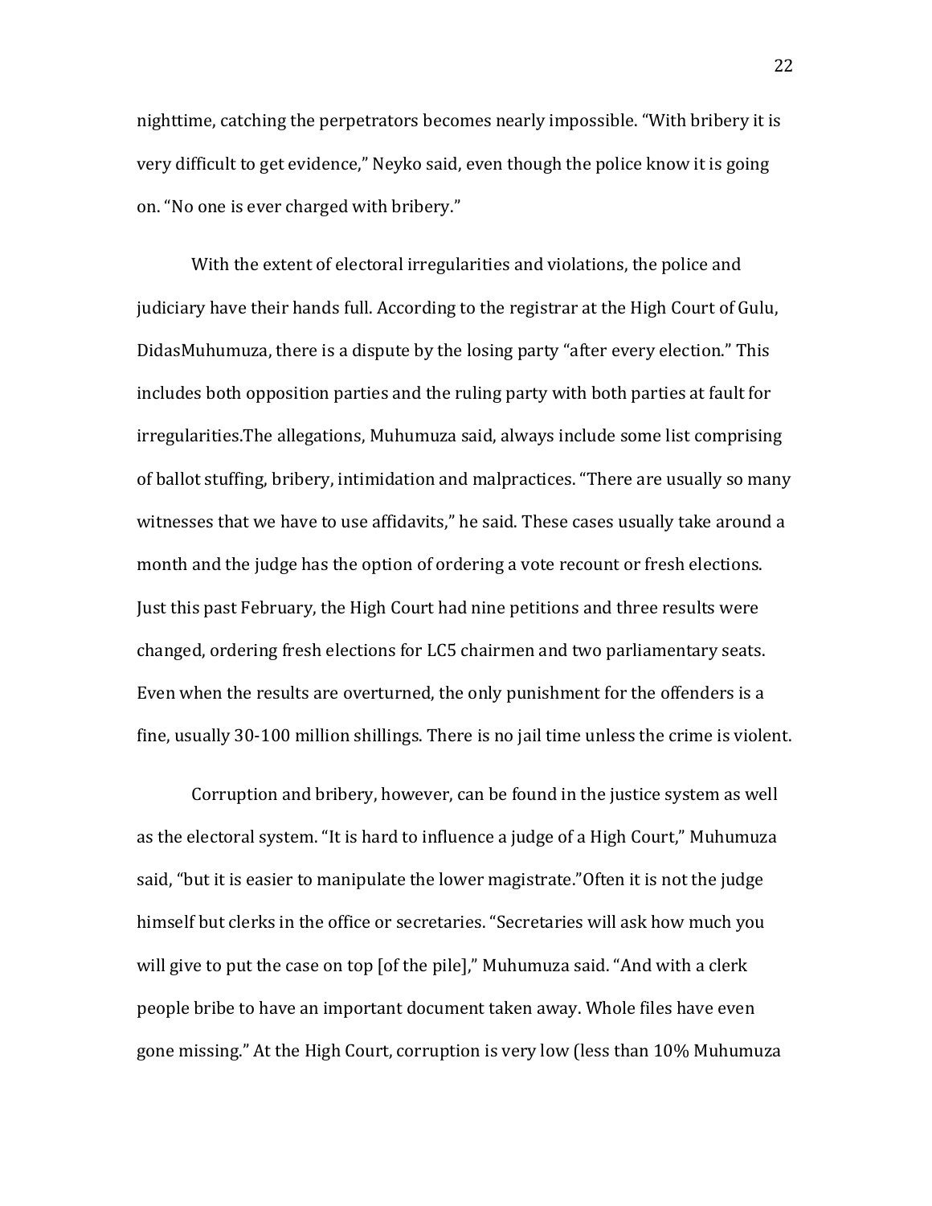nighttime, catching the perpetrators becomes nearly impossible. “With bribery it is very difficult to get evidence,” Neyko said, even though the police know it is going on. “No one is ever charged with bribery.”

With the extent of electoral irregularities and violations, the police and judiciary have their hands full. According to the registrar at the High Court of Gulu, DidasMuhumuza, there is a dispute by the losing party “after every election.” This includes both opposition parties and the ruling party with both parties at fault for irregularities.The allegations, Muhumuza said, always include some list comprising of ballot stuffing, bribery, intimidation and malpractices. “There are usually so many witnesses that we have to use affidavits,” he said. These cases usually take around a month and the judge has the option of ordering a vote recount or fresh elections. Just this past February, the High Court had nine petitions and three results were changed, ordering fresh elections for LC5 chairmen and two parliamentary seats. Even when the results are overturned, the only punishment for the offenders is a fine, usually 30-100 million shillings. There is no jail time unless the crime is violent.

Corruption and bribery, however, can be found in the justice system as well as the electoral system. “It is hard to influence a judge of a High Court,” Muhumuza said, “but it is easier to manipulate the lower magistrate.”Often it is not the judge himself but clerks in the office or secretaries. “Secretaries will ask how much you will give to put the case on top [of the pile],” Muhumuza said. “And with a clerk people bribe to have an important document taken away. Whole files have even gone missing.” At the High Court, corruption is very low (less than 10% Muhumuza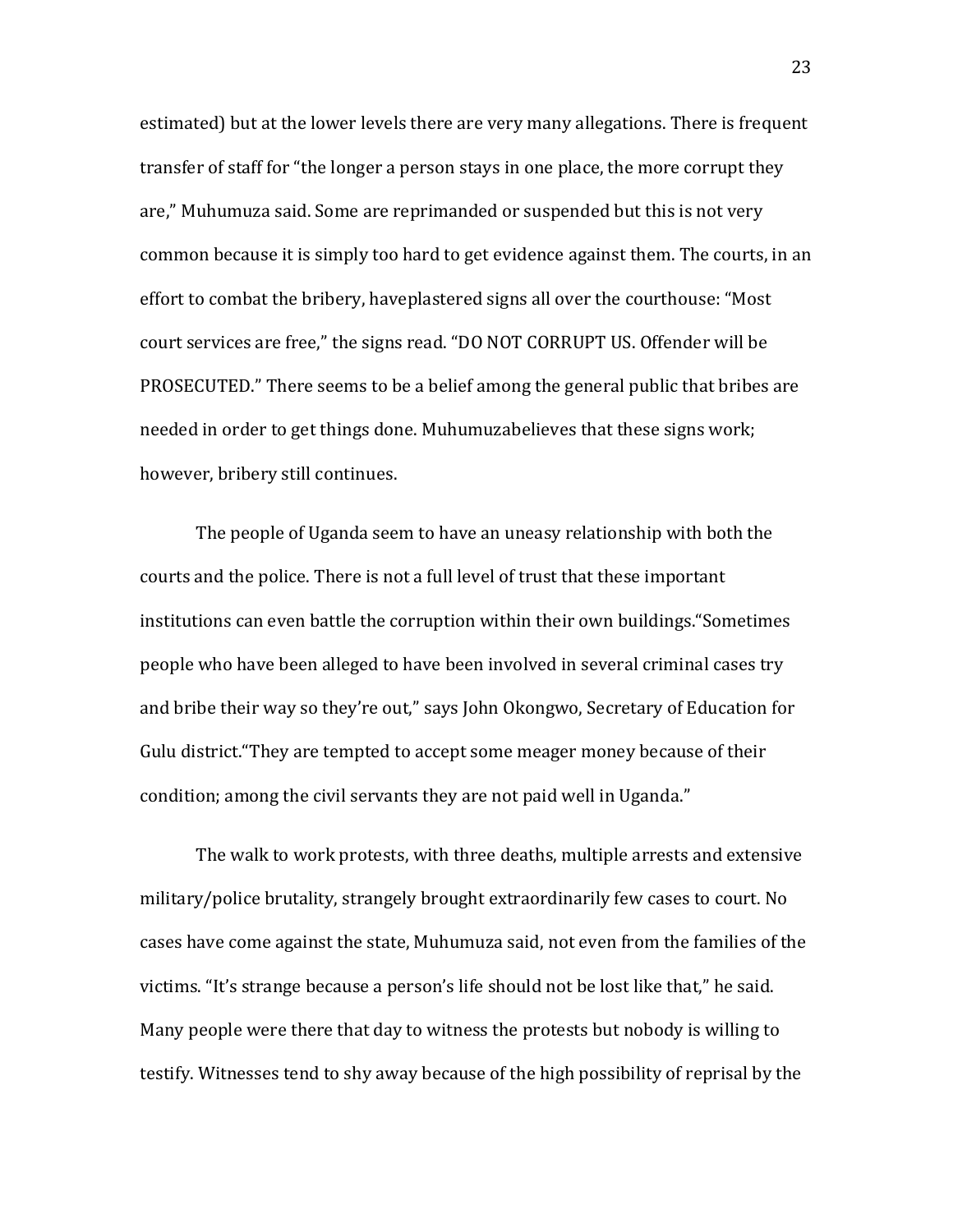estimated) but at the lower levels there are very many allegations. There is frequent transfer of staff for "the longer a person stays in one place, the more corrupt they are," Muhumuza said. Some are reprimanded or suspended but this is not very common because it is simply too hard to get evidence against them. The courts, in an effort to combat the bribery, haveplastered signs all over the courthouse: "Most court services are free," the signs read. "DO NOT CORRUPT US. Offender will be PROSECUTED." There seems to be a belief among the general public that bribes are needed in order to get things done. Muhumuzabelieves that these signs work; however, bribery still continues.

The people of Uganda seem to have an uneasy relationship with both the courts and the police. There is not a full level of trust that these important institutions can even battle the corruption within their own buildings."Sometimes people who have been alleged to have been involved in several criminal cases try and bribe their way so they're out," says John Okongwo, Secretary of Education for Gulu district."They are tempted to accept some meager money because of their condition; among the civil servants they are not paid well in Uganda."

The walk to work protests, with three deaths, multiple arrests and extensive military/police brutality, strangely brought extraordinarily few cases to court. No cases have come against the state, Muhumuza said, not even from the families of the victims. "It's strange because a person's life should not be lost like that," he said. Many people were there that day to witness the protests but nobody is willing to testify. Witnesses tend to shy away because of the high possibility of reprisal by the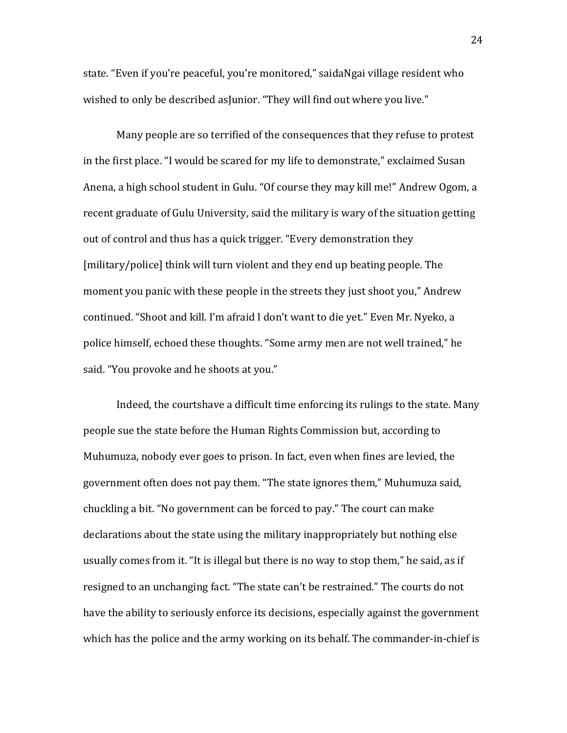state. “Even if you’re peaceful, you’re monitored,” saidaNgai village resident who wished to only be described asJunior. “They will find out where you live.”

Many people are so terrified of the consequences that they refuse to protest in the first place. “I would be scared for my life to demonstrate,” exclaimed Susan Anena, a high school student in Gulu. “Of course they may kill me!” Andrew Ogom, a recent graduate of Gulu University, said the military is wary of the situation getting out of control and thus has a quick trigger. “Every demonstration they [military/police] think will turn violent and they end up beating people. The moment you panic with these people in the streets they just shoot you,” Andrew continued. “Shoot and kill. I’m afraid I don’t want to die yet.” Even Mr. Nyeko, a police himself, echoed these thoughts. “Some army men are not well trained,” he said. “You provoke and he shoots at you.”

Indeed, the courtshave a difficult time enforcing its rulings to the state. Many people sue the state before the Human Rights Commission but, according to Muhumuza, nobody ever goes to prison. In fact, even when fines are levied, the government often does not pay them. “The state ignores them,” Muhumuza said, chuckling a bit. “No government can be forced to pay.” The court can make declarations about the state using the military inappropriately but nothing else usually comes from it. “It is illegal but there is no way to stop them,” he said, as if resigned to an unchanging fact. “The state can’t be restrained.” The courts do not have the ability to seriously enforce its decisions, especially against the government which has the police and the army working on its behalf. The commander-in-chief is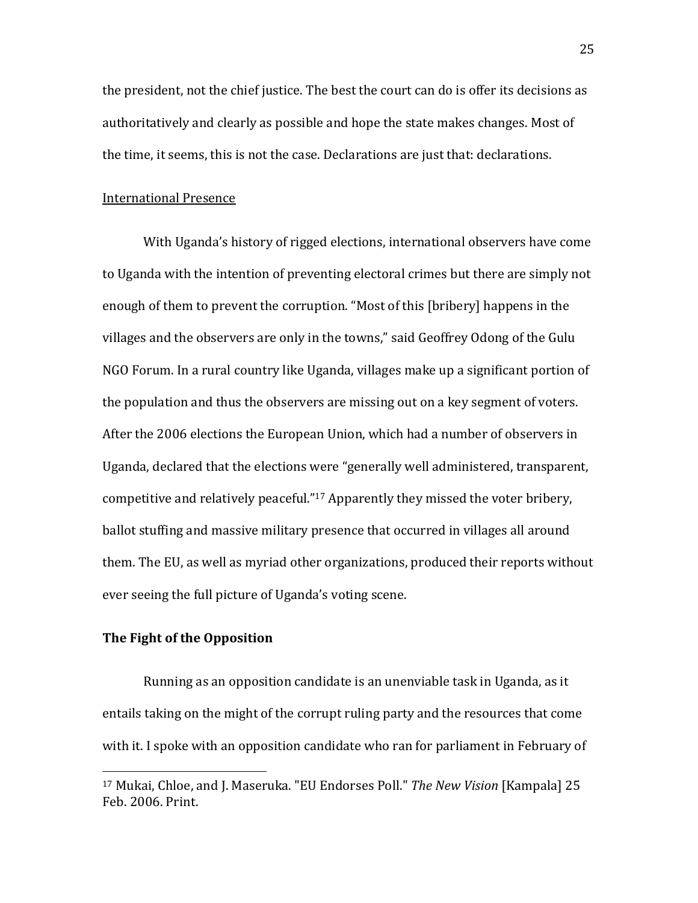the president, not the chief justice. The best the court can do is offer its decisions as authoritatively and clearly as possible and hope the state makes changes. Most of the time, it seems, this is not the case. Declarations are just that: declarations.

International Presence

With Uganda's history of rigged elections, international observers have come to Uganda with the intention of preventing electoral crimes but there are simply not enough of them to prevent the corruption. "Most of this [bribery] happens in the villages and the observers are only in the towns," said Geoffrey Odong of the Gulu NGO Forum. In a rural country like Uganda, villages make up a significant portion of the population and thus the observers are missing out on a key segment of voters. After the 2006 elections the European Union, which had a number of observers in Uganda, declared that the elections were "generally well administered, transparent, competitive and relatively peaceful."[17] Apparently they missed the voter bribery, ballot stuffing and massive military presence that occurred in villages all around them. The EU, as well as myriad other organizations, produced their reports without ever seeing the full picture of Uganda's voting scene.

**The Fight of the Opposition**

Running as an opposition candidate is an unenviable task in Uganda, as it entails taking on the might of the corrupt ruling party and the resources that come with it. I spoke with an opposition candidate who ran for parliament in February of

---

[17] Mukai, Chloe, and J. Maseruka. "EU Endorses Poll." *The New Vision* [Kampala] 25 Feb. 2006. Print.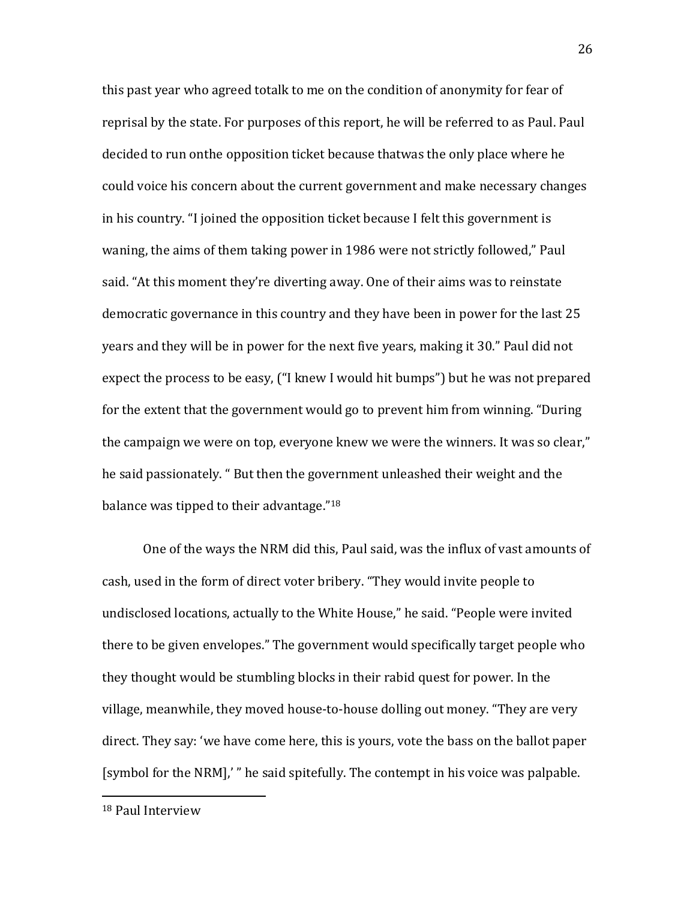this past year who agreed totalk to me on the condition of anonymity for fear of reprisal by the state. For purposes of this report, he will be referred to as Paul. Paul decided to run onthe opposition ticket because thatwas the only place where he could voice his concern about the current government and make necessary changes in his country. "I joined the opposition ticket because I felt this government is waning, the aims of them taking power in 1986 were not strictly followed," Paul said. "At this moment they're diverting away. One of their aims was to reinstate democratic governance in this country and they have been in power for the last 25 years and they will be in power for the next five years, making it 30." Paul did not expect the process to be easy, ("I knew I would hit bumps") but he was not prepared for the extent that the government would go to prevent him from winning. "During the campaign we were on top, everyone knew we were the winners. It was so clear," he said passionately. " But then the government unleashed their weight and the balance was tipped to their advantage."[18]

One of the ways the NRM did this, Paul said, was the influx of vast amounts of cash, used in the form of direct voter bribery. "They would invite people to undisclosed locations, actually to the White House," he said. "People were invited there to be given envelopes." The government would specifically target people who they thought would be stumbling blocks in their rabid quest for power. In the village, meanwhile, they moved house-to-house dolling out money. "They are very direct. They say: 'we have come here, this is yours, vote the bass on the ballot paper [symbol for the NRM],' " he said spitefully. The contempt in his voice was palpable.

---

[18] Paul Interview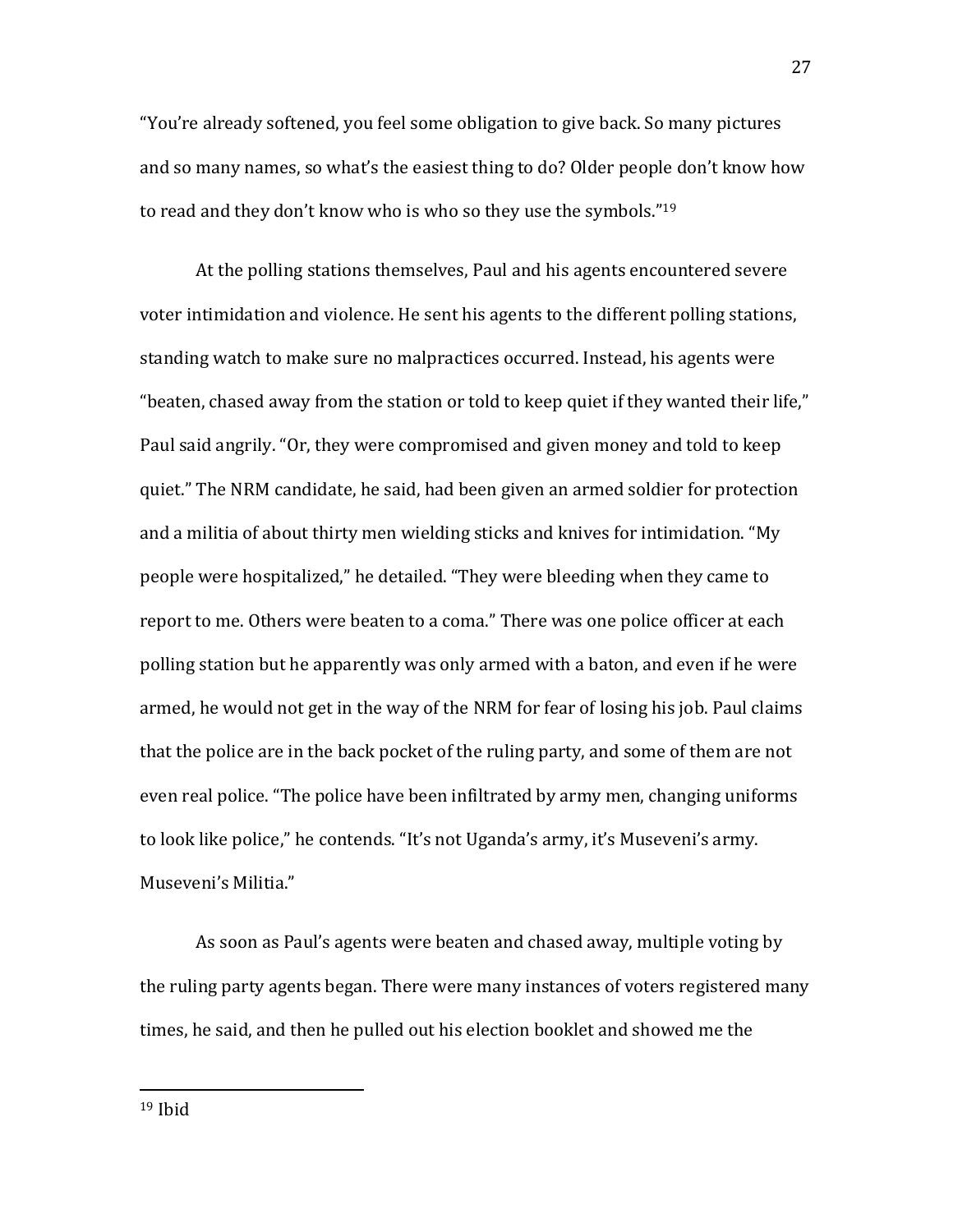"You're already softened, you feel some obligation to give back. So many pictures and so many names, so what's the easiest thing to do? Older people don't know how to read and they don't know who is who so they use the symbols."[19]

At the polling stations themselves, Paul and his agents encountered severe voter intimidation and violence. He sent his agents to the different polling stations, standing watch to make sure no malpractices occurred. Instead, his agents were "beaten, chased away from the station or told to keep quiet if they wanted their life," Paul said angrily. "Or, they were compromised and given money and told to keep quiet." The NRM candidate, he said, had been given an armed soldier for protection and a militia of about thirty men wielding sticks and knives for intimidation. "My people were hospitalized," he detailed. "They were bleeding when they came to report to me. Others were beaten to a coma." There was one police officer at each polling station but he apparently was only armed with a baton, and even if he were armed, he would not get in the way of the NRM for fear of losing his job. Paul claims that the police are in the back pocket of the ruling party, and some of them are not even real police. "The police have been infiltrated by army men, changing uniforms to look like police," he contends. "It's not Uganda's army, it's Museveni's army. Museveni's Militia."

As soon as Paul's agents were beaten and chased away, multiple voting by the ruling party agents began. There were many instances of voters registered many times, he said, and then he pulled out his election booklet and showed me the

[19] Ibid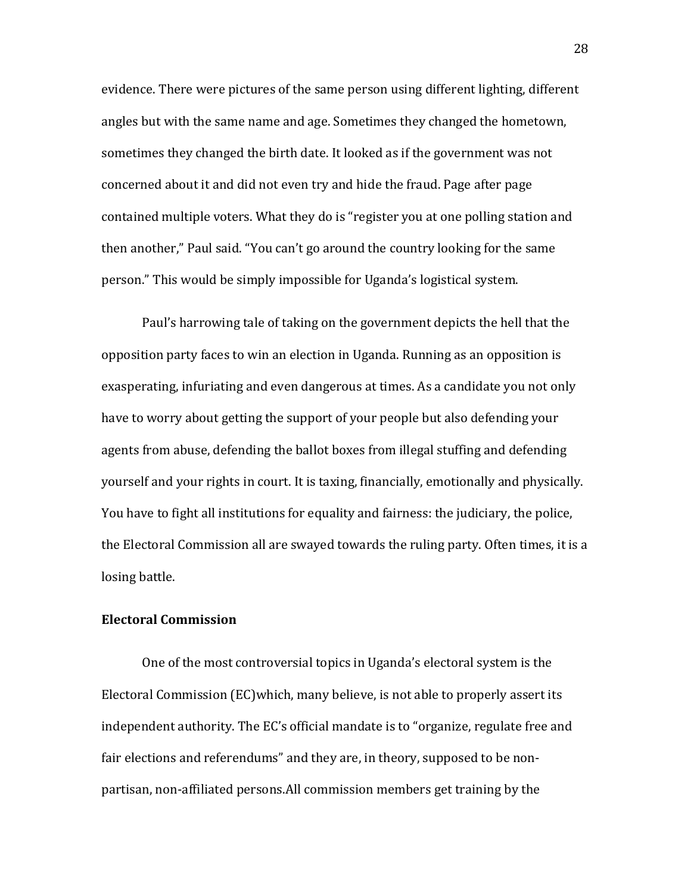evidence. There were pictures of the same person using different lighting, different angles but with the same name and age. Sometimes they changed the hometown, sometimes they changed the birth date. It looked as if the government was not concerned about it and did not even try and hide the fraud. Page after page contained multiple voters. What they do is "register you at one polling station and then another," Paul said. "You can't go around the country looking for the same person." This would be simply impossible for Uganda's logistical system.

Paul's harrowing tale of taking on the government depicts the hell that the opposition party faces to win an election in Uganda. Running as an opposition is exasperating, infuriating and even dangerous at times. As a candidate you not only have to worry about getting the support of your people but also defending your agents from abuse, defending the ballot boxes from illegal stuffing and defending yourself and your rights in court. It is taxing, financially, emotionally and physically. You have to fight all institutions for equality and fairness: the judiciary, the police, the Electoral Commission all are swayed towards the ruling party. Often times, it is a losing battle.

**Electoral Commission**

One of the most controversial topics in Uganda's electoral system is the Electoral Commission (EC)which, many believe, is not able to properly assert its independent authority. The EC's official mandate is to "organize, regulate free and fair elections and referendums" and they are, in theory, supposed to be non-partisan, non-affiliated persons.All commission members get training by the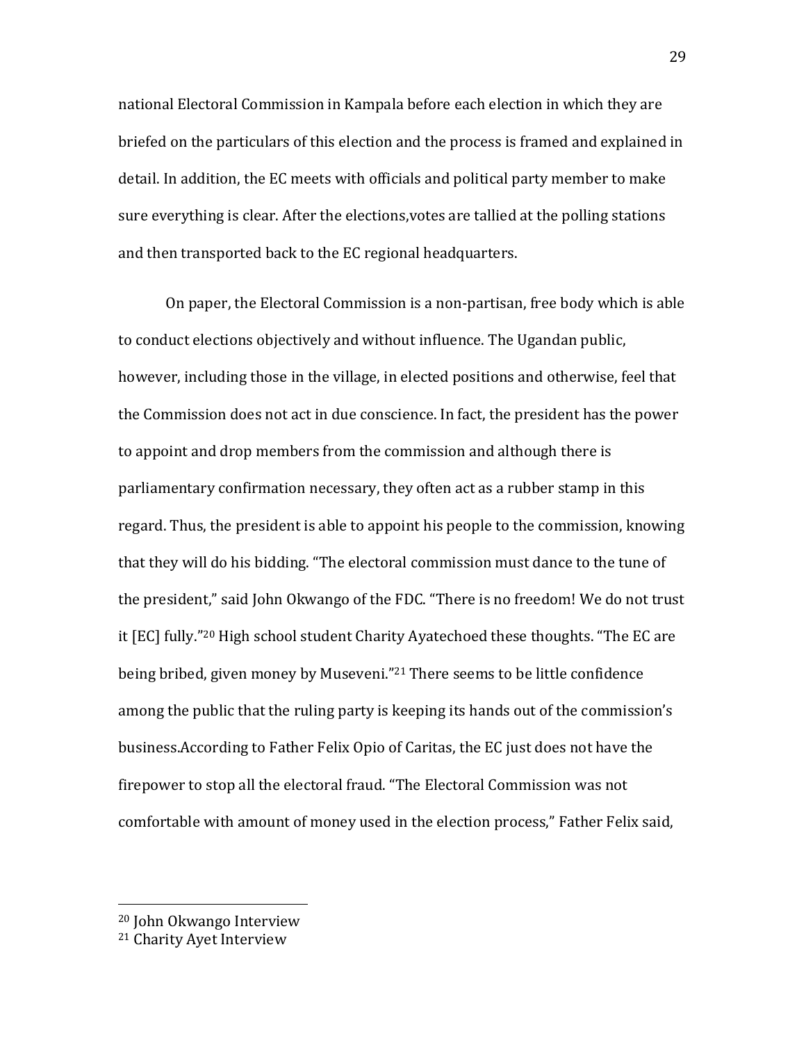national Electoral Commission in Kampala before each election in which they are briefed on the particulars of this election and the process is framed and explained in detail. In addition, the EC meets with officials and political party member to make sure everything is clear. After the elections,votes are tallied at the polling stations and then transported back to the EC regional headquarters.

On paper, the Electoral Commission is a non-partisan, free body which is able to conduct elections objectively and without influence. The Ugandan public, however, including those in the village, in elected positions and otherwise, feel that the Commission does not act in due conscience. In fact, the president has the power to appoint and drop members from the commission and although there is parliamentary confirmation necessary, they often act as a rubber stamp in this regard. Thus, the president is able to appoint his people to the commission, knowing that they will do his bidding. "The electoral commission must dance to the tune of the president," said John Okwango of the FDC. "There is no freedom! We do not trust it [EC] fully."[20] High school student Charity Ayatechoed these thoughts. "The EC are being bribed, given money by Museveni."[21] There seems to be little confidence among the public that the ruling party is keeping its hands out of the commission's business.According to Father Felix Opio of Caritas, the EC just does not have the firepower to stop all the electoral fraud. "The Electoral Commission was not comfortable with amount of money used in the election process," Father Felix said,

---

[20] John Okwango Interview

[21] Charity Ayet Interview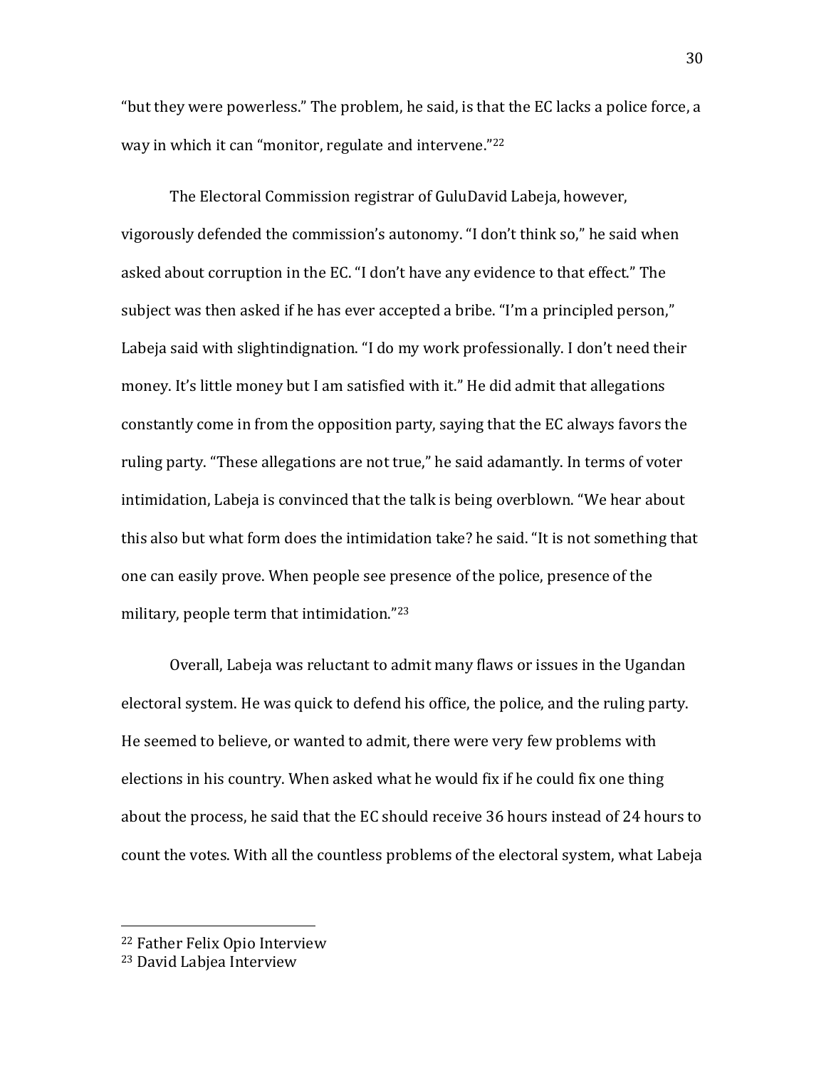"but they were powerless." The problem, he said, is that the EC lacks a police force, a way in which it can "monitor, regulate and intervene."[22]

The Electoral Commission registrar of GuluDavid Labeja, however, vigorously defended the commission's autonomy. "I don't think so," he said when asked about corruption in the EC. "I don't have any evidence to that effect." The subject was then asked if he has ever accepted a bribe. "I'm a principled person," Labeja said with slightindignation. "I do my work professionally. I don't need their money. It's little money but I am satisfied with it." He did admit that allegations constantly come in from the opposition party, saying that the EC always favors the ruling party. "These allegations are not true," he said adamantly. In terms of voter intimidation, Labeja is convinced that the talk is being overblown. "We hear about this also but what form does the intimidation take? he said. "It is not something that one can easily prove. When people see presence of the police, presence of the military, people term that intimidation."[23]

Overall, Labeja was reluctant to admit many flaws or issues in the Ugandan electoral system. He was quick to defend his office, the police, and the ruling party. He seemed to believe, or wanted to admit, there were very few problems with elections in his country. When asked what he would fix if he could fix one thing about the process, he said that the EC should receive 36 hours instead of 24 hours to count the votes. With all the countless problems of the electoral system, what Labeja

[22] Father Felix Opio Interview

[23] David Labjea Interview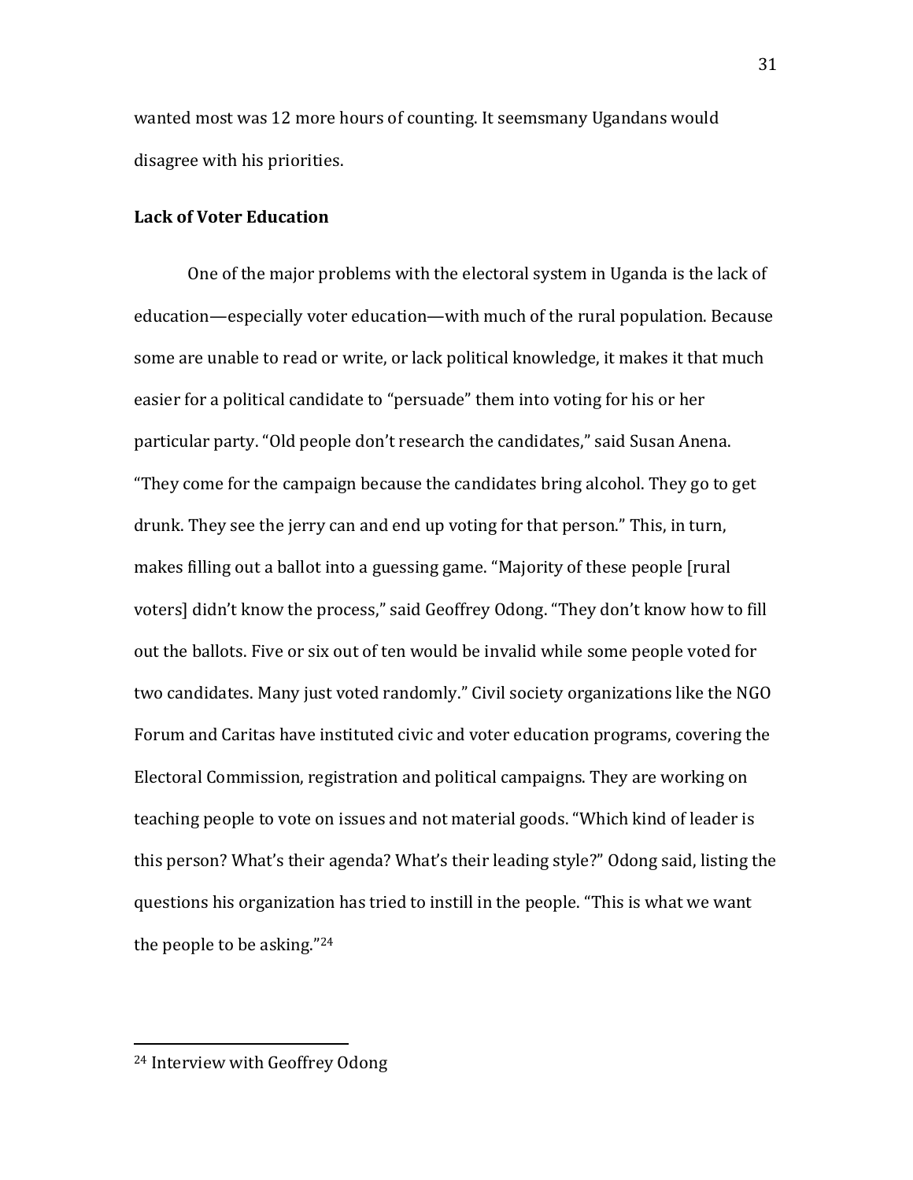wanted most was 12 more hours of counting. It seemsmany Ugandans would disagree with his priorities.

**Lack of Voter Education**

One of the major problems with the electoral system in Uganda is the lack of education—especially voter education—with much of the rural population. Because some are unable to read or write, or lack political knowledge, it makes it that much easier for a political candidate to "persuade" them into voting for his or her particular party. "Old people don't research the candidates," said Susan Anena. "They come for the campaign because the candidates bring alcohol. They go to get drunk. They see the jerry can and end up voting for that person." This, in turn, makes filling out a ballot into a guessing game. "Majority of these people [rural voters] didn't know the process," said Geoffrey Odong. "They don't know how to fill out the ballots. Five or six out of ten would be invalid while some people voted for two candidates. Many just voted randomly." Civil society organizations like the NGO Forum and Caritas have instituted civic and voter education programs, covering the Electoral Commission, registration and political campaigns. They are working on teaching people to vote on issues and not material goods. "Which kind of leader is this person? What's their agenda? What's their leading style?" Odong said, listing the questions his organization has tried to instill in the people. "This is what we want the people to be asking."[24]

---

[24] Interview with Geoffrey Odong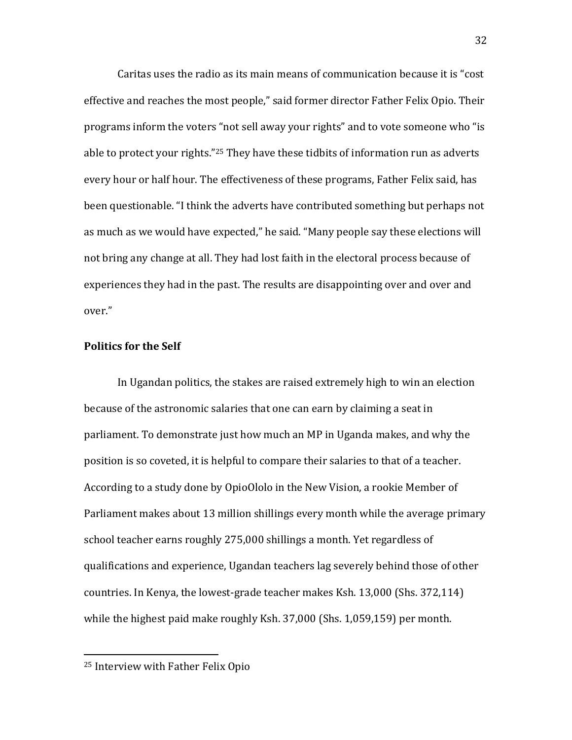Caritas uses the radio as its main means of communication because it is "cost effective and reaches the most people," said former director Father Felix Opio. Their programs inform the voters "not sell away your rights" and to vote someone who "is able to protect your rights."[25] They have these tidbits of information run as adverts every hour or half hour. The effectiveness of these programs, Father Felix said, has been questionable. "I think the adverts have contributed something but perhaps not as much as we would have expected," he said. "Many people say these elections will not bring any change at all. They had lost faith in the electoral process because of experiences they had in the past. The results are disappointing over and over and over."

## Politics for the Self

In Ugandan politics, the stakes are raised extremely high to win an election because of the astronomic salaries that one can earn by claiming a seat in parliament. To demonstrate just how much an MP in Uganda makes, and why the position is so coveted, it is helpful to compare their salaries to that of a teacher. According to a study done by OpioOlolo in the New Vision, a rookie Member of Parliament makes about 13 million shillings every month while the average primary school teacher earns roughly 275,000 shillings a month. Yet regardless of qualifications and experience, Ugandan teachers lag severely behind those of other countries. In Kenya, the lowest-grade teacher makes Ksh. 13,000 (Shs. 372,114) while the highest paid make roughly Ksh. 37,000 (Shs. 1,059,159) per month.

---

[25] Interview with Father Felix Opio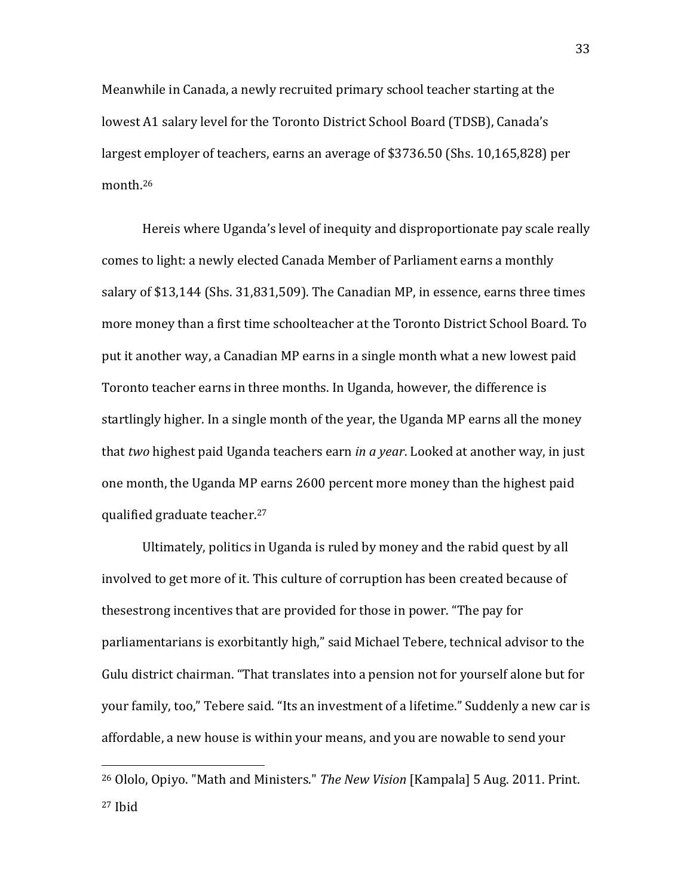Meanwhile in Canada, a newly recruited primary school teacher starting at the lowest A1 salary level for the Toronto District School Board (TDSB), Canada's largest employer of teachers, earns an average of $3736.50 (Shs. 10,165,828) per month.[26]

Hereis where Uganda's level of inequity and disproportionate pay scale really comes to light: a newly elected Canada Member of Parliament earns a monthly salary of $13,144 (Shs. 31,831,509). The Canadian MP, in essence, earns three times more money than a first time schoolteacher at the Toronto District School Board. To put it another way, a Canadian MP earns in a single month what a new lowest paid Toronto teacher earns in three months. In Uganda, however, the difference is startlingly higher. In a single month of the year, the Uganda MP earns all the money that *two* highest paid Uganda teachers earn *in a year*. Looked at another way, in just one month, the Uganda MP earns 2600 percent more money than the highest paid qualified graduate teacher.[27]

Ultimately, politics in Uganda is ruled by money and the rabid quest by all involved to get more of it. This culture of corruption has been created because of thesestrong incentives that are provided for those in power. "The pay for parliamentarians is exorbitantly high," said Michael Tebere, technical advisor to the Gulu district chairman. "That translates into a pension not for yourself alone but for your family, too," Tebere said. "Its an investment of a lifetime." Suddenly a new car is affordable, a new house is within your means, and you are nowable to send your

---

[26] Ololo, Opiyo. "Math and Ministers." *The New Vision* [Kampala] 5 Aug. 2011. Print.

[27] Ibid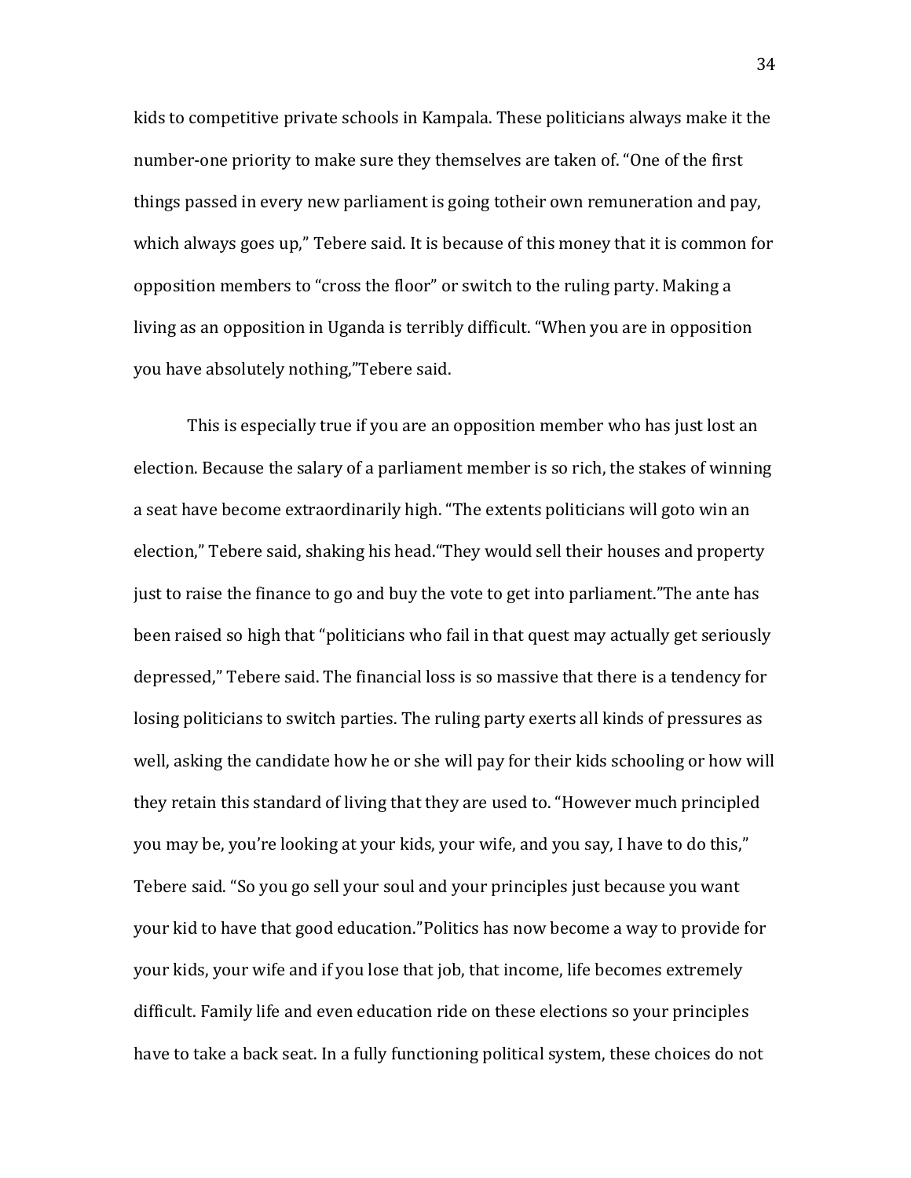kids to competitive private schools in Kampala. These politicians always make it the number-one priority to make sure they themselves are taken of. "One of the first things passed in every new parliament is going totheir own remuneration and pay, which always goes up," Tebere said. It is because of this money that it is common for opposition members to "cross the floor" or switch to the ruling party. Making a living as an opposition in Uganda is terribly difficult. "When you are in opposition you have absolutely nothing,"Tebere said.

This is especially true if you are an opposition member who has just lost an election. Because the salary of a parliament member is so rich, the stakes of winning a seat have become extraordinarily high. "The extents politicians will goto win an election," Tebere said, shaking his head."They would sell their houses and property just to raise the finance to go and buy the vote to get into parliament."The ante has been raised so high that "politicians who fail in that quest may actually get seriously depressed," Tebere said. The financial loss is so massive that there is a tendency for losing politicians to switch parties. The ruling party exerts all kinds of pressures as well, asking the candidate how he or she will pay for their kids schooling or how will they retain this standard of living that they are used to. "However much principled you may be, you're looking at your kids, your wife, and you say, I have to do this," Tebere said. "So you go sell your soul and your principles just because you want your kid to have that good education."Politics has now become a way to provide for your kids, your wife and if you lose that job, that income, life becomes extremely difficult. Family life and even education ride on these elections so your principles have to take a back seat. In a fully functioning political system, these choices do not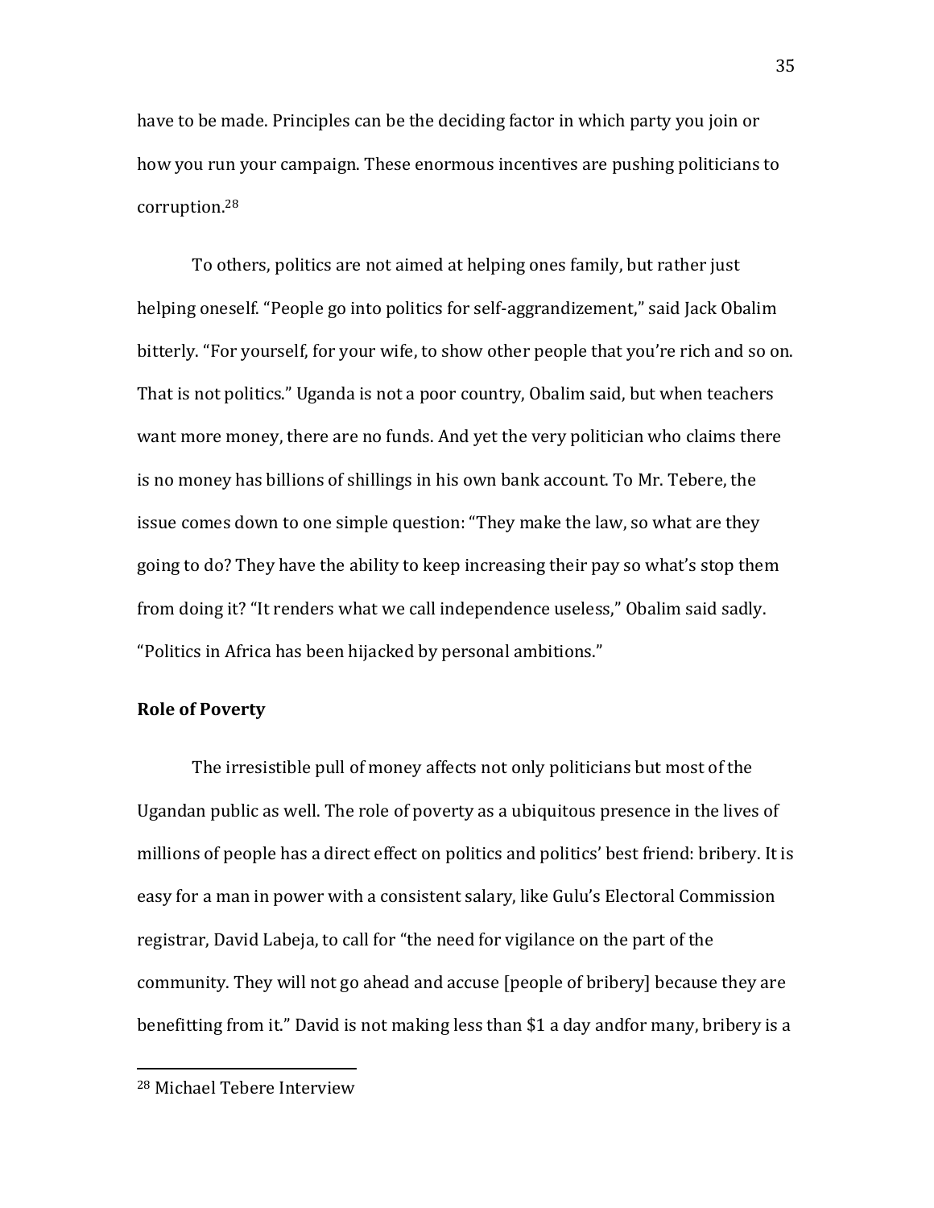have to be made. Principles can be the deciding factor in which party you join or how you run your campaign. These enormous incentives are pushing politicians to corruption.[28]

To others, politics are not aimed at helping ones family, but rather just helping oneself. "People go into politics for self-aggrandizement," said Jack Obalim bitterly. "For yourself, for your wife, to show other people that you're rich and so on. That is not politics." Uganda is not a poor country, Obalim said, but when teachers want more money, there are no funds. And yet the very politician who claims there is no money has billions of shillings in his own bank account. To Mr. Tebere, the issue comes down to one simple question: "They make the law, so what are they going to do? They have the ability to keep increasing their pay so what's stop them from doing it? "It renders what we call independence useless," Obalim said sadly. "Politics in Africa has been hijacked by personal ambitions."

**Role of Poverty**

The irresistible pull of money affects not only politicians but most of the Ugandan public as well. The role of poverty as a ubiquitous presence in the lives of millions of people has a direct effect on politics and politics' best friend: bribery. It is easy for a man in power with a consistent salary, like Gulu's Electoral Commission registrar, David Labeja, to call for "the need for vigilance on the part of the community. They will not go ahead and accuse [people of bribery] because they are benefitting from it." David is not making less than $1 a day andfor many, bribery is a

[28] Michael Tebere Interview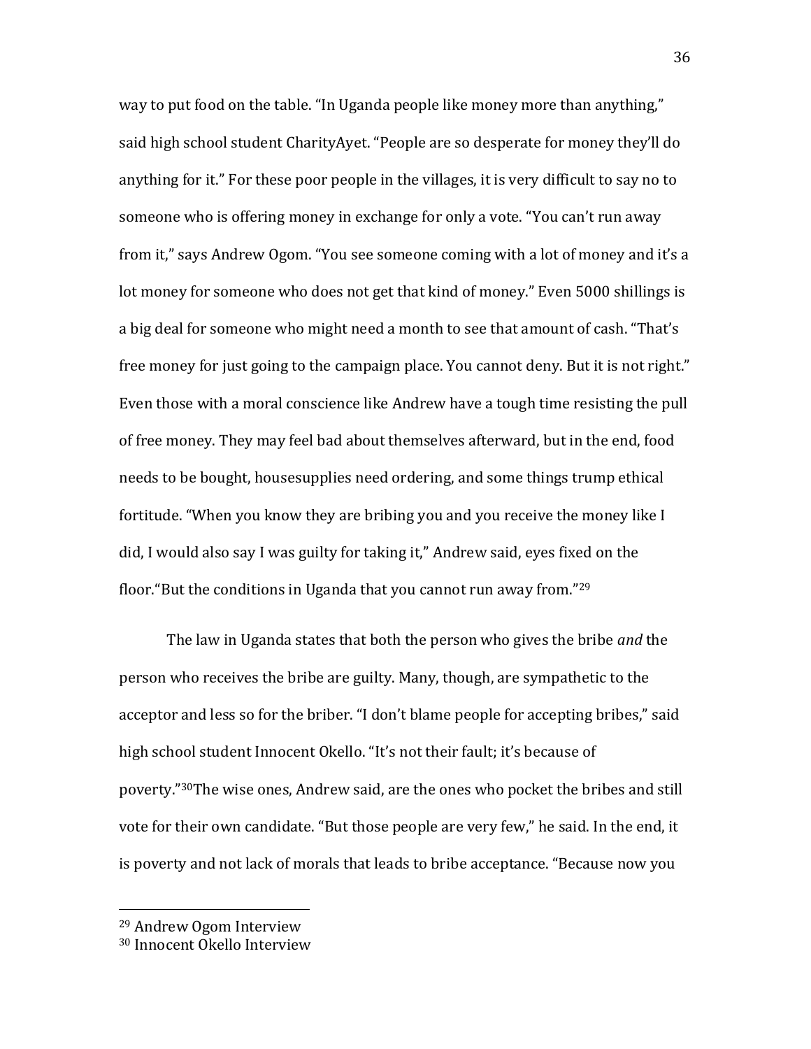way to put food on the table. "In Uganda people like money more than anything," said high school student CharityAyet. "People are so desperate for money they'll do anything for it." For these poor people in the villages, it is very difficult to say no to someone who is offering money in exchange for only a vote. "You can't run away from it," says Andrew Ogom. "You see someone coming with a lot of money and it's a lot money for someone who does not get that kind of money." Even 5000 shillings is a big deal for someone who might need a month to see that amount of cash. "That's free money for just going to the campaign place. You cannot deny. But it is not right." Even those with a moral conscience like Andrew have a tough time resisting the pull of free money. They may feel bad about themselves afterward, but in the end, food needs to be bought, housesupplies need ordering, and some things trump ethical fortitude. "When you know they are bribing you and you receive the money like I did, I would also say I was guilty for taking it," Andrew said, eyes fixed on the floor."But the conditions in Uganda that you cannot run away from."[29]

The law in Uganda states that both the person who gives the bribe *and* the person who receives the bribe are guilty. Many, though, are sympathetic to the acceptor and less so for the briber. "I don't blame people for accepting bribes," said high school student Innocent Okello. "It's not their fault; it's because of poverty."[30]The wise ones, Andrew said, are the ones who pocket the bribes and still vote for their own candidate. "But those people are very few," he said. In the end, it is poverty and not lack of morals that leads to bribe acceptance. "Because now you

---

[29] Andrew Ogom Interview

[30] Innocent Okello Interview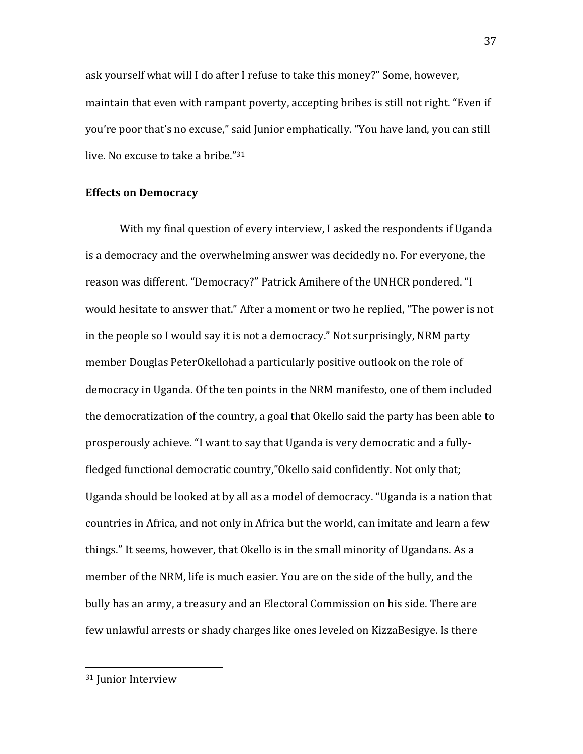ask yourself what will I do after I refuse to take this money?" Some, however, maintain that even with rampant poverty, accepting bribes is still not right. "Even if you're poor that's no excuse," said Junior emphatically. "You have land, you can still live. No excuse to take a bribe."[31]

**Effects on Democracy**

With my final question of every interview, I asked the respondents if Uganda is a democracy and the overwhelming answer was decidedly no. For everyone, the reason was different. "Democracy?" Patrick Amihere of the UNHCR pondered. "I would hesitate to answer that." After a moment or two he replied, "The power is not in the people so I would say it is not a democracy." Not surprisingly, NRM party member Douglas PeterOkellohad a particularly positive outlook on the role of democracy in Uganda. Of the ten points in the NRM manifesto, one of them included the democratization of the country, a goal that Okello said the party has been able to prosperously achieve. "I want to say that Uganda is very democratic and a fully-fledged functional democratic country,"Okello said confidently. Not only that; Uganda should be looked at by all as a model of democracy. "Uganda is a nation that countries in Africa, and not only in Africa but the world, can imitate and learn a few things." It seems, however, that Okello is in the small minority of Ugandans. As a member of the NRM, life is much easier. You are on the side of the bully, and the bully has an army, a treasury and an Electoral Commission on his side. There are few unlawful arrests or shady charges like ones leveled on KizzaBesigye. Is there

---

[31] Junior Interview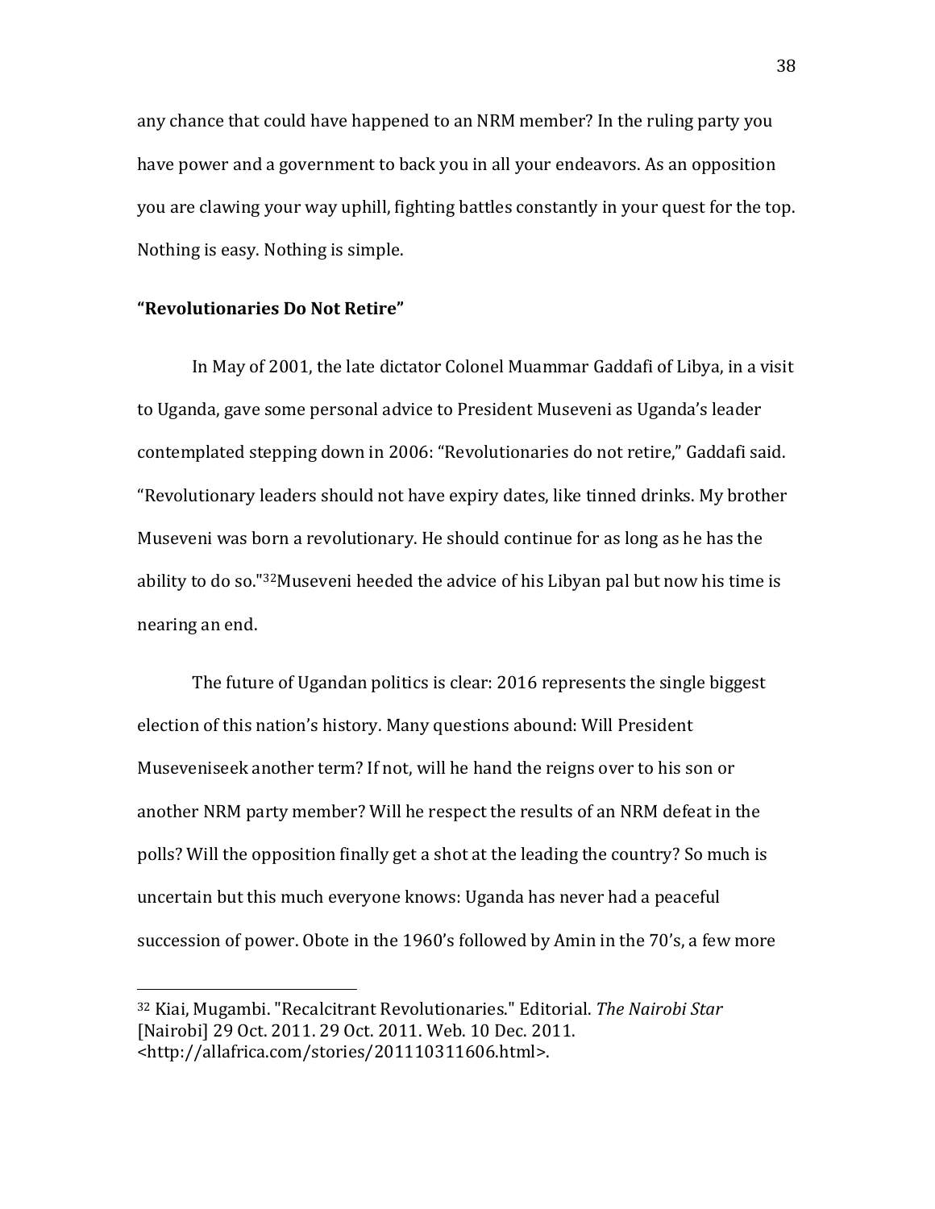any chance that could have happened to an NRM member? In the ruling party you have power and a government to back you in all your endeavors. As an opposition you are clawing your way uphill, fighting battles constantly in your quest for the top. Nothing is easy. Nothing is simple.

**"Revolutionaries Do Not Retire"**

In May of 2001, the late dictator Colonel Muammar Gaddafi of Libya, in a visit to Uganda, gave some personal advice to President Museveni as Uganda's leader contemplated stepping down in 2006: "Revolutionaries do not retire," Gaddafi said. "Revolutionary leaders should not have expiry dates, like tinned drinks. My brother Museveni was born a revolutionary. He should continue for as long as he has the ability to do so."[32]Museveni heeded the advice of his Libyan pal but now his time is nearing an end.

The future of Ugandan politics is clear: 2016 represents the single biggest election of this nation's history. Many questions abound: Will President Museveniseek another term? If not, will he hand the reigns over to his son or another NRM party member? Will he respect the results of an NRM defeat in the polls? Will the opposition finally get a shot at the leading the country? So much is uncertain but this much everyone knows: Uganda has never had a peaceful succession of power. Obote in the 1960's followed by Amin in the 70's, a few more

[32] Kiai, Mugambi. "Recalcitrant Revolutionaries." Editorial. *The Nairobi Star* [Nairobi] 29 Oct. 2011. 29 Oct. 2011. Web. 10 Dec. 2011. <http://allafrica.com/stories/201110311606.html>.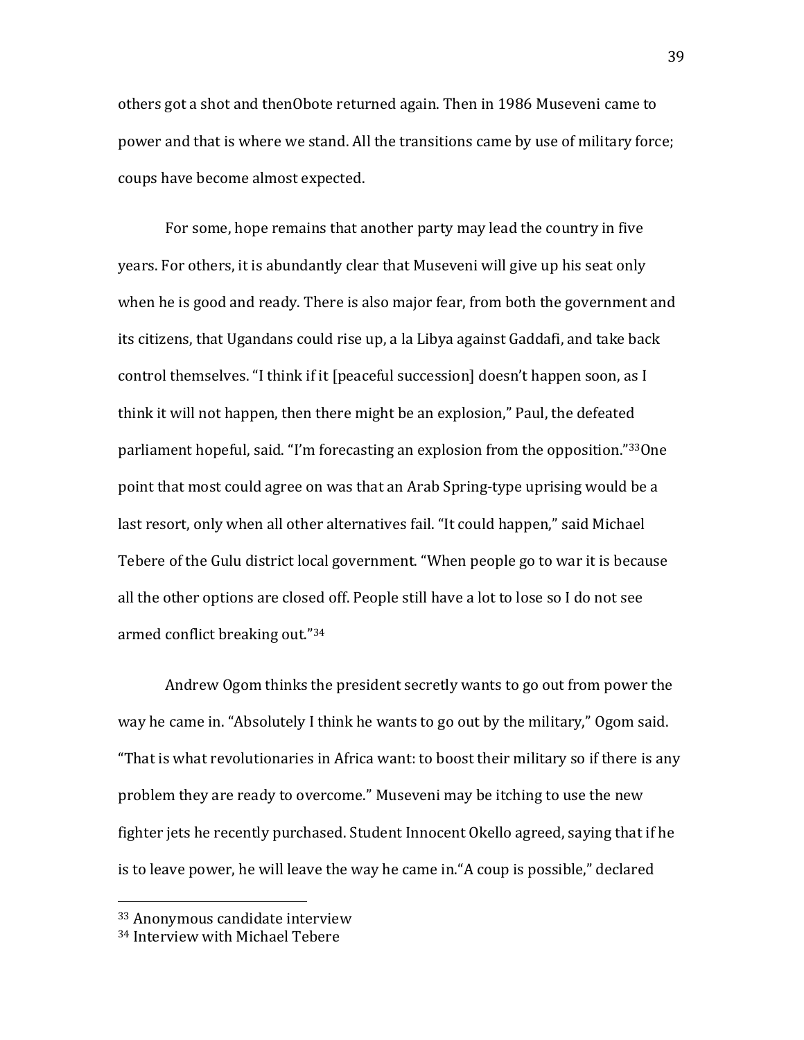others got a shot and thenObote returned again. Then in 1986 Museveni came to power and that is where we stand. All the transitions came by use of military force; coups have become almost expected.

For some, hope remains that another party may lead the country in five years. For others, it is abundantly clear that Museveni will give up his seat only when he is good and ready. There is also major fear, from both the government and its citizens, that Ugandans could rise up, a la Libya against Gaddafi, and take back control themselves. "I think if it [peaceful succession] doesn't happen soon, as I think it will not happen, then there might be an explosion," Paul, the defeated parliament hopeful, said. "I'm forecasting an explosion from the opposition."[33]One point that most could agree on was that an Arab Spring-type uprising would be a last resort, only when all other alternatives fail. "It could happen," said Michael Tebere of the Gulu district local government. "When people go to war it is because all the other options are closed off. People still have a lot to lose so I do not see armed conflict breaking out."[34]

Andrew Ogom thinks the president secretly wants to go out from power the way he came in. "Absolutely I think he wants to go out by the military," Ogom said. "That is what revolutionaries in Africa want: to boost their military so if there is any problem they are ready to overcome." Museveni may be itching to use the new fighter jets he recently purchased. Student Innocent Okello agreed, saying that if he is to leave power, he will leave the way he came in."A coup is possible," declared

---

[33] Anonymous candidate interview

[34] Interview with Michael Tebere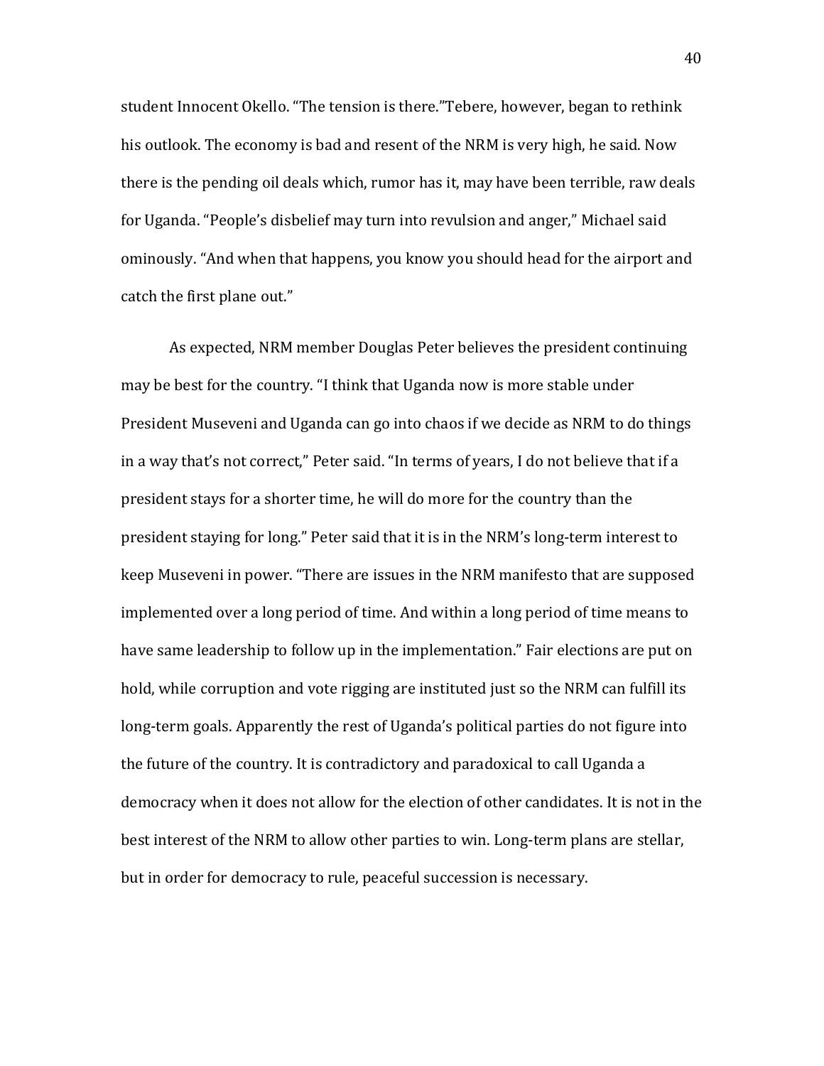student Innocent Okello. “The tension is there.”Tebere, however, began to rethink his outlook. The economy is bad and resent of the NRM is very high, he said. Now there is the pending oil deals which, rumor has it, may have been terrible, raw deals for Uganda. “People’s disbelief may turn into revulsion and anger,” Michael said ominously. “And when that happens, you know you should head for the airport and catch the first plane out.”

As expected, NRM member Douglas Peter believes the president continuing may be best for the country. “I think that Uganda now is more stable under President Museveni and Uganda can go into chaos if we decide as NRM to do things in a way that’s not correct,” Peter said. “In terms of years, I do not believe that if a president stays for a shorter time, he will do more for the country than the president staying for long.” Peter said that it is in the NRM’s long-term interest to keep Museveni in power. “There are issues in the NRM manifesto that are supposed implemented over a long period of time. And within a long period of time means to have same leadership to follow up in the implementation.” Fair elections are put on hold, while corruption and vote rigging are instituted just so the NRM can fulfill its long-term goals. Apparently the rest of Uganda’s political parties do not figure into the future of the country. It is contradictory and paradoxical to call Uganda a democracy when it does not allow for the election of other candidates. It is not in the best interest of the NRM to allow other parties to win. Long-term plans are stellar, but in order for democracy to rule, peaceful succession is necessary.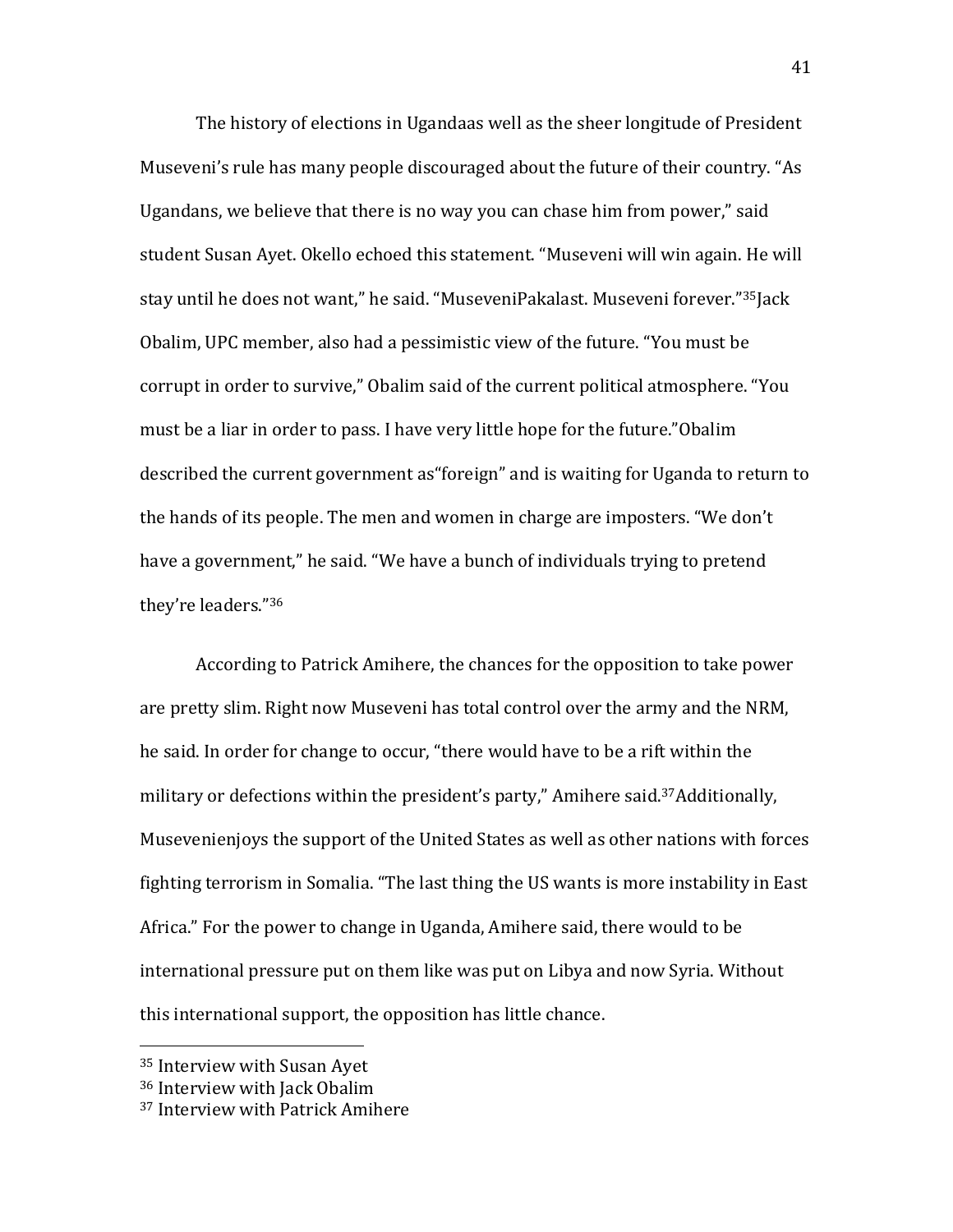The history of elections in Ugandaas well as the sheer longitude of President Museveni's rule has many people discouraged about the future of their country. "As Ugandans, we believe that there is no way you can chase him from power," said student Susan Ayet. Okello echoed this statement. "Museveni will win again. He will stay until he does not want," he said. "MuseveniPakalast. Museveni forever."[35]Jack Obalim, UPC member, also had a pessimistic view of the future. "You must be corrupt in order to survive," Obalim said of the current political atmosphere. "You must be a liar in order to pass. I have very little hope for the future."Obalim described the current government as"foreign" and is waiting for Uganda to return to the hands of its people. The men and women in charge are imposters. "We don't have a government," he said. "We have a bunch of individuals trying to pretend they're leaders."[36]

According to Patrick Amihere, the chances for the opposition to take power are pretty slim. Right now Museveni has total control over the army and the NRM, he said. In order for change to occur, "there would have to be a rift within the military or defections within the president's party," Amihere said.[37]Additionally, Musevenienjoys the support of the United States as well as other nations with forces fighting terrorism in Somalia. "The last thing the US wants is more instability in East Africa." For the power to change in Uganda, Amihere said, there would to be international pressure put on them like was put on Libya and now Syria. Without this international support, the opposition has little chance.

[35] Interview with Susan Ayet

[36] Interview with Jack Obalim

[37] Interview with Patrick Amihere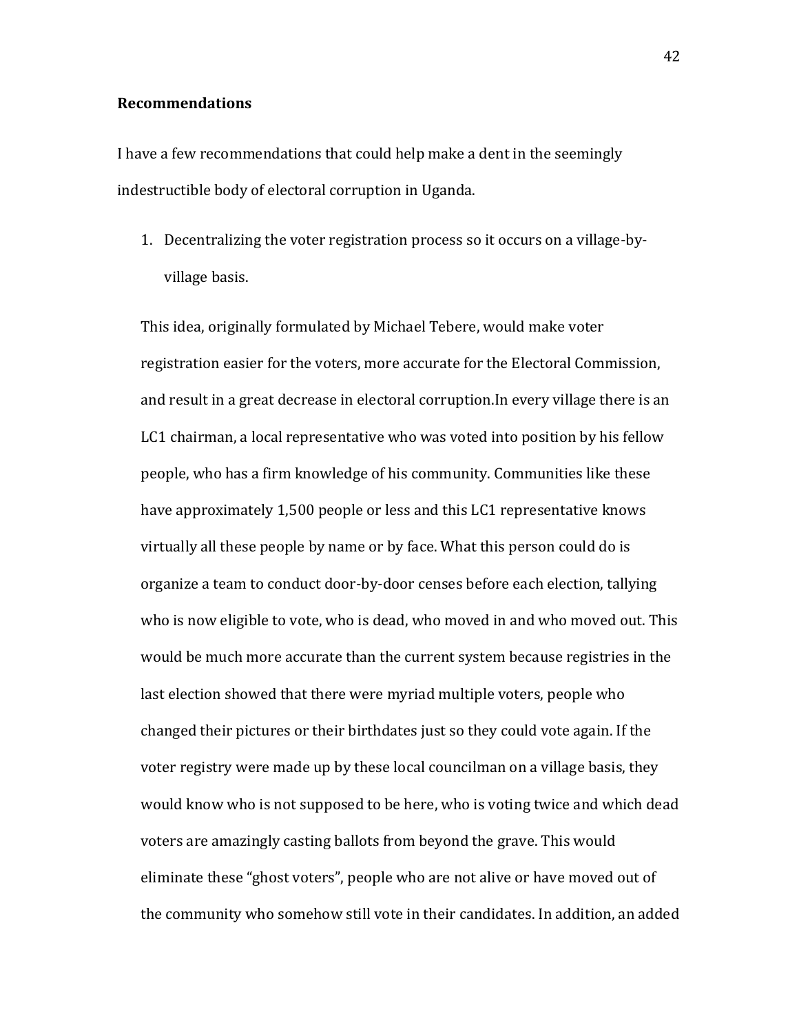**Recommendations**

I have a few recommendations that could help make a dent in the seemingly indestructible body of electoral corruption in Uganda.

1. Decentralizing the voter registration process so it occurs on a village-by-village basis.

This idea, originally formulated by Michael Tebere, would make voter registration easier for the voters, more accurate for the Electoral Commission, and result in a great decrease in electoral corruption.In every village there is an LC1 chairman, a local representative who was voted into position by his fellow people, who has a firm knowledge of his community. Communities like these have approximately 1,500 people or less and this LC1 representative knows virtually all these people by name or by face. What this person could do is organize a team to conduct door-by-door censes before each election, tallying who is now eligible to vote, who is dead, who moved in and who moved out. This would be much more accurate than the current system because registries in the last election showed that there were myriad multiple voters, people who changed their pictures or their birthdates just so they could vote again. If the voter registry were made up by these local councilman on a village basis, they would know who is not supposed to be here, who is voting twice and which dead voters are amazingly casting ballots from beyond the grave. This would eliminate these "ghost voters", people who are not alive or have moved out of the community who somehow still vote in their candidates. In addition, an added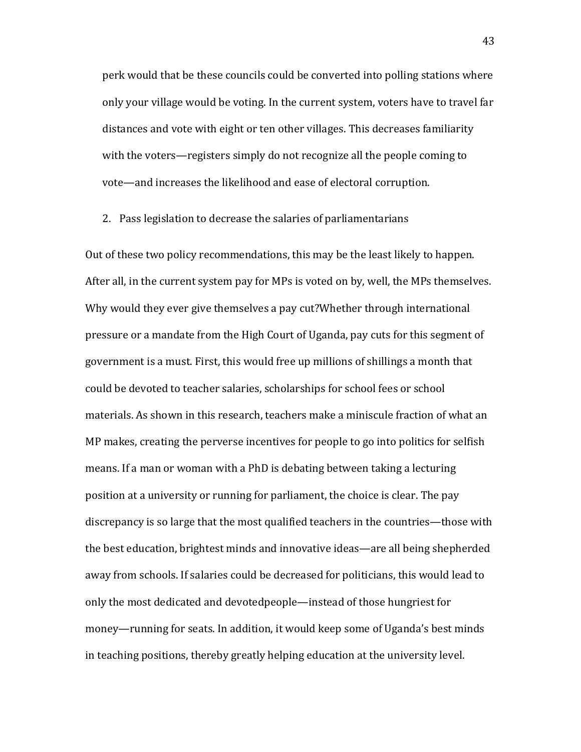perk would that be these councils could be converted into polling stations where only your village would be voting. In the current system, voters have to travel far distances and vote with eight or ten other villages. This decreases familiarity with the voters—registers simply do not recognize all the people coming to vote—and increases the likelihood and ease of electoral corruption.

2. Pass legislation to decrease the salaries of parliamentarians

Out of these two policy recommendations, this may be the least likely to happen. After all, in the current system pay for MPs is voted on by, well, the MPs themselves. Why would they ever give themselves a pay cut?Whether through international pressure or a mandate from the High Court of Uganda, pay cuts for this segment of government is a must. First, this would free up millions of shillings a month that could be devoted to teacher salaries, scholarships for school fees or school materials. As shown in this research, teachers make a miniscule fraction of what an MP makes, creating the perverse incentives for people to go into politics for selfish means. If a man or woman with a PhD is debating between taking a lecturing position at a university or running for parliament, the choice is clear. The pay discrepancy is so large that the most qualified teachers in the countries—those with the best education, brightest minds and innovative ideas—are all being shepherded away from schools. If salaries could be decreased for politicians, this would lead to only the most dedicated and devotedpeople—instead of those hungriest for money—running for seats. In addition, it would keep some of Uganda's best minds in teaching positions, thereby greatly helping education at the university level.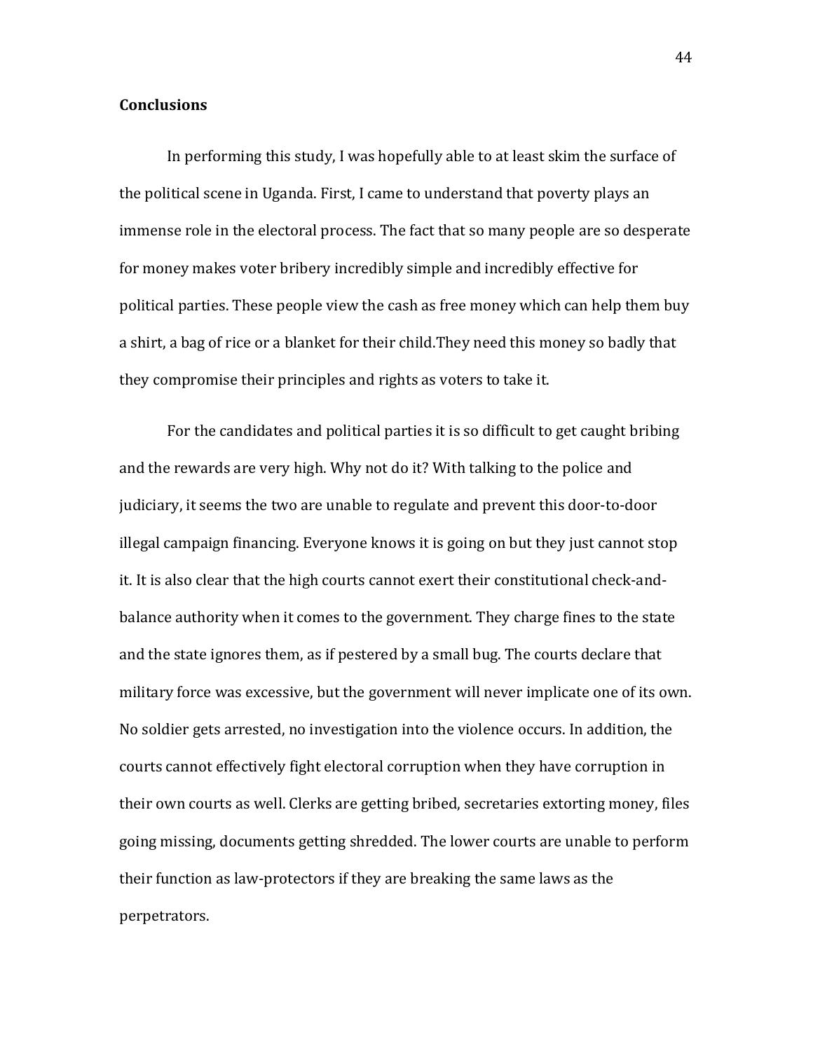## Conclusions

In performing this study, I was hopefully able to at least skim the surface of the political scene in Uganda. First, I came to understand that poverty plays an immense role in the electoral process. The fact that so many people are so desperate for money makes voter bribery incredibly simple and incredibly effective for political parties. These people view the cash as free money which can help them buy a shirt, a bag of rice or a blanket for their child.They need this money so badly that they compromise their principles and rights as voters to take it.

For the candidates and political parties it is so difficult to get caught bribing and the rewards are very high. Why not do it? With talking to the police and judiciary, it seems the two are unable to regulate and prevent this door-to-door illegal campaign financing. Everyone knows it is going on but they just cannot stop it. It is also clear that the high courts cannot exert their constitutional check-and-balance authority when it comes to the government. They charge fines to the state and the state ignores them, as if pestered by a small bug. The courts declare that military force was excessive, but the government will never implicate one of its own. No soldier gets arrested, no investigation into the violence occurs. In addition, the courts cannot effectively fight electoral corruption when they have corruption in their own courts as well. Clerks are getting bribed, secretaries extorting money, files going missing, documents getting shredded. The lower courts are unable to perform their function as law-protectors if they are breaking the same laws as the perpetrators.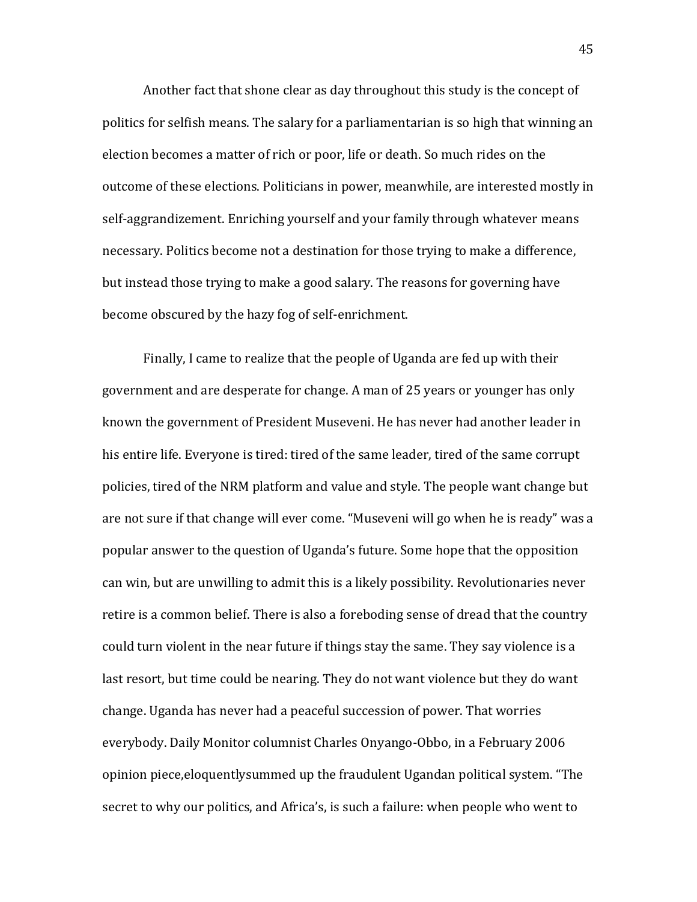Another fact that shone clear as day throughout this study is the concept of politics for selfish means. The salary for a parliamentarian is so high that winning an election becomes a matter of rich or poor, life or death. So much rides on the outcome of these elections. Politicians in power, meanwhile, are interested mostly in self-aggrandizement. Enriching yourself and your family through whatever means necessary. Politics become not a destination for those trying to make a difference, but instead those trying to make a good salary. The reasons for governing have become obscured by the hazy fog of self-enrichment.

Finally, I came to realize that the people of Uganda are fed up with their government and are desperate for change. A man of 25 years or younger has only known the government of President Museveni. He has never had another leader in his entire life. Everyone is tired: tired of the same leader, tired of the same corrupt policies, tired of the NRM platform and value and style. The people want change but are not sure if that change will ever come. "Museveni will go when he is ready" was a popular answer to the question of Uganda's future. Some hope that the opposition can win, but are unwilling to admit this is a likely possibility. Revolutionaries never retire is a common belief. There is also a foreboding sense of dread that the country could turn violent in the near future if things stay the same. They say violence is a last resort, but time could be nearing. They do not want violence but they do want change. Uganda has never had a peaceful succession of power. That worries everybody. Daily Monitor columnist Charles Onyango-Obbo, in a February 2006 opinion piece,eloquentlysummed up the fraudulent Ugandan political system. "The secret to why our politics, and Africa's, is such a failure: when people who went to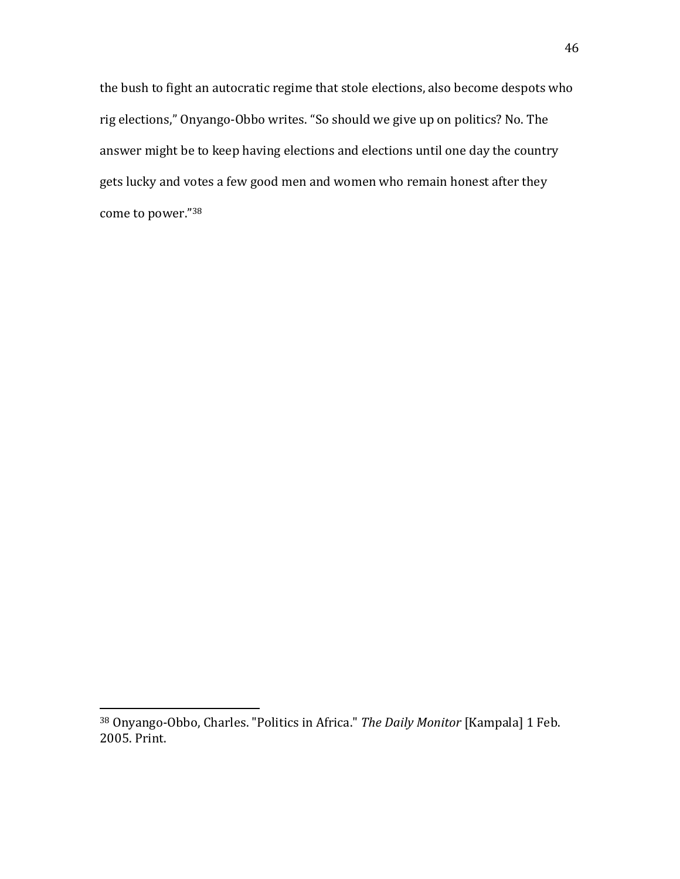the bush to fight an autocratic regime that stole elections, also become despots who rig elections," Onyango-Obbo writes. "So should we give up on politics? No. The answer might be to keep having elections and elections until one day the country gets lucky and votes a few good men and women who remain honest after they come to power."[38]

---

[38] Onyango-Obbo, Charles. "Politics in Africa." *The Daily Monitor* [Kampala] 1 Feb. 2005. Print.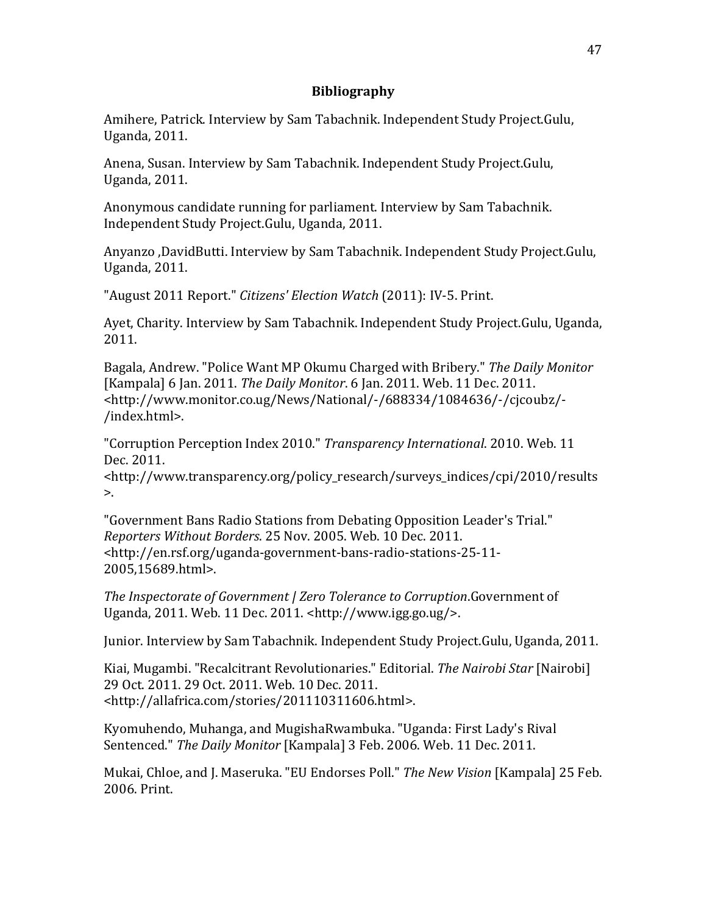## Bibliography

Amihere, Patrick. Interview by Sam Tabachnik. Independent Study Project.Gulu, Uganda, 2011.

Anena, Susan. Interview by Sam Tabachnik. Independent Study Project.Gulu, Uganda, 2011.

Anonymous candidate running for parliament. Interview by Sam Tabachnik. Independent Study Project.Gulu, Uganda, 2011.

Anyanzo ,DavidButti. Interview by Sam Tabachnik. Independent Study Project.Gulu, Uganda, 2011.

"August 2011 Report." *Citizens' Election Watch* (2011): IV-5. Print.

Ayet, Charity. Interview by Sam Tabachnik. Independent Study Project.Gulu, Uganda, 2011.

Bagala, Andrew. "Police Want MP Okumu Charged with Bribery." *The Daily Monitor* [Kampala] 6 Jan. 2011. *The Daily Monitor*. 6 Jan. 2011. Web. 11 Dec. 2011. <http://www.monitor.co.ug/News/National/-/688334/1084636/-/cjcoubz/-/index.html>.

"Corruption Perception Index 2010." *Transparency International*. 2010. Web. 11 Dec. 2011. <http://www.transparency.org/policy_research/surveys_indices/cpi/2010/results>.

"Government Bans Radio Stations from Debating Opposition Leader's Trial." *Reporters Without Borders*. 25 Nov. 2005. Web. 10 Dec. 2011. <http://en.rsf.org/uganda-government-bans-radio-stations-25-11-2005,15689.html>.

*The Inspectorate of Government | Zero Tolerance to Corruption*.Government of Uganda, 2011. Web. 11 Dec. 2011. <http://www.igg.go.ug/>.

Junior. Interview by Sam Tabachnik. Independent Study Project.Gulu, Uganda, 2011.

Kiai, Mugambi. "Recalcitrant Revolutionaries." Editorial. *The Nairobi Star* [Nairobi] 29 Oct. 2011. 29 Oct. 2011. Web. 10 Dec. 2011. <http://allafrica.com/stories/201110311606.html>.

Kyomuhendo, Muhanga, and MugishaRwambuka. "Uganda: First Lady's Rival Sentenced." *The Daily Monitor* [Kampala] 3 Feb. 2006. Web. 11 Dec. 2011.

Mukai, Chloe, and J. Maseruka. "EU Endorses Poll." *The New Vision* [Kampala] 25 Feb. 2006. Print.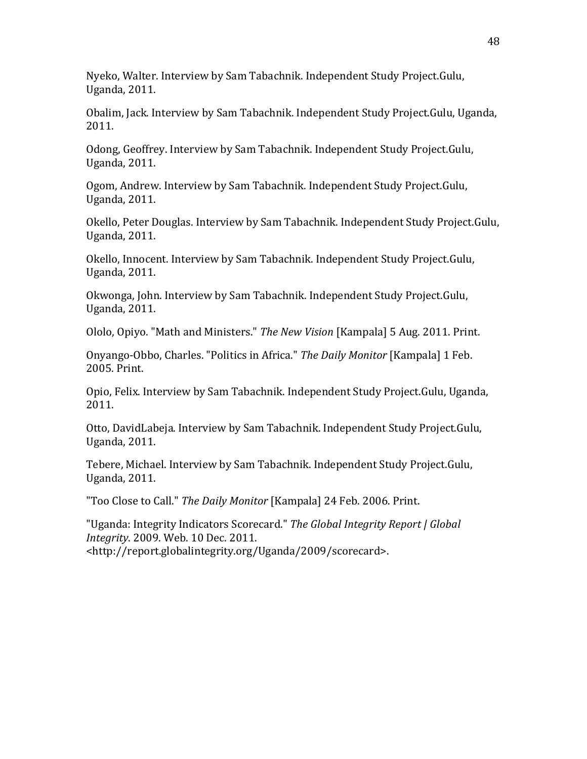Nyeko, Walter. Interview by Sam Tabachnik. Independent Study Project.Gulu, Uganda, 2011.

Obalim, Jack. Interview by Sam Tabachnik. Independent Study Project.Gulu, Uganda, 2011.

Odong, Geoffrey. Interview by Sam Tabachnik. Independent Study Project.Gulu, Uganda, 2011.

Ogom, Andrew. Interview by Sam Tabachnik. Independent Study Project.Gulu, Uganda, 2011.

Okello, Peter Douglas. Interview by Sam Tabachnik. Independent Study Project.Gulu, Uganda, 2011.

Okello, Innocent. Interview by Sam Tabachnik. Independent Study Project.Gulu, Uganda, 2011.

Okwonga, John. Interview by Sam Tabachnik. Independent Study Project.Gulu, Uganda, 2011.

Ololo, Opiyo. "Math and Ministers." *The New Vision* [Kampala] 5 Aug. 2011. Print.

Onyango-Obbo, Charles. "Politics in Africa." *The Daily Monitor* [Kampala] 1 Feb. 2005. Print.

Opio, Felix. Interview by Sam Tabachnik. Independent Study Project.Gulu, Uganda, 2011.

Otto, DavidLabeja. Interview by Sam Tabachnik. Independent Study Project.Gulu, Uganda, 2011.

Tebere, Michael. Interview by Sam Tabachnik. Independent Study Project.Gulu, Uganda, 2011.

"Too Close to Call." *The Daily Monitor* [Kampala] 24 Feb. 2006. Print.

"Uganda: Integrity Indicators Scorecard." *The Global Integrity Report | Global Integrity*. 2009. Web. 10 Dec. 2011. <http://report.globalintegrity.org/Uganda/2009/scorecard>.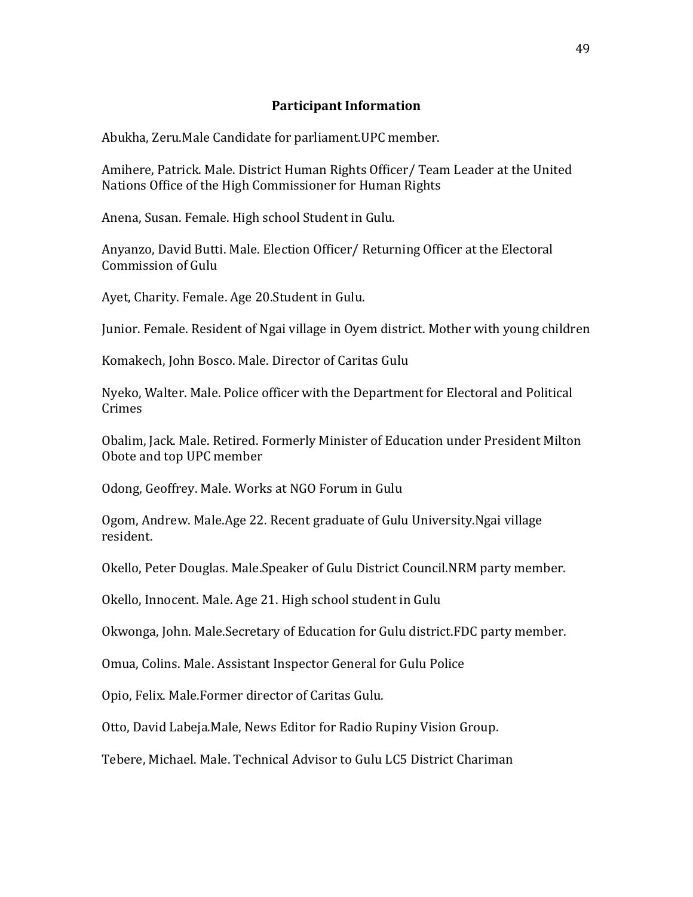## Participant Information

Abukha, Zeru.Male Candidate for parliament.UPC member.

Amihere, Patrick. Male. District Human Rights Officer/ Team Leader at the United Nations Office of the High Commissioner for Human Rights

Anena, Susan. Female. High school Student in Gulu.

Anyanzo, David Butti. Male. Election Officer/ Returning Officer at the Electoral Commission of Gulu

Ayet, Charity. Female. Age 20.Student in Gulu.

Junior. Female. Resident of Ngai village in Oyem district. Mother with young children

Komakech, John Bosco. Male. Director of Caritas Gulu

Nyeko, Walter. Male. Police officer with the Department for Electoral and Political Crimes

Obalim, Jack. Male. Retired. Formerly Minister of Education under President Milton Obote and top UPC member

Odong, Geoffrey. Male. Works at NGO Forum in Gulu

Ogom, Andrew. Male.Age 22. Recent graduate of Gulu University.Ngai village resident.

Okello, Peter Douglas. Male.Speaker of Gulu District Council.NRM party member.

Okello, Innocent. Male. Age 21. High school student in Gulu

Okwonga, John. Male.Secretary of Education for Gulu district.FDC party member.

Omua, Colins. Male. Assistant Inspector General for Gulu Police

Opio, Felix. Male.Former director of Caritas Gulu.

Otto, David Labeja.Male, News Editor for Radio Rupiny Vision Group.

Tebere, Michael. Male. Technical Advisor to Gulu LC5 District Chariman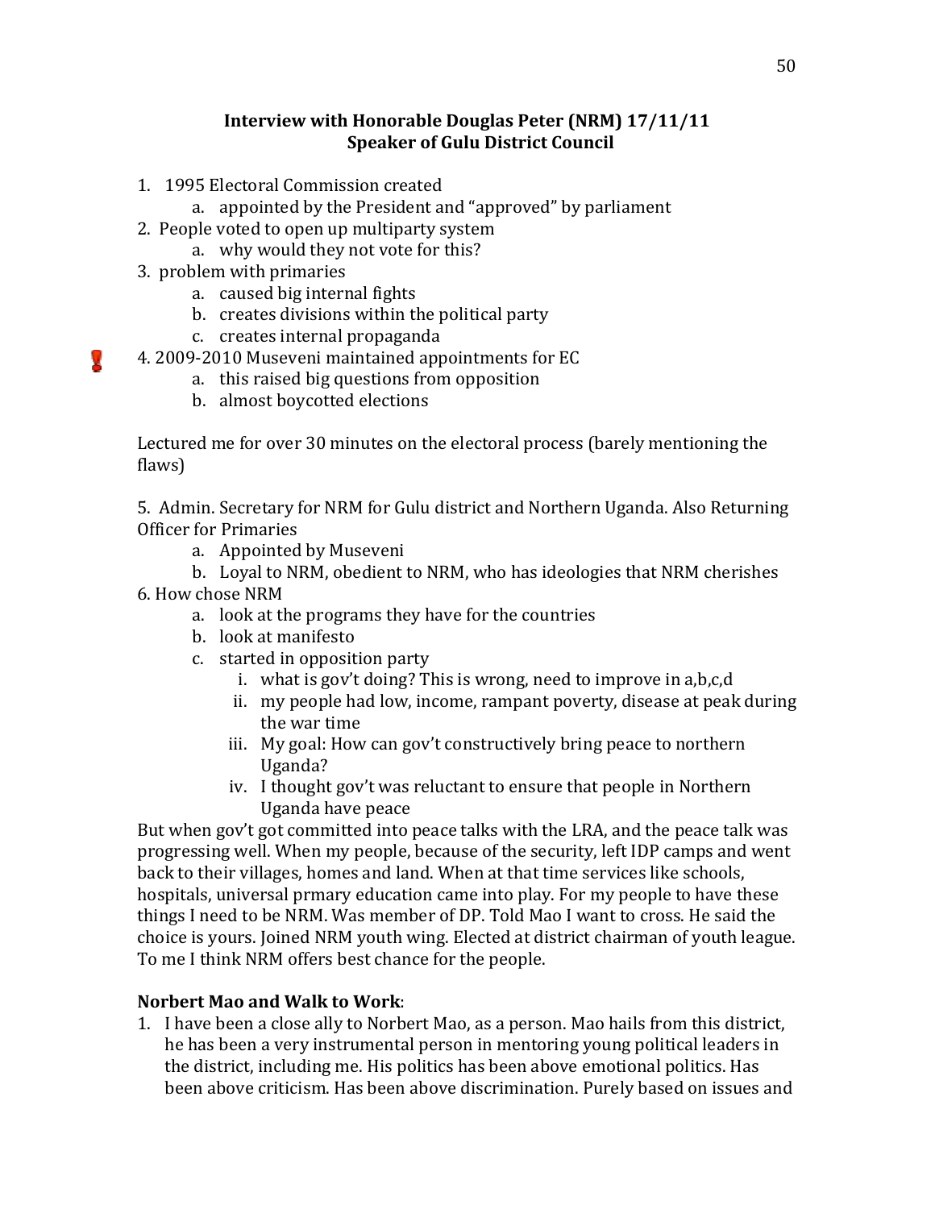### Interview with Honorable Douglas Peter (NRM) 17/11/11
### Speaker of Gulu District Council

1. 1995 Electoral Commission created
   a. appointed by the President and "approved" by parliament
2. People voted to open up multiparty system
   a. why would they not vote for this?
3. problem with primaries
   a. caused big internal fights
   b. creates divisions within the political party
   c. creates internal propaganda
4. 2009-2010 Museveni maintained appointments for EC
   a. this raised big questions from opposition
   b. almost boycotted elections

Lectured me for over 30 minutes on the electoral process (barely mentioning the flaws)

5. Admin. Secretary for NRM for Gulu district and Northern Uganda. Also Returning Officer for Primaries
   a. Appointed by Museveni
   b. Loyal to NRM, obedient to NRM, who has ideologies that NRM cherishes
6. How chose NRM
   a. look at the programs they have for the countries
   b. look at manifesto
   c. started in opposition party
      i. what is gov't doing? This is wrong, need to improve in a,b,c,d
      ii. my people had low, income, rampant poverty, disease at peak during the war time
      iii. My goal: How can gov't constructively bring peace to northern Uganda?
      iv. I thought gov't was reluctant to ensure that people in Northern Uganda have peace

But when gov't got committed into peace talks with the LRA, and the peace talk was progressing well. When my people, because of the security, left IDP camps and went back to their villages, homes and land. When at that time services like schools, hospitals, universal prmary education came into play. For my people to have these things I need to be NRM. Was member of DP. Told Mao I want to cross. He said the choice is yours. Joined NRM youth wing. Elected at district chairman of youth league. To me I think NRM offers best chance for the people.

**Norbert Mao and Walk to Work**:

1. I have been a close ally to Norbert Mao, as a person. Mao hails from this district, he has been a very instrumental person in mentoring young political leaders in the district, including me. His politics has been above emotional politics. Has been above criticism. Has been above discrimination. Purely based on issues and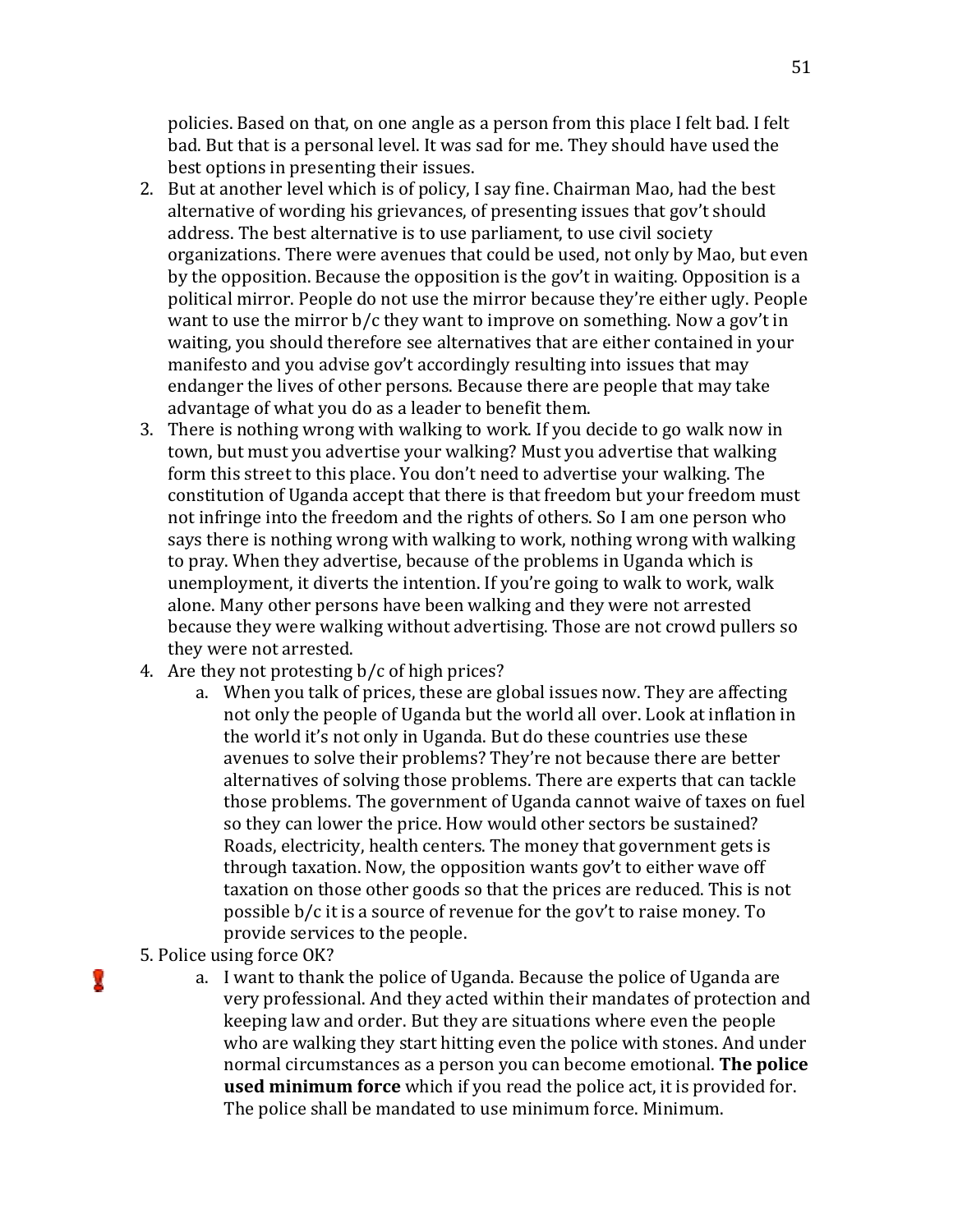policies. Based on that, on one angle as a person from this place I felt bad. I felt bad. But that is a personal level. It was sad for me. They should have used the best options in presenting their issues.

2. But at another level which is of policy, I say fine. Chairman Mao, had the best alternative of wording his grievances, of presenting issues that gov't should address. The best alternative is to use parliament, to use civil society organizations. There were avenues that could be used, not only by Mao, but even by the opposition. Because the opposition is the gov't in waiting. Opposition is a political mirror. People do not use the mirror because they're either ugly. People want to use the mirror b/c they want to improve on something. Now a gov't in waiting, you should therefore see alternatives that are either contained in your manifesto and you advise gov't accordingly resulting into issues that may endanger the lives of other persons. Because there are people that may take advantage of what you do as a leader to benefit them.
3. There is nothing wrong with walking to work. If you decide to go walk now in town, but must you advertise your walking? Must you advertise that walking form this street to this place. You don't need to advertise your walking. The constitution of Uganda accept that there is that freedom but your freedom must not infringe into the freedom and the rights of others. So I am one person who says there is nothing wrong with walking to work, nothing wrong with walking to pray. When they advertise, because of the problems in Uganda which is unemployment, it diverts the intention. If you're going to walk to work, walk alone. Many other persons have been walking and they were not arrested because they were walking without advertising. Those are not crowd pullers so they were not arrested.
4. Are they not protesting b/c of high prices?
   a. When you talk of prices, these are global issues now. They are affecting not only the people of Uganda but the world all over. Look at inflation in the world it's not only in Uganda. But do these countries use these avenues to solve their problems? They're not because there are better alternatives of solving those problems. There are experts that can tackle those problems. The government of Uganda cannot waive of taxes on fuel so they can lower the price. How would other sectors be sustained? Roads, electricity, health centers. The money that government gets is through taxation. Now, the opposition wants gov't to either wave off taxation on those other goods so that the prices are reduced. This is not possible b/c it is a source of revenue for the gov't to raise money. To provide services to the people.

5. Police using force OK?
   a. I want to thank the police of Uganda. Because the police of Uganda are very professional. And they acted within their mandates of protection and keeping law and order. But they are situations where even the people who are walking they start hitting even the police with stones. And under normal circumstances as a person you can become emotional. **The police used minimum force** which if you read the police act, it is provided for. The police shall be mandated to use minimum force. Minimum.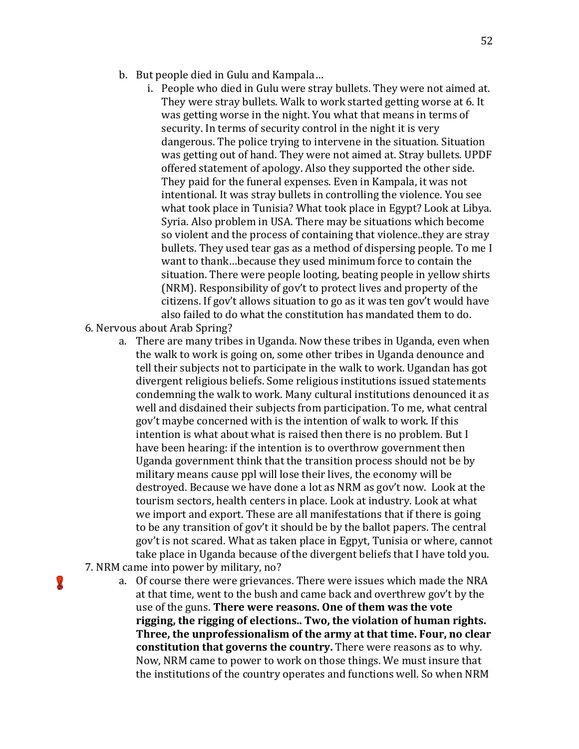b. But people died in Gulu and Kampala…

   i. People who died in Gulu were stray bullets. They were not aimed at. They were stray bullets. Walk to work started getting worse at 6. It was getting worse in the night. You what that means in terms of security. In terms of security control in the night it is very dangerous. The police trying to intervene in the situation. Situation was getting out of hand. They were not aimed at. Stray bullets. UPDF offered statement of apology. Also they supported the other side. They paid for the funeral expenses. Even in Kampala, it was not intentional. It was stray bullets in controlling the violence. You see what took place in Tunisia? What took place in Egypt? Look at Libya. Syria. Also problem in USA. There may be situations which become so violent and the process of containing that violence..they are stray bullets. They used tear gas as a method of dispersing people. To me I want to thank…because they used minimum force to contain the situation. There were people looting, beating people in yellow shirts (NRM). Responsibility of gov't to protect lives and property of the citizens. If gov't allows situation to go as it was ten gov't would have also failed to do what the constitution has mandated them to do.

6. Nervous about Arab Spring?

   a. There are many tribes in Uganda. Now these tribes in Uganda, even when the walk to work is going on, some other tribes in Uganda denounce and tell their subjects not to participate in the walk to work. Ugandan has got divergent religious beliefs. Some religious institutions issued statements condemning the walk to work. Many cultural institutions denounced it as well and disdained their subjects from participation. To me, what central gov't maybe concerned with is the intention of walk to work. If this intention is what about what is raised then there is no problem. But I have been hearing: if the intention is to overthrow government then Uganda government think that the transition process should not be by military means cause ppl will lose their lives, the economy will be destroyed. Because we have done a lot as NRM as gov't now. Look at the tourism sectors, health centers in place. Look at industry. Look at what we import and export. These are all manifestations that if there is going to be any transition of gov't it should be by the ballot papers. The central gov't is not scared. What as taken place in Egypt, Tunisia or where, cannot take place in Uganda because of the divergent beliefs that I have told you.

7. NRM came into power by military, no?

   a. Of course there were grievances. There were issues which made the NRA at that time, went to the bush and came back and overthrew gov't by the use of the guns. **There were reasons. One of them was the vote rigging, the rigging of elections.. Two, the violation of human rights. Three, the unprofessionalism of the army at that time. Four, no clear constitution that governs the country.** There were reasons as to why. Now, NRM came to power to work on those things. We must insure that the institutions of the country operates and functions well. So when NRM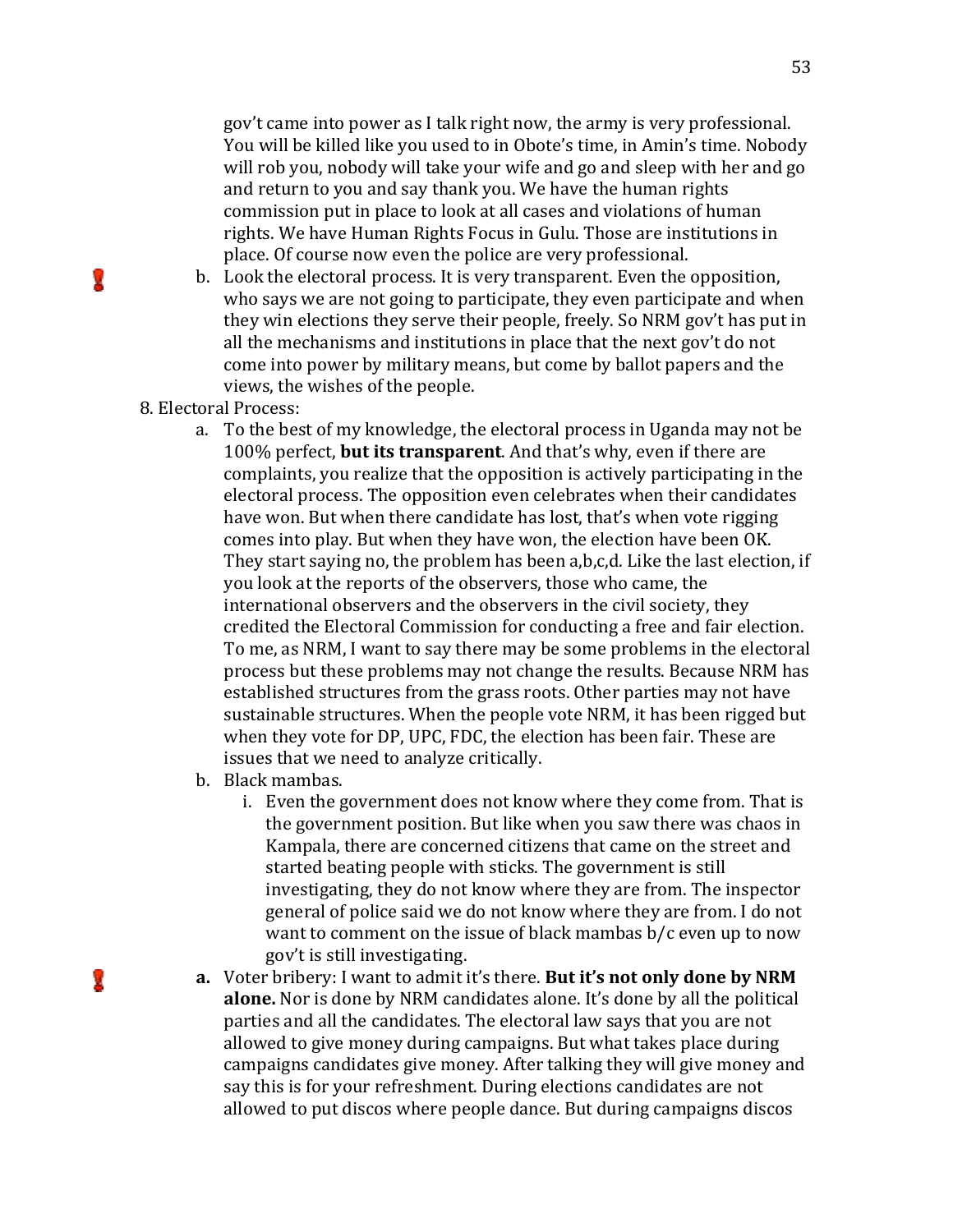gov't came into power as I talk right now, the army is very professional. You will be killed like you used to in Obote's time, in Amin's time. Nobody will rob you, nobody will take your wife and go and sleep with her and go and return to you and say thank you. We have the human rights commission put in place to look at all cases and violations of human rights. We have Human Rights Focus in Gulu. Those are institutions in place. Of course now even the police are very professional.

b. Look the electoral process. It is very transparent. Even the opposition, who says we are not going to participate, they even participate and when they win elections they serve their people, freely. So NRM gov't has put in all the mechanisms and institutions in place that the next gov't do not come into power by military means, but come by ballot papers and the views, the wishes of the people.

8. Electoral Process:
   a. To the best of my knowledge, the electoral process in Uganda may not be 100% perfect, **but its transparent**. And that's why, even if there are complaints, you realize that the opposition is actively participating in the electoral process. The opposition even celebrates when their candidates have won. But when there candidate has lost, that's when vote rigging comes into play. But when they have won, the election have been OK. They start saying no, the problem has been a,b,c,d. Like the last election, if you look at the reports of the observers, those who came, the international observers and the observers in the civil society, they credited the Electoral Commission for conducting a free and fair election. To me, as NRM, I want to say there may be some problems in the electoral process but these problems may not change the results. Because NRM has established structures from the grass roots. Other parties may not have sustainable structures. When the people vote NRM, it has been rigged but when they vote for DP, UPC, FDC, the election has been fair. These are issues that we need to analyze critically.
   b. Black mambas.
      i. Even the government does not know where they come from. That is the government position. But like when you saw there was chaos in Kampala, there are concerned citizens that came on the street and started beating people with sticks. The government is still investigating, they do not know where they are from. The inspector general of police said we do not know where they are from. I do not want to comment on the issue of black mambas b/c even up to now gov't is still investigating.
   **a.** Voter bribery: I want to admit it's there. **But it's not only done by NRM alone.** Nor is done by NRM candidates alone. It's done by all the political parties and all the candidates. The electoral law says that you are not allowed to give money during campaigns. But what takes place during campaigns candidates give money. After talking they will give money and say this is for your refreshment. During elections candidates are not allowed to put discos where people dance. But during campaigns discos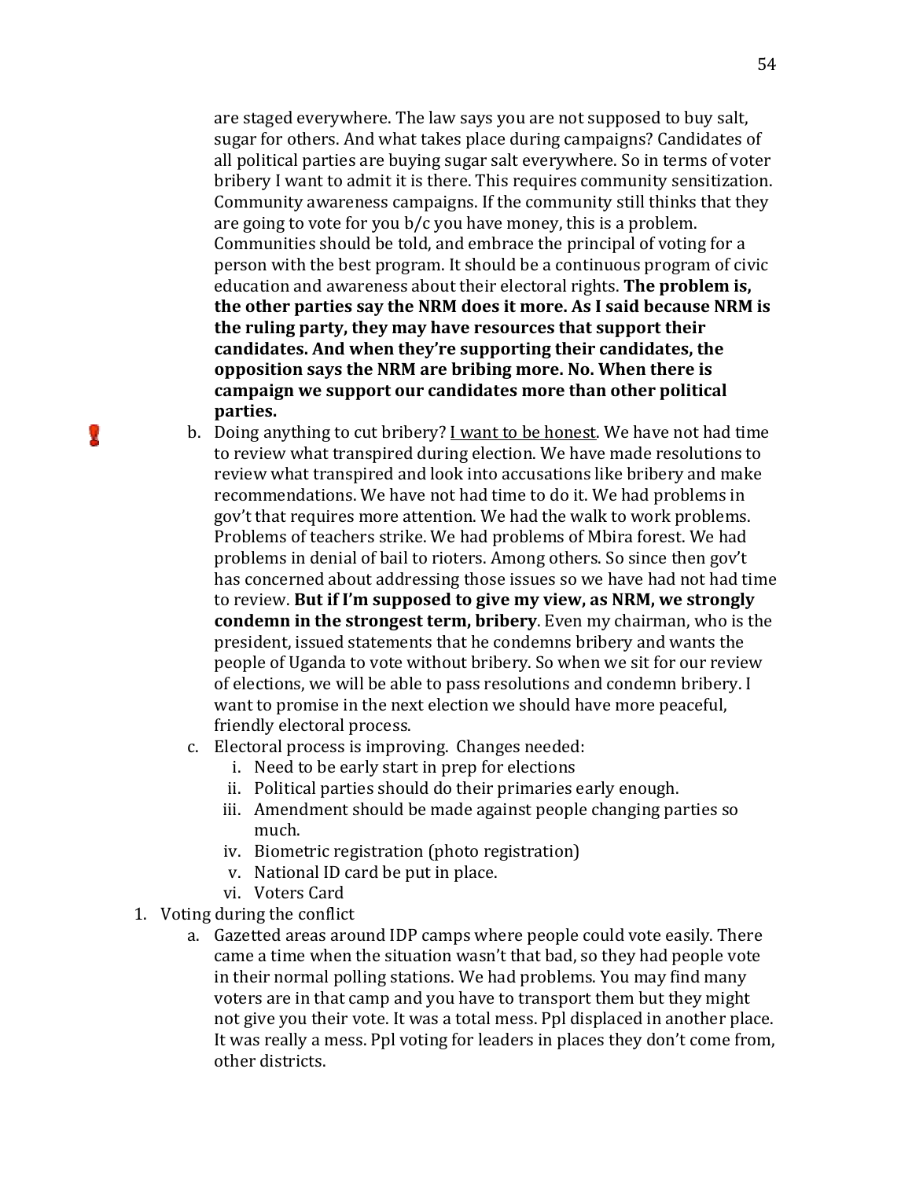are staged everywhere. The law says you are not supposed to buy salt, sugar for others. And what takes place during campaigns? Candidates of all political parties are buying sugar salt everywhere. So in terms of voter bribery I want to admit it is there. This requires community sensitization. Community awareness campaigns. If the community still thinks that they are going to vote for you b/c you have money, this is a problem. Communities should be told, and embrace the principal of voting for a person with the best program. It should be a continuous program of civic education and awareness about their electoral rights. **The problem is, the other parties say the NRM does it more. As I said because NRM is the ruling party, they may have resources that support their candidates. And when they're supporting their candidates, the opposition says the NRM are bribing more. No. When there is campaign we support our candidates more than other political parties.**

b. Doing anything to cut bribery? <u>I want to be honest</u>. We have not had time to review what transpired during election. We have made resolutions to review what transpired and look into accusations like bribery and make recommendations. We have not had time to do it. We had problems in gov't that requires more attention. We had the walk to work problems. Problems of teachers strike. We had problems of Mbira forest. We had problems in denial of bail to rioters. Among others. So since then gov't has concerned about addressing those issues so we have had not had time to review. **But if I'm supposed to give my view, as NRM, we strongly condemn in the strongest term, bribery**. Even my chairman, who is the president, issued statements that he condemns bribery and wants the people of Uganda to vote without bribery. So when we sit for our review of elections, we will be able to pass resolutions and condemn bribery. I want to promise in the next election we should have more peaceful, friendly electoral process.

c. Electoral process is improving. Changes needed:
    i. Need to be early start in prep for elections
    ii. Political parties should do their primaries early enough.
    iii. Amendment should be made against people changing parties so much.
    iv. Biometric registration (photo registration)
    v. National ID card be put in place.
    vi. Voters Card

1. Voting during the conflict
    a. Gazetted areas around IDP camps where people could vote easily. There came a time when the situation wasn't that bad, so they had people vote in their normal polling stations. We had problems. You may find many voters are in that camp and you have to transport them but they might not give you their vote. It was a total mess. Ppl displaced in another place. It was really a mess. Ppl voting for leaders in places they don't come from, other districts.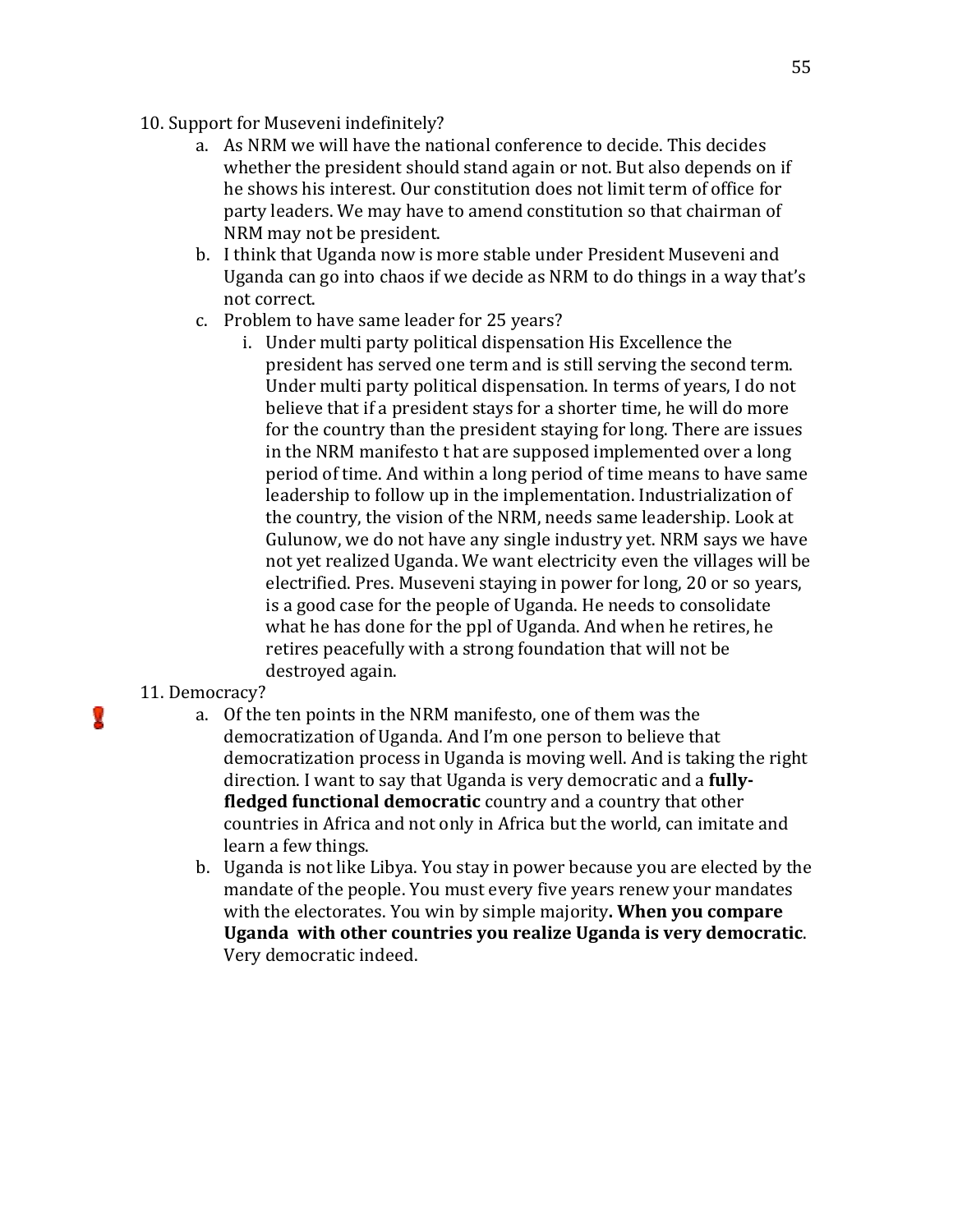10. Support for Museveni indefinitely?
    a. As NRM we will have the national conference to decide. This decides whether the president should stand again or not. But also depends on if he shows his interest. Our constitution does not limit term of office for party leaders. We may have to amend constitution so that chairman of NRM may not be president.
    b. I think that Uganda now is more stable under President Museveni and Uganda can go into chaos if we decide as NRM to do things in a way that's not correct.
    c. Problem to have same leader for 25 years?
        i. Under multi party political dispensation His Excellence the president has served one term and is still serving the second term. Under multi party political dispensation. In terms of years, I do not believe that if a president stays for a shorter time, he will do more for the country than the president staying for long. There are issues in the NRM manifesto t hat are supposed implemented over a long period of time. And within a long period of time means to have same leadership to follow up in the implementation. Industrialization of the country, the vision of the NRM, needs same leadership. Look at Gulunow, we do not have any single industry yet. NRM says we have not yet realized Uganda. We want electricity even the villages will be electrified. Pres. Museveni staying in power for long, 20 or so years, is a good case for the people of Uganda. He needs to consolidate what he has done for the ppl of Uganda. And when he retires, he retires peacefully with a strong foundation that will not be destroyed again.
11. Democracy?
    a. Of the ten points in the NRM manifesto, one of them was the democratization of Uganda. And I'm one person to believe that democratization process in Uganda is moving well. And is taking the right direction. I want to say that Uganda is very democratic and a **fully-fledged functional democratic** country and a country that other countries in Africa and not only in Africa but the world, can imitate and learn a few things.
    b. Uganda is not like Libya. You stay in power because you are elected by the mandate of the people. You must every five years renew your mandates with the electorates. You win by simple majority**. When you compare Uganda with other countries you realize Uganda is very democratic**. Very democratic indeed.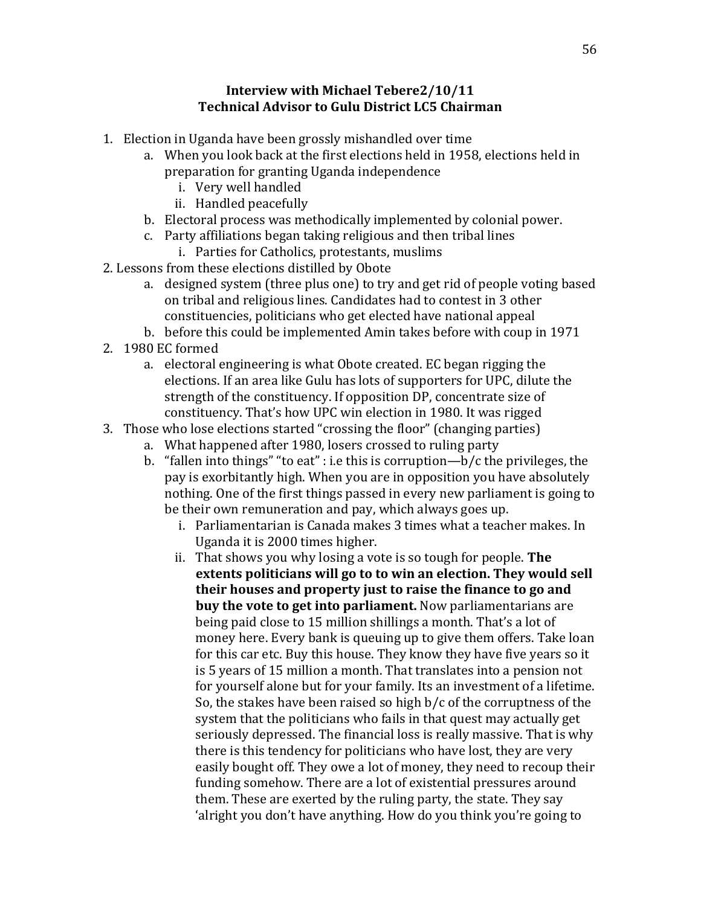**Interview with Michael Tebere2/10/11**
**Technical Advisor to Gulu District LC5 Chairman**

1. Election in Uganda have been grossly mishandled over time
    a. When you look back at the first elections held in 1958, elections held in preparation for granting Uganda independence
        i. Very well handled
        ii. Handled peacefully
    b. Electoral process was methodically implemented by colonial power.
    c. Party affiliations began taking religious and then tribal lines
        i. Parties for Catholics, protestants, muslims

2. Lessons from these elections distilled by Obote
    a. designed system (three plus one) to try and get rid of people voting based on tribal and religious lines. Candidates had to contest in 3 other constituencies, politicians who get elected have national appeal
    b. before this could be implemented Amin takes before with coup in 1971

2. 1980 EC formed
    a. electoral engineering is what Obote created. EC began rigging the elections. If an area like Gulu has lots of supporters for UPC, dilute the strength of the constituency. If opposition DP, concentrate size of constituency. That's how UPC win election in 1980. It was rigged

3. Those who lose elections started "crossing the floor" (changing parties)
    a. What happened after 1980, losers crossed to ruling party
    b. "fallen into things" "to eat" : i.e this is corruption—b/c the privileges, the pay is exorbitantly high. When you are in opposition you have absolutely nothing. One of the first things passed in every new parliament is going to be their own remuneration and pay, which always goes up.
        i. Parliamentarian is Canada makes 3 times what a teacher makes. In Uganda it is 2000 times higher.
        ii. That shows you why losing a vote is so tough for people. **The extents politicians will go to to win an election. They would sell their houses and property just to raise the finance to go and buy the vote to get into parliament.** Now parliamentarians are being paid close to 15 million shillings a month. That's a lot of money here. Every bank is queuing up to give them offers. Take loan for this car etc. Buy this house. They know they have five years so it is 5 years of 15 million a month. That translates into a pension not for yourself alone but for your family. Its an investment of a lifetime. So, the stakes have been raised so high b/c of the corruptness of the system that the politicians who fails in that quest may actually get seriously depressed. The financial loss is really massive. That is why there is this tendency for politicians who have lost, they are very easily bought off. They owe a lot of money, they need to recoup their funding somehow. There are a lot of existential pressures around them. These are exerted by the ruling party, the state. They say 'alright you don't have anything. How do you think you're going to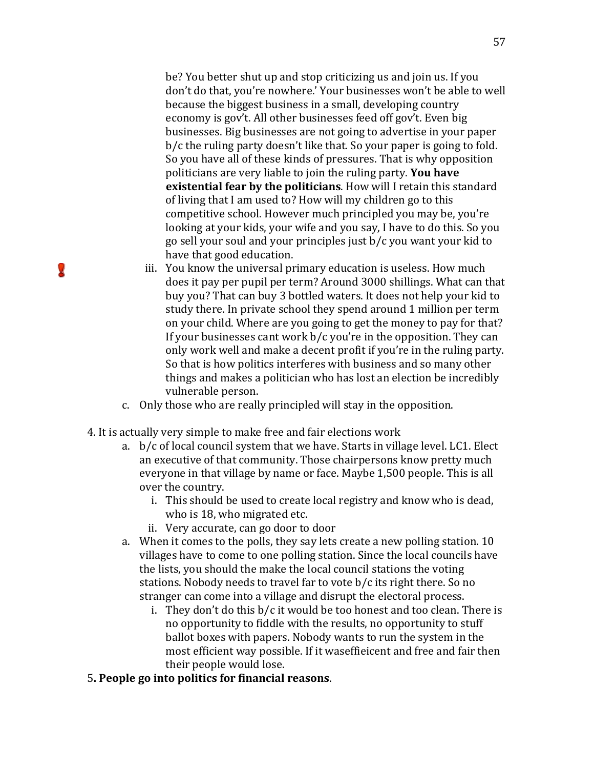be? You better shut up and stop criticizing us and join us. If you don't do that, you're nowhere.' Your businesses won't be able to well because the biggest business in a small, developing country economy is gov't. All other businesses feed off gov't. Even big businesses. Big businesses are not going to advertise in your paper b/c the ruling party doesn't like that. So your paper is going to fold. So you have all of these kinds of pressures. That is why opposition politicians are very liable to join the ruling party. **You have existential fear by the politicians**. How will I retain this standard of living that I am used to? How will my children go to this competitive school. However much principled you may be, you're looking at your kids, your wife and you say, I have to do this. So you go sell your soul and your principles just b/c you want your kid to have that good education.

   iii. You know the universal primary education is useless. How much does it pay per pupil per term? Around 3000 shillings. What can that buy you? That can buy 3 bottled waters. It does not help your kid to study there. In private school they spend around 1 million per term on your child. Where are you going to get the money to pay for that? If your businesses cant work b/c you're in the opposition. They can only work well and make a decent profit if you're in the ruling party. So that is how politics interferes with business and so many other things and makes a politician who has lost an election be incredibly vulnerable person.

c. Only those who are really principled will stay in the opposition.

4. It is actually very simple to make free and fair elections work
   a. b/c of local council system that we have. Starts in village level. LC1. Elect an executive of that community. Those chairpersons know pretty much everyone in that village by name or face. Maybe 1,500 people. This is all over the country.
      i. This should be used to create local registry and know who is dead, who is 18, who migrated etc.
      ii. Very accurate, can go door to door
   a. When it comes to the polls, they say lets create a new polling station. 10 villages have to come to one polling station. Since the local councils have the lists, you should the make the local council stations the voting stations. Nobody needs to travel far to vote b/c its right there. So no stranger can come into a village and disrupt the electoral process.
      i. They don't do this b/c it would be too honest and too clean. There is no opportunity to fiddle with the results, no opportunity to stuff ballot boxes with papers. Nobody wants to run the system in the most efficient way possible. If it waseffieicent and free and fair then their people would lose.

5. **People go into politics for financial reasons**.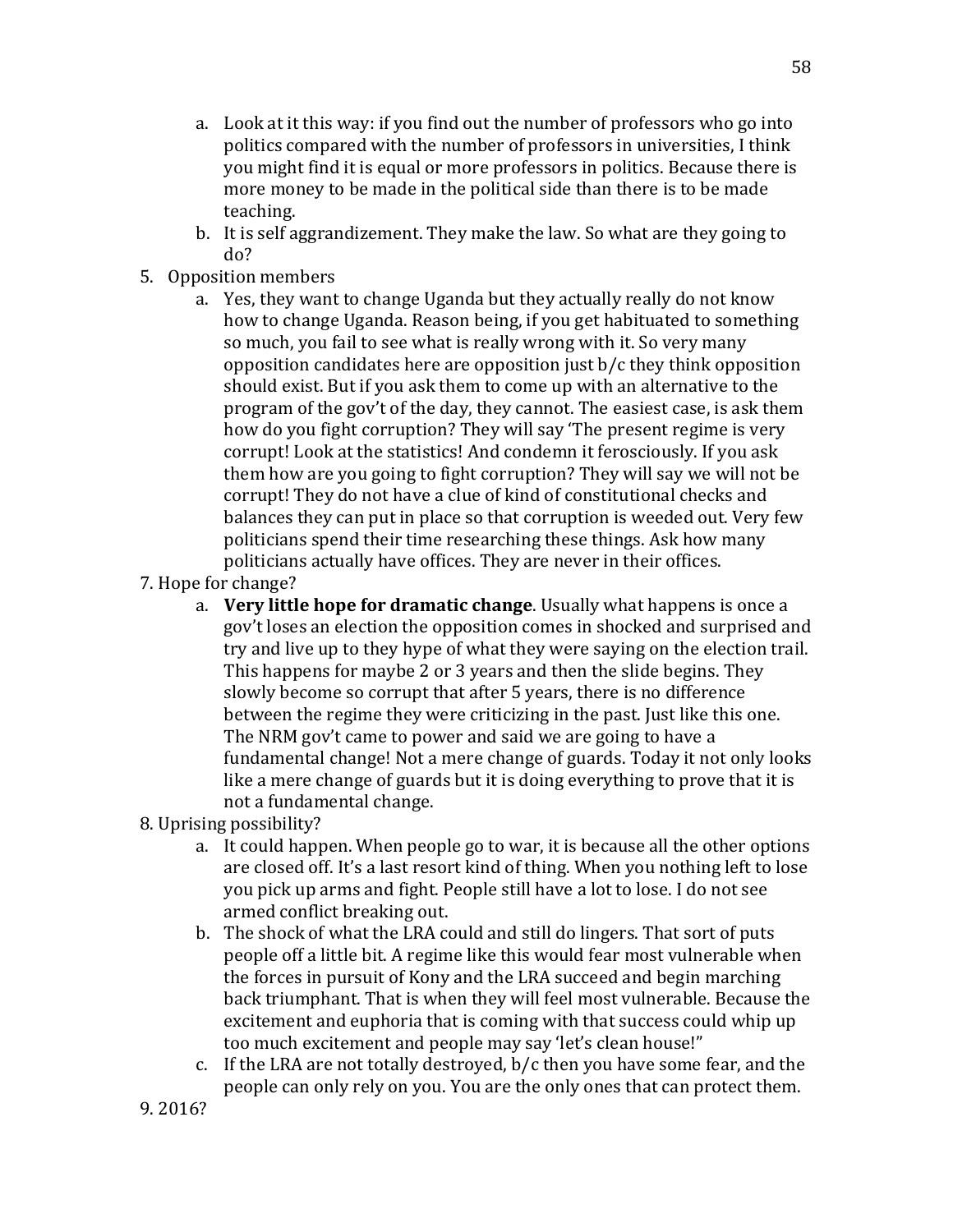a. Look at it this way: if you find out the number of professors who go into politics compared with the number of professors in universities, I think you might find it is equal or more professors in politics. Because there is more money to be made in the political side than there is to be made teaching.
b. It is self aggrandizement. They make the law. So what are they going to do?

5. Opposition members
    a. Yes, they want to change Uganda but they actually really do not know how to change Uganda. Reason being, if you get habituated to something so much, you fail to see what is really wrong with it. So very many opposition candidates here are opposition just b/c they think opposition should exist. But if you ask them to come up with an alternative to the program of the gov't of the day, they cannot. The easiest case, is ask them how do you fight corruption? They will say 'The present regime is very corrupt! Look at the statistics! And condemn it ferosciously. If you ask them how are you going to fight corruption? They will say we will not be corrupt! They do not have a clue of kind of constitutional checks and balances they can put in place so that corruption is weeded out. Very few politicians spend their time researching these things. Ask how many politicians actually have offices. They are never in their offices.

7. Hope for change?
    a. **Very little hope for dramatic change**. Usually what happens is once a gov't loses an election the opposition comes in shocked and surprised and try and live up to they hype of what they were saying on the election trail. This happens for maybe 2 or 3 years and then the slide begins. They slowly become so corrupt that after 5 years, there is no difference between the regime they were criticizing in the past. Just like this one. The NRM gov't came to power and said we are going to have a fundamental change! Not a mere change of guards. Today it not only looks like a mere change of guards but it is doing everything to prove that it is not a fundamental change.

8. Uprising possibility?
    a. It could happen. When people go to war, it is because all the other options are closed off. It's a last resort kind of thing. When you nothing left to lose you pick up arms and fight. People still have a lot to lose. I do not see armed conflict breaking out.
    b. The shock of what the LRA could and still do lingers. That sort of puts people off a little bit. A regime like this would fear most vulnerable when the forces in pursuit of Kony and the LRA succeed and begin marching back triumphant. That is when they will feel most vulnerable. Because the excitement and euphoria that is coming with that success could whip up too much excitement and people may say 'let's clean house!"
    c. If the LRA are not totally destroyed, b/c then you have some fear, and the people can only rely on you. You are the only ones that can protect them.

9. 2016?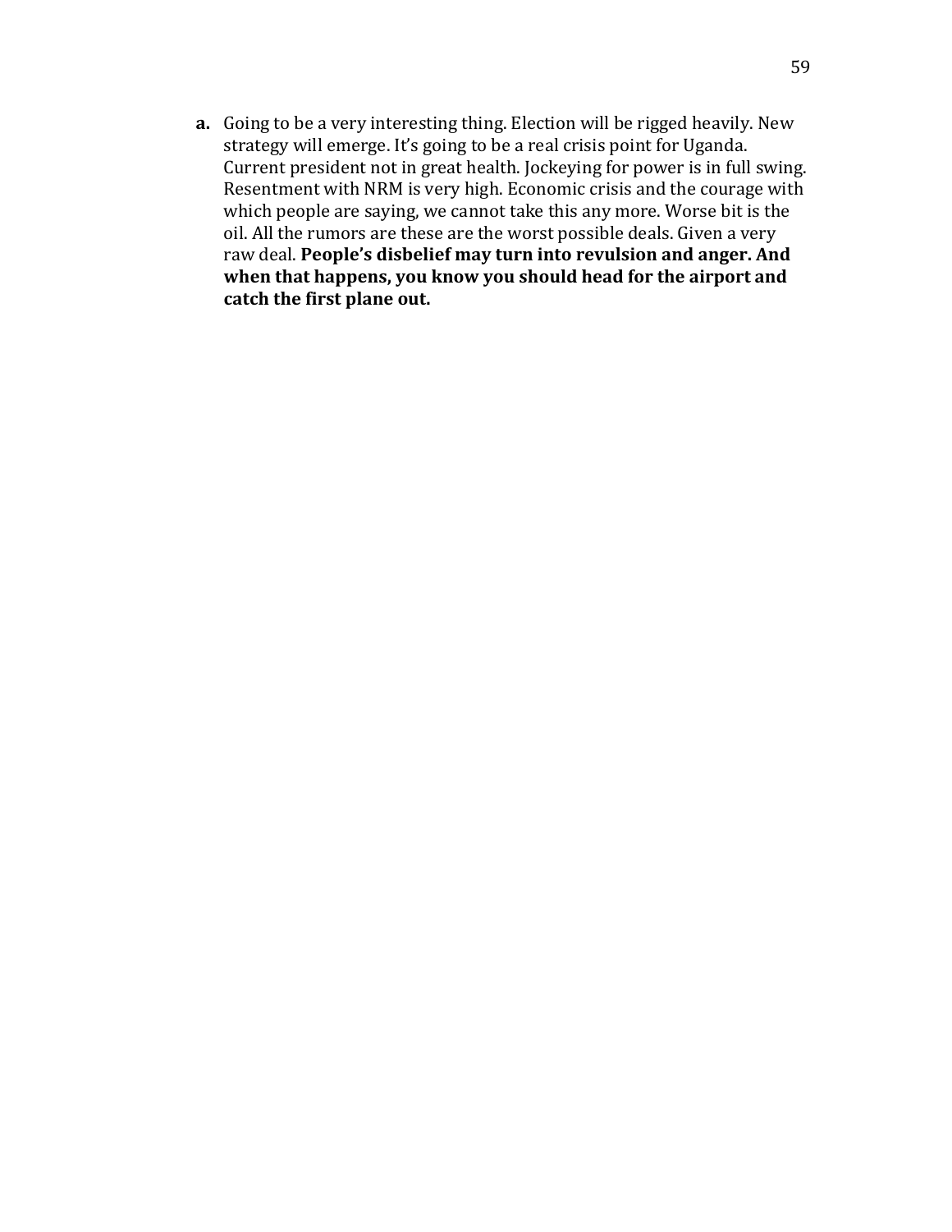a. Going to be a very interesting thing. Election will be rigged heavily. New strategy will emerge. It's going to be a real crisis point for Uganda. Current president not in great health. Jockeying for power is in full swing. Resentment with NRM is very high. Economic crisis and the courage with which people are saying, we cannot take this any more. Worse bit is the oil. All the rumors are these are the worst possible deals. Given a very raw deal. **People's disbelief may turn into revulsion and anger. And when that happens, you know you should head for the airport and catch the first plane out.**